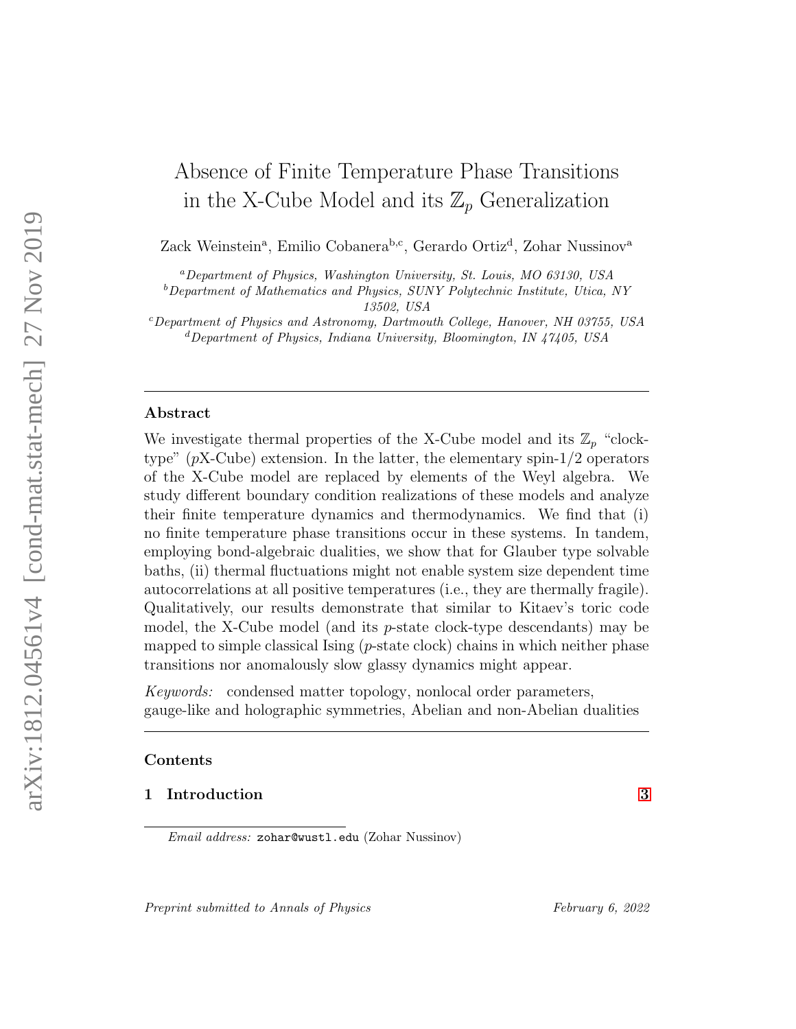# Absence of Finite Temperature Phase Transitions in the X-Cube Model and its $\mathbb{Z}_p$ Generalization

Zack Weinstein[a], Emilio Cobanera[b,c], Gerardo Ortiz[d], Zohar Nussinov[a]

[a] *Department of Physics, Washington University, St. Louis, MO 63130, USA*
[b] *Department of Mathematics and Physics, SUNY Polytechnic Institute, Utica, NY 13502, USA*
[c] *Department of Physics and Astronomy, Dartmouth College, Hanover, NH 03755, USA*
[d] *Department of Physics, Indiana University, Bloomington, IN 47405, USA*

## Abstract

We investigate thermal properties of the X-Cube model and its $\mathbb{Z}_p$ "clock-type" ($p$X-Cube) extension. In the latter, the elementary spin-1/2 operators of the X-Cube model are replaced by elements of the Weyl algebra. We study different boundary condition realizations of these models and analyze their finite temperature dynamics and thermodynamics. We find that (i) no finite temperature phase transitions occur in these systems. In tandem, employing bond-algebraic dualities, we show that for Glauber type solvable baths, (ii) thermal fluctuations might not enable system size dependent time autocorrelations at all positive temperatures (i.e., they are thermally fragile). Qualitatively, our results demonstrate that similar to Kitaev's toric code model, the X-Cube model (and its $p$-state clock-type descendants) may be mapped to simple classical Ising ($p$-state clock) chains in which neither phase transitions nor anomalously slow glassy dynamics might appear.

*Keywords:* condensed matter topology, nonlocal order parameters, gauge-like and holographic symmetries, Abelian and non-Abelian dualities

## Contents

**1 Introduction** **3**

*Email address:* zohar@wustl.edu (Zohar Nussinov)

*Preprint submitted to Annals of Physics* *February 6, 2022*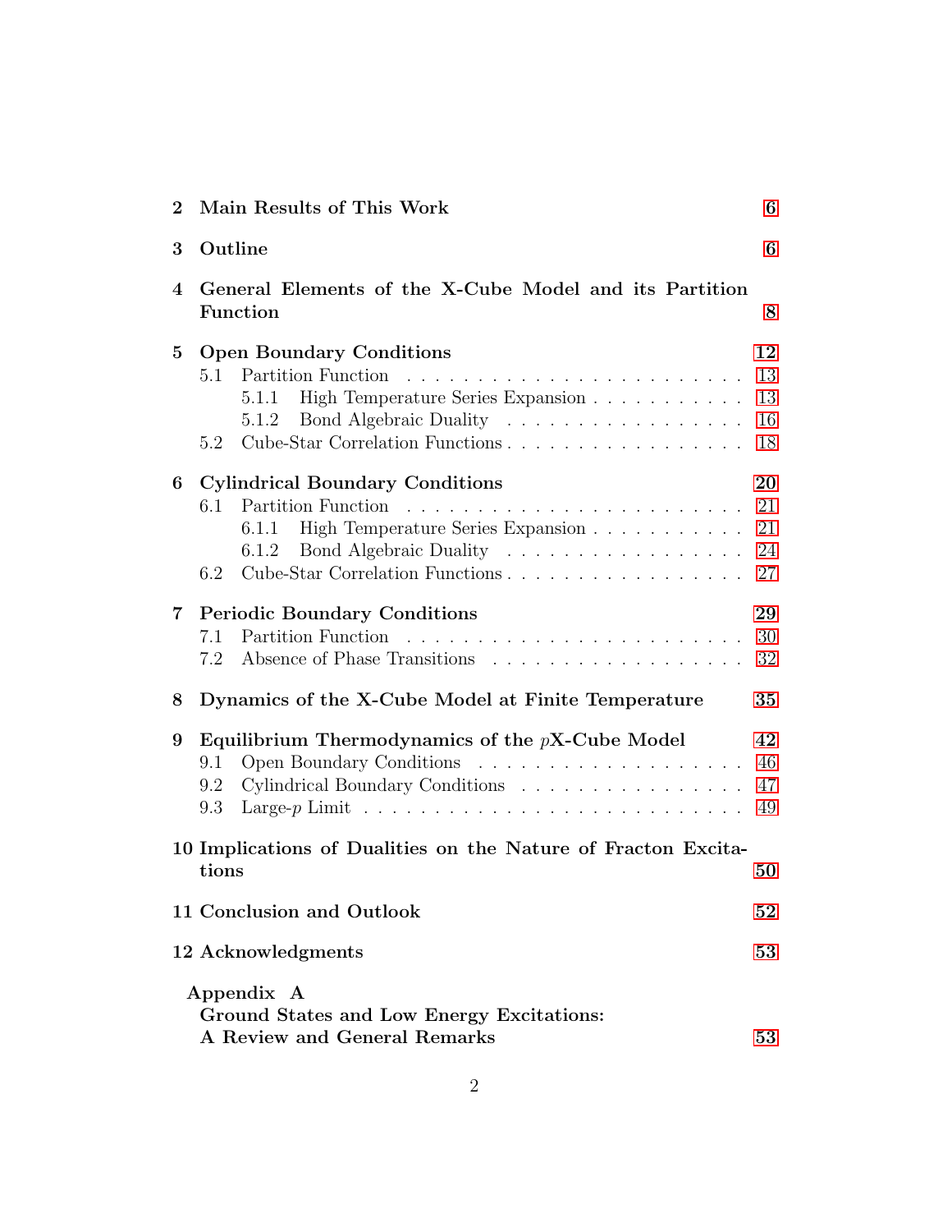2 **Main Results of This Work** 6

3 **Outline** 6

4 **General Elements of the X-Cube Model and its Partition Function** 8

5 **Open Boundary Conditions** 12
- 5.1 Partition Function . . . . . . . . . . . . . . . . . . . . . . . . 13
  - 5.1.1 High Temperature Series Expansion . . . . . . . . . . . 13
  - 5.1.2 Bond Algebraic Duality . . . . . . . . . . . . . . . . . . 16
- 5.2 Cube-Star Correlation Functions . . . . . . . . . . . . . . . . . 18

6 **Cylindrical Boundary Conditions** 20
- 6.1 Partition Function . . . . . . . . . . . . . . . . . . . . . . . . 21
  - 6.1.1 High Temperature Series Expansion . . . . . . . . . . . 21
  - 6.1.2 Bond Algebraic Duality . . . . . . . . . . . . . . . . . . 24
- 6.2 Cube-Star Correlation Functions . . . . . . . . . . . . . . . . . 27

7 **Periodic Boundary Conditions** 29
- 7.1 Partition Function . . . . . . . . . . . . . . . . . . . . . . . . 30
- 7.2 Absence of Phase Transitions . . . . . . . . . . . . . . . . . . 32

8 **Dynamics of the X-Cube Model at Finite Temperature** 35

9 **Equilibrium Thermodynamics of the $p$X-Cube Model** 42
- 9.1 Open Boundary Conditions . . . . . . . . . . . . . . . . . . . 46
- 9.2 Cylindrical Boundary Conditions . . . . . . . . . . . . . . . . 47
- 9.3 Large-$p$ Limit . . . . . . . . . . . . . . . . . . . . . . . . . . 49

10 **Implications of Dualities on the Nature of Fracton Excitations** 50

11 **Conclusion and Outlook** 52

12 **Acknowledgments** 53

**Appendix A**
**Ground States and Low Energy Excitations: A Review and General Remarks** 53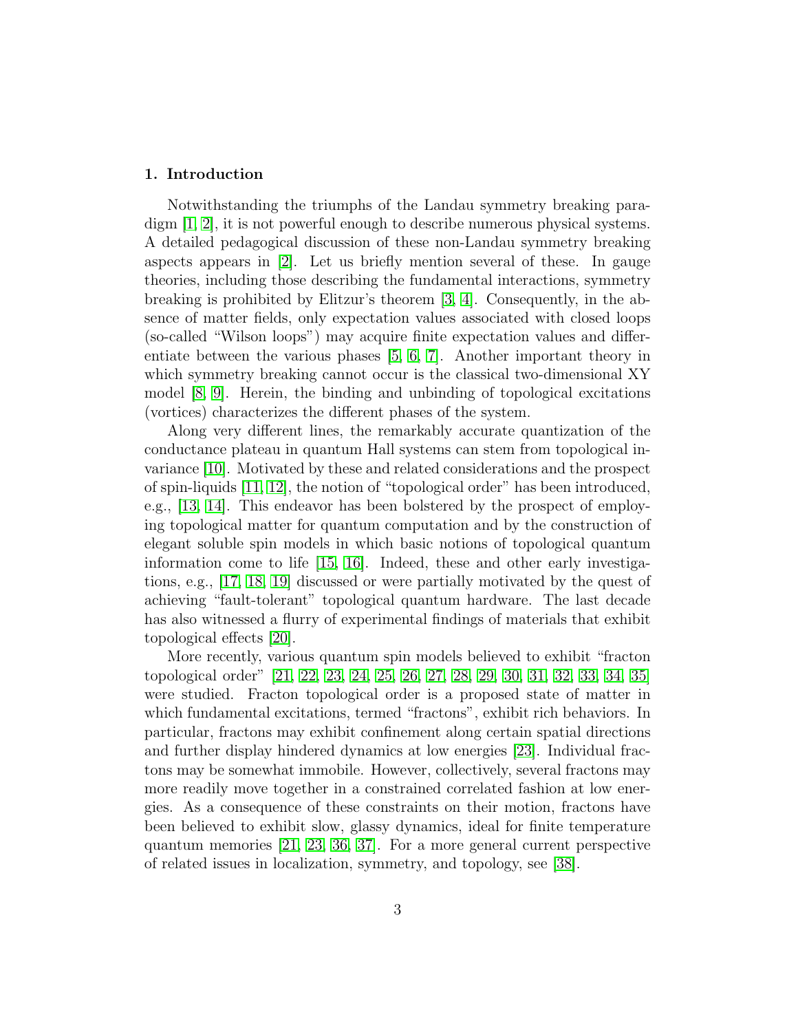## 1. Introduction

Notwithstanding the triumphs of the Landau symmetry breaking paradigm [1, 2], it is not powerful enough to describe numerous physical systems. A detailed pedagogical discussion of these non-Landau symmetry breaking aspects appears in [2]. Let us briefly mention several of these. In gauge theories, including those describing the fundamental interactions, symmetry breaking is prohibited by Elitzur's theorem [3, 4]. Consequently, in the absence of matter fields, only expectation values associated with closed loops (so-called "Wilson loops") may acquire finite expectation values and differentiate between the various phases [5, 6, 7]. Another important theory in which symmetry breaking cannot occur is the classical two-dimensional XY model [8, 9]. Herein, the binding and unbinding of topological excitations (vortices) characterizes the different phases of the system.

Along very different lines, the remarkably accurate quantization of the conductance plateau in quantum Hall systems can stem from topological invariance [10]. Motivated by these and related considerations and the prospect of spin-liquids [11, 12], the notion of "topological order" has been introduced, e.g., [13, 14]. This endeavor has been bolstered by the prospect of employing topological matter for quantum computation and by the construction of elegant soluble spin models in which basic notions of topological quantum information come to life [15, 16]. Indeed, these and other early investigations, e.g., [17, 18, 19] discussed or were partially motivated by the quest of achieving "fault-tolerant" topological quantum hardware. The last decade has also witnessed a flurry of experimental findings of materials that exhibit topological effects [20].

More recently, various quantum spin models believed to exhibit "fracton topological order" [21, 22, 23, 24, 25, 26, 27, 28, 29, 30, 31, 32, 33, 34, 35] were studied. Fracton topological order is a proposed state of matter in which fundamental excitations, termed "fractons", exhibit rich behaviors. In particular, fractons may exhibit confinement along certain spatial directions and further display hindered dynamics at low energies [23]. Individual fractons may be somewhat immobile. However, collectively, several fractons may more readily move together in a constrained correlated fashion at low energies. As a consequence of these constraints on their motion, fractons have been believed to exhibit slow, glassy dynamics, ideal for finite temperature quantum memories [21, 23, 36, 37]. For a more general current perspective of related issues in localization, symmetry, and topology, see [38].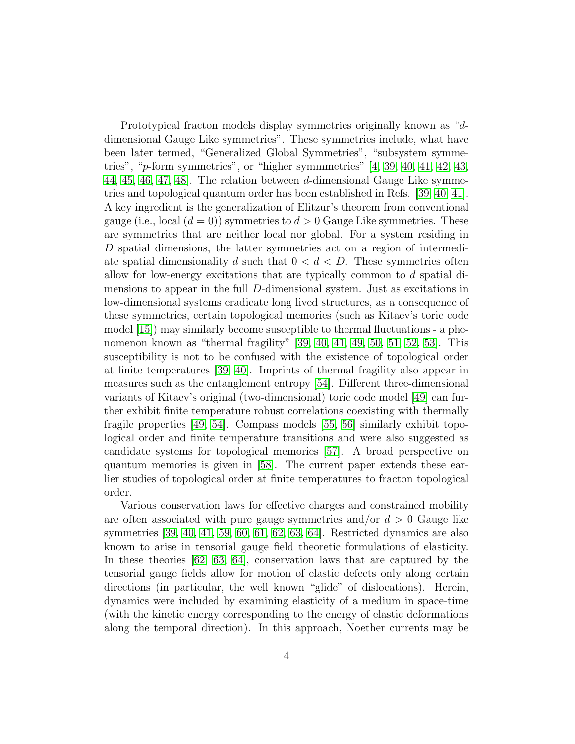Prototypical fracton models display symmetries originally known as "$d$-dimensional Gauge Like symmetries". These symmetries include, what have been later termed, "Generalized Global Symmetries", "subsystem symmetries", "$p$-form symmetries", or "higher symmmetries" [4, 39, 40, 41, 42, 43, 44, 45, 46, 47, 48]. The relation between $d$-dimensional Gauge Like symmetries and topological quantum order has been established in Refs. [39, 40, 41]. A key ingredient is the generalization of Elitzur's theorem from conventional gauge (i.e., local ($d = 0$)) symmetries to $d > 0$ Gauge Like symmetries. These are symmetries that are neither local nor global. For a system residing in $D$ spatial dimensions, the latter symmetries act on a region of intermediate spatial dimensionality $d$ such that $0 < d < D$. These symmetries often allow for low-energy excitations that are typically common to $d$ spatial dimensions to appear in the full $D$-dimensional system. Just as excitations in low-dimensional systems eradicate long lived structures, as a consequence of these symmetries, certain topological memories (such as Kitaev's toric code model [15]) may similarly become susceptible to thermal fluctuations - a phenomenon known as "thermal fragility" [39, 40, 41, 49, 50, 51, 52, 53]. This susceptibility is not to be confused with the existence of topological order at finite temperatures [39, 40]. Imprints of thermal fragility also appear in measures such as the entanglement entropy [54]. Different three-dimensional variants of Kitaev's original (two-dimensional) toric code model [49] can further exhibit finite temperature robust correlations coexisting with thermally fragile properties [49, 54]. Compass models [55, 56] similarly exhibit topological order and finite temperature transitions and were also suggested as candidate systems for topological memories [57]. A broad perspective on quantum memories is given in [58]. The current paper extends these earlier studies of topological order at finite temperatures to fracton topological order.

Various conservation laws for effective charges and constrained mobility are often associated with pure gauge symmetries and/or $d > 0$ Gauge like symmetries [39, 40, 41, 59, 60, 61, 62, 63, 64]. Restricted dynamics are also known to arise in tensorial gauge field theoretic formulations of elasticity. In these theories [62, 63, 64], conservation laws that are captured by the tensorial gauge fields allow for motion of elastic defects only along certain directions (in particular, the well known "glide" of dislocations). Herein, dynamics were included by examining elasticity of a medium in space-time (with the kinetic energy corresponding to the energy of elastic deformations along the temporal direction). In this approach, Noether currents may be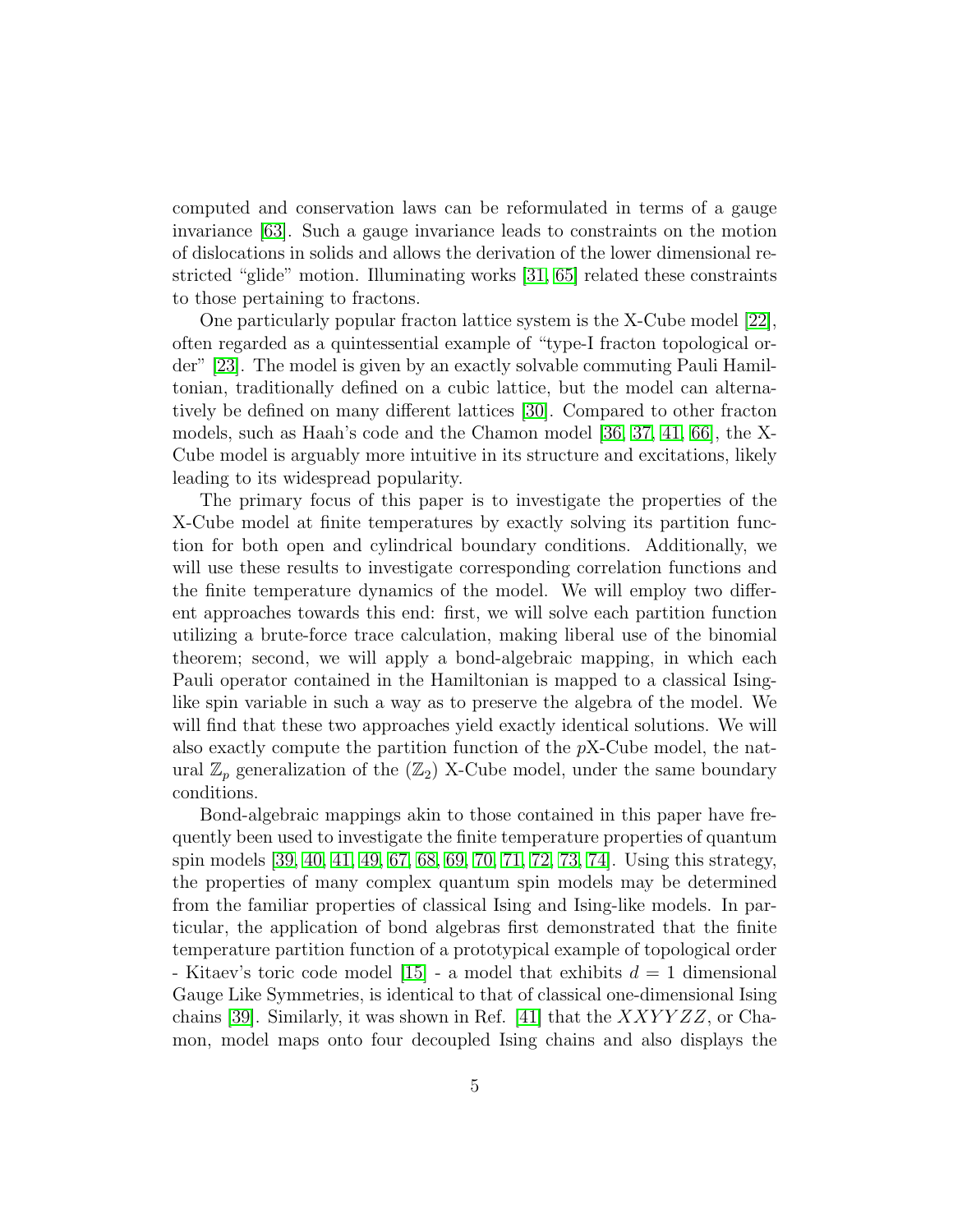computed and conservation laws can be reformulated in terms of a gauge invariance [63]. Such a gauge invariance leads to constraints on the motion of dislocations in solids and allows the derivation of the lower dimensional restricted "glide" motion. Illuminating works [31, 65] related these constraints to those pertaining to fractons.

One particularly popular fracton lattice system is the X-Cube model [22], often regarded as a quintessential example of "type-I fracton topological order" [23]. The model is given by an exactly solvable commuting Pauli Hamiltonian, traditionally defined on a cubic lattice, but the model can alternatively be defined on many different lattices [30]. Compared to other fracton models, such as Haah's code and the Chamon model [36, 37, 41, 66], the X-Cube model is arguably more intuitive in its structure and excitations, likely leading to its widespread popularity.

The primary focus of this paper is to investigate the properties of the X-Cube model at finite temperatures by exactly solving its partition function for both open and cylindrical boundary conditions. Additionally, we will use these results to investigate corresponding correlation functions and the finite temperature dynamics of the model. We will employ two different approaches towards this end: first, we will solve each partition function utilizing a brute-force trace calculation, making liberal use of the binomial theorem; second, we will apply a bond-algebraic mapping, in which each Pauli operator contained in the Hamiltonian is mapped to a classical Ising-like spin variable in such a way as to preserve the algebra of the model. We will find that these two approaches yield exactly identical solutions. We will also exactly compute the partition function of the $p$X-Cube model, the natural $\mathbb{Z}_p$ generalization of the ($\mathbb{Z}_2$) X-Cube model, under the same boundary conditions.

Bond-algebraic mappings akin to those contained in this paper have frequently been used to investigate the finite temperature properties of quantum spin models [39, 40, 41, 49, 67, 68, 69, 70, 71, 72, 73, 74]. Using this strategy, the properties of many complex quantum spin models may be determined from the familiar properties of classical Ising and Ising-like models. In particular, the application of bond algebras first demonstrated that the finite temperature partition function of a prototypical example of topological order - Kitaev's toric code model [15] - a model that exhibits $d = 1$ dimensional Gauge Like Symmetries, is identical to that of classical one-dimensional Ising chains [39]. Similarly, it was shown in Ref. [41] that the $XXYYZZ$, or Chamon, model maps onto four decoupled Ising chains and also displays the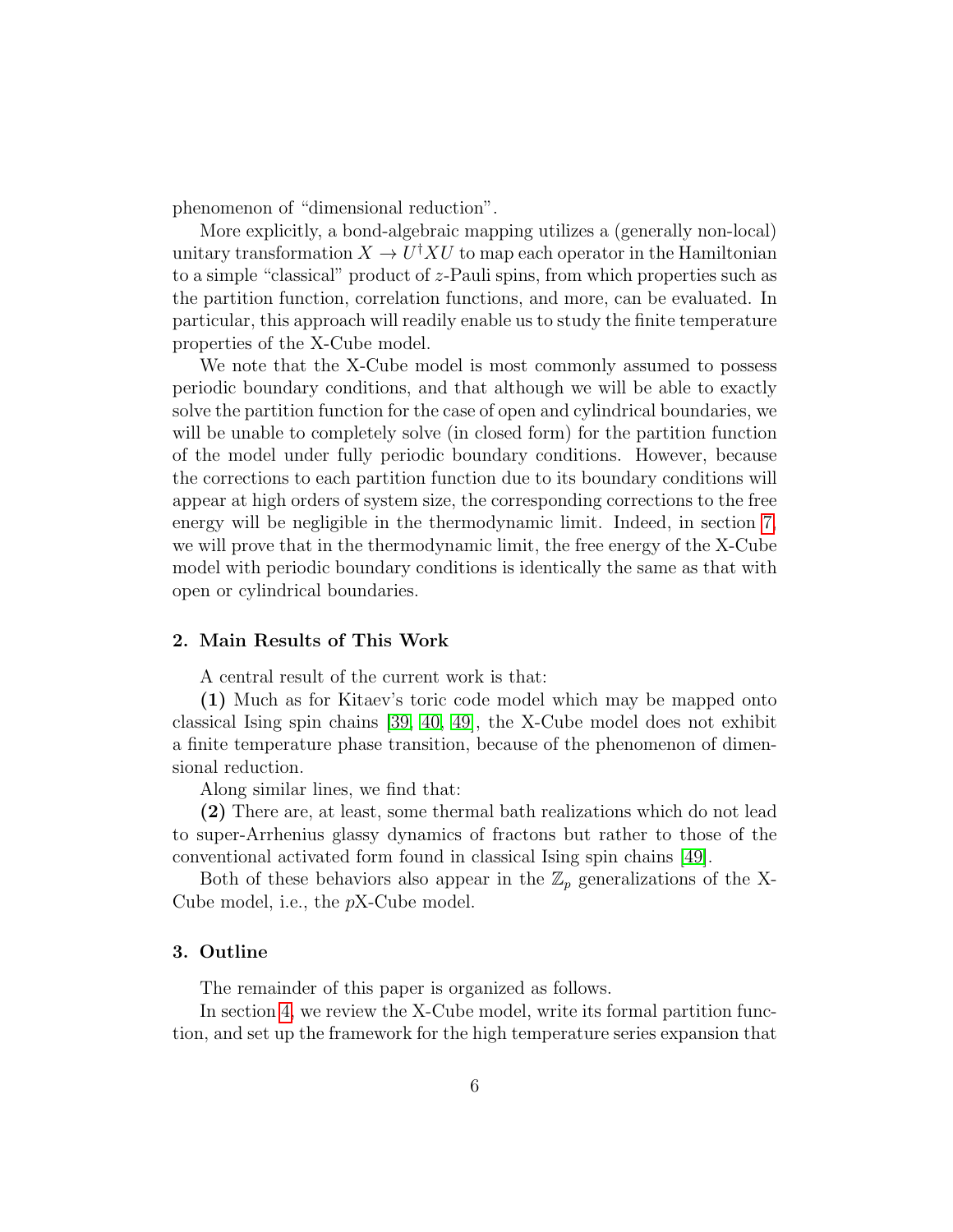phenomenon of "dimensional reduction".

More explicitly, a bond-algebraic mapping utilizes a (generally non-local) unitary transformation $X \to U^\dagger X U$ to map each operator in the Hamiltonian to a simple "classical" product of $z$-Pauli spins, from which properties such as the partition function, correlation functions, and more, can be evaluated. In particular, this approach will readily enable us to study the finite temperature properties of the X-Cube model.

We note that the X-Cube model is most commonly assumed to possess periodic boundary conditions, and that although we will be able to exactly solve the partition function for the case of open and cylindrical boundaries, we will be unable to completely solve (in closed form) for the partition function of the model under fully periodic boundary conditions. However, because the corrections to each partition function due to its boundary conditions will appear at high orders of system size, the corresponding corrections to the free energy will be negligible in the thermodynamic limit. Indeed, in section 7, we will prove that in the thermodynamic limit, the free energy of the X-Cube model with periodic boundary conditions is identically the same as that with open or cylindrical boundaries.

## 2. Main Results of This Work

A central result of the current work is that:

**(1)** Much as for Kitaev's toric code model which may be mapped onto classical Ising spin chains [39, 40, 49], the X-Cube model does not exhibit a finite temperature phase transition, because of the phenomenon of dimensional reduction.

Along similar lines, we find that:

**(2)** There are, at least, some thermal bath realizations which do not lead to super-Arrhenius glassy dynamics of fractons but rather to those of the conventional activated form found in classical Ising spin chains [49].

Both of these behaviors also appear in the $\mathbb{Z}_p$ generalizations of the X-Cube model, i.e., the $p$X-Cube model.

## 3. Outline

The remainder of this paper is organized as follows.

In section 4, we review the X-Cube model, write its formal partition function, and set up the framework for the high temperature series expansion that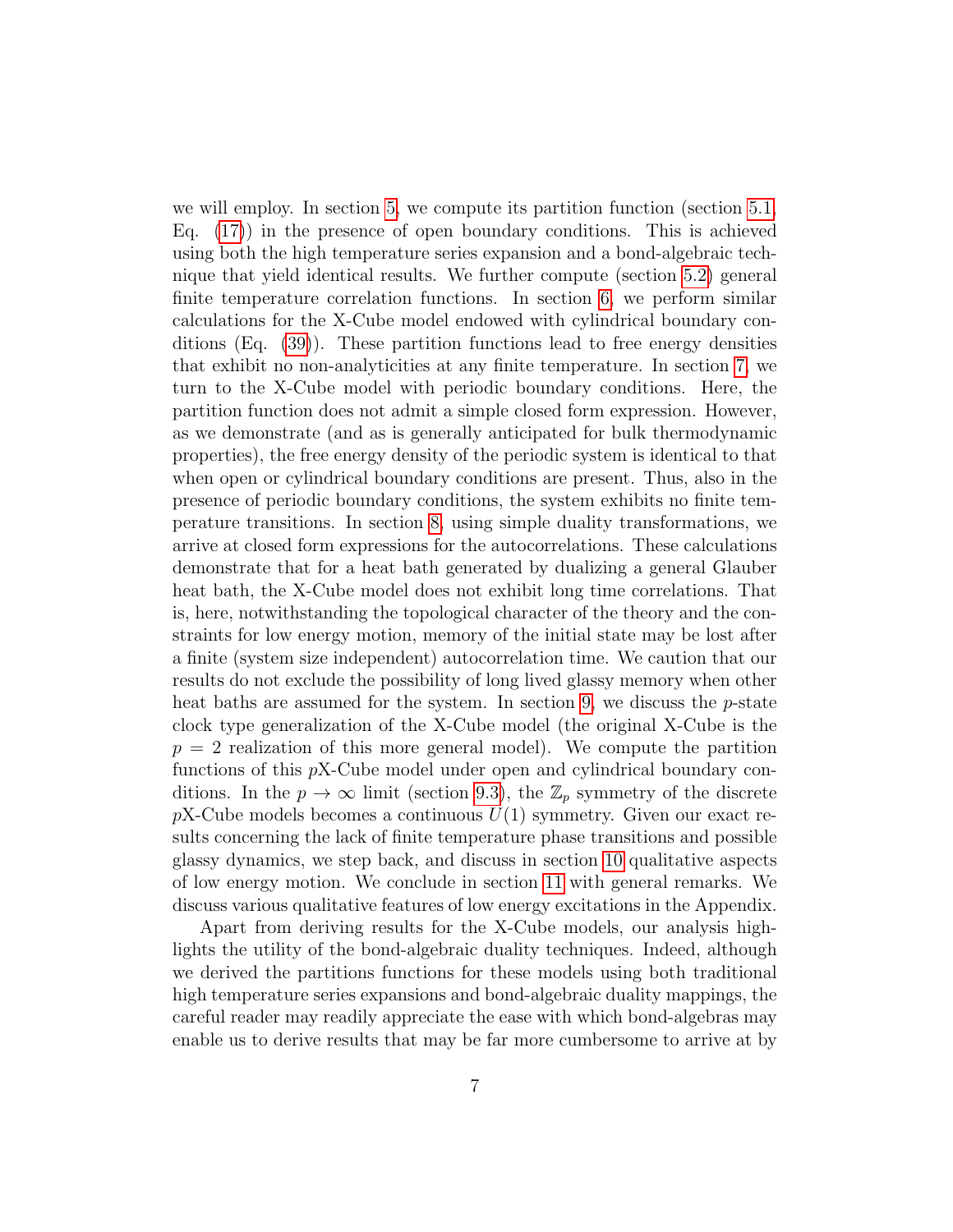we will employ. In section 5, we compute its partition function (section 5.1, Eq. (17)) in the presence of open boundary conditions. This is achieved using both the high temperature series expansion and a bond-algebraic technique that yield identical results. We further compute (section 5.2) general finite temperature correlation functions. In section 6, we perform similar calculations for the X-Cube model endowed with cylindrical boundary conditions (Eq. (39)). These partition functions lead to free energy densities that exhibit no non-analyticities at any finite temperature. In section 7, we turn to the X-Cube model with periodic boundary conditions. Here, the partition function does not admit a simple closed form expression. However, as we demonstrate (and as is generally anticipated for bulk thermodynamic properties), the free energy density of the periodic system is identical to that when open or cylindrical boundary conditions are present. Thus, also in the presence of periodic boundary conditions, the system exhibits no finite temperature transitions. In section 8, using simple duality transformations, we arrive at closed form expressions for the autocorrelations. These calculations demonstrate that for a heat bath generated by dualizing a general Glauber heat bath, the X-Cube model does not exhibit long time correlations. That is, here, notwithstanding the topological character of the theory and the constraints for low energy motion, memory of the initial state may be lost after a finite (system size independent) autocorrelation time. We caution that our results do not exclude the possibility of long lived glassy memory when other heat baths are assumed for the system. In section 9, we discuss the $p$-state clock type generalization of the X-Cube model (the original X-Cube is the $p = 2$ realization of this more general model). We compute the partition functions of this $p$X-Cube model under open and cylindrical boundary conditions. In the $p \to \infty$ limit (section 9.3), the $\mathbb{Z}_p$ symmetry of the discrete $p$X-Cube models becomes a continuous $U(1)$ symmetry. Given our exact results concerning the lack of finite temperature phase transitions and possible glassy dynamics, we step back, and discuss in section 10 qualitative aspects of low energy motion. We conclude in section 11 with general remarks. We discuss various qualitative features of low energy excitations in the Appendix.

Apart from deriving results for the X-Cube models, our analysis highlights the utility of the bond-algebraic duality techniques. Indeed, although we derived the partitions functions for these models using both traditional high temperature series expansions and bond-algebraic duality mappings, the careful reader may readily appreciate the ease with which bond-algebras may enable us to derive results that may be far more cumbersome to arrive at by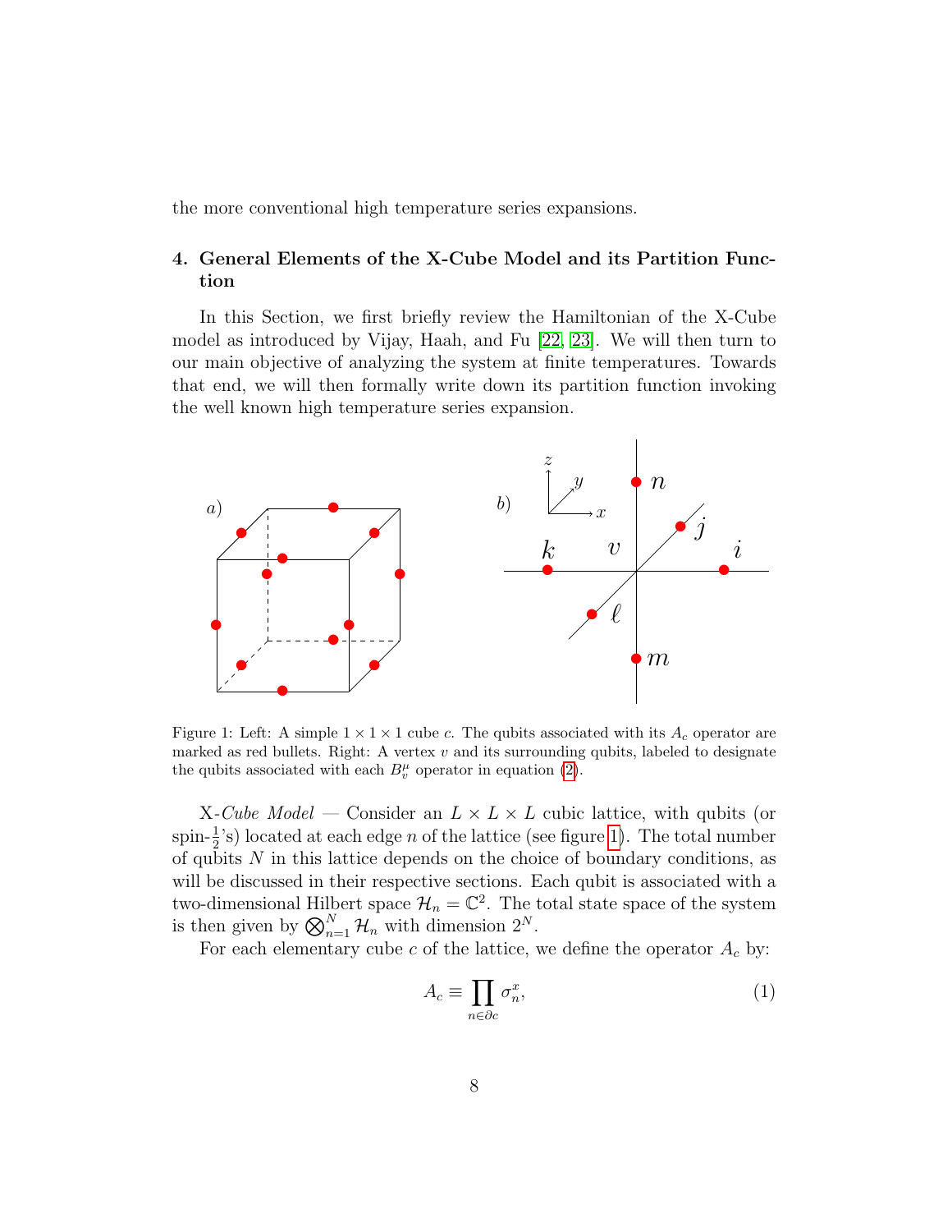the more conventional high temperature series expansions.

## 4. General Elements of the X-Cube Model and its Partition Function

In this Section, we first briefly review the Hamiltonian of the X-Cube model as introduced by Vijay, Haah, and Fu [22, 23]. We will then turn to our main objective of analyzing the system at finite temperatures. Towards that end, we will then formally write down its partition function invoking the well known high temperature series expansion.

Figure 1: Left: A simple $1 \times 1 \times 1$ cube $c$. The qubits associated with its $A_c$ operator are marked as red bullets. Right: A vertex $v$ and its surrounding qubits, labeled to designate the qubits associated with each $B_v^\mu$ operator in equation (2).

X-*Cube Model* — Consider an $L \times L \times L$ cubic lattice, with qubits (or spin-$\frac{1}{2}$'s) located at each edge $n$ of the lattice (see figure 1). The total number of qubits $N$ in this lattice depends on the choice of boundary conditions, as will be discussed in their respective sections. Each qubit is associated with a two-dimensional Hilbert space $\mathcal{H}_n = \mathbb{C}^2$. The total state space of the system is then given by $\bigotimes_{n=1}^{N} \mathcal{H}_n$ with dimension $2^N$.

For each elementary cube $c$ of the lattice, we define the operator $A_c$ by:

$$A_c \equiv \prod_{n \in \partial c} \sigma_n^x, \tag{1}$$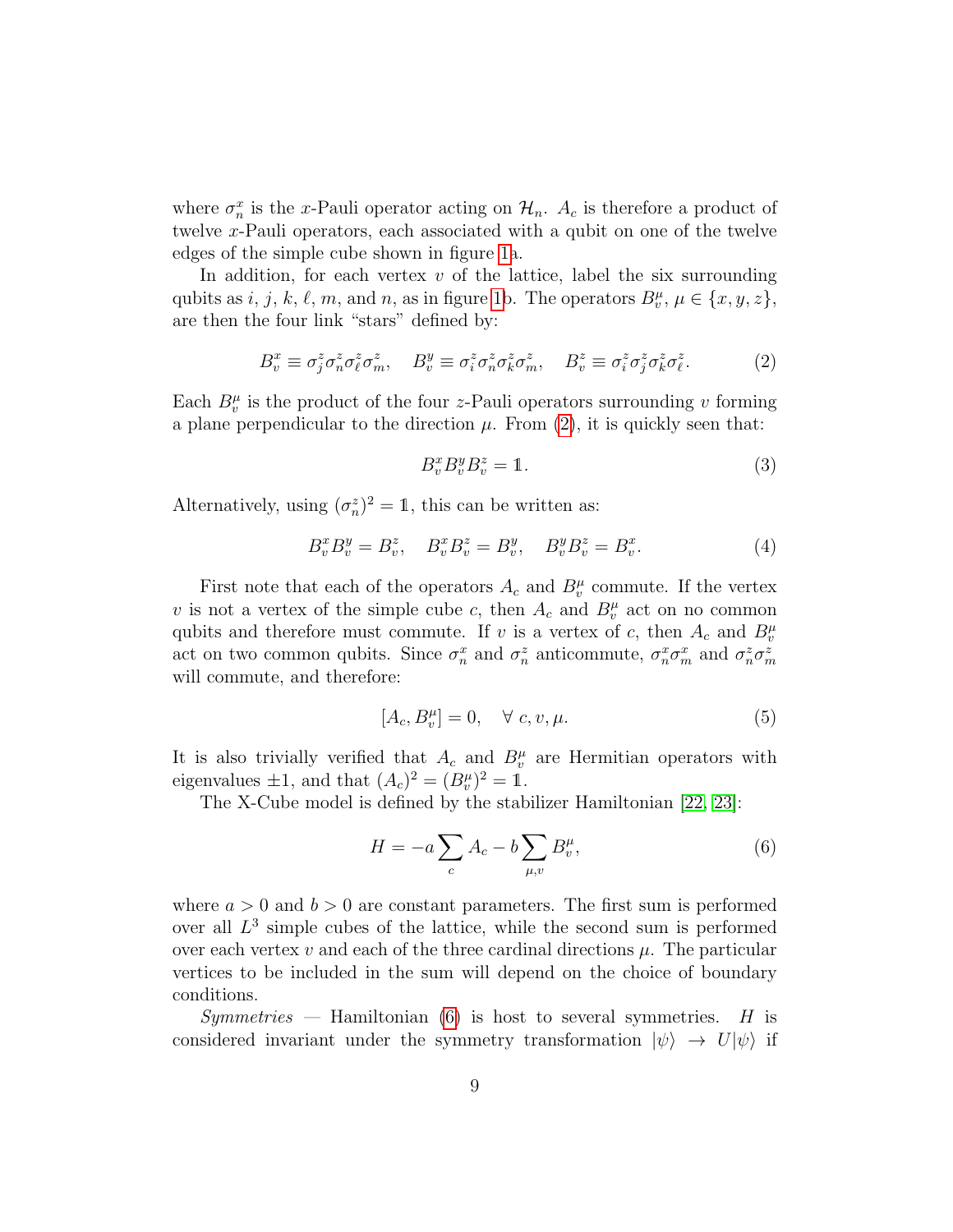where $\sigma_n^x$ is the $x$-Pauli operator acting on $\mathcal{H}_n$. $A_c$ is therefore a product of twelve $x$-Pauli operators, each associated with a qubit on one of the twelve edges of the simple cube shown in figure 1a.

In addition, for each vertex $v$ of the lattice, label the six surrounding qubits as $i$, $j$, $k$, $\ell$, $m$, and $n$, as in figure 1b. The operators $B_v^\mu$, $\mu \in \{x, y, z\}$, are then the four link "stars" defined by:

$$B_v^x \equiv \sigma_j^z \sigma_n^z \sigma_\ell^z \sigma_m^z, \quad B_v^y \equiv \sigma_i^z \sigma_n^z \sigma_k^z \sigma_m^z, \quad B_v^z \equiv \sigma_i^z \sigma_j^z \sigma_k^z \sigma_\ell^z. \tag{2}$$

Each $B_v^\mu$ is the product of the four $z$-Pauli operators surrounding $v$ forming a plane perpendicular to the direction $\mu$. From (2), it is quickly seen that:

$$B_v^x B_v^y B_v^z = \mathbb{1}. \tag{3}$$

Alternatively, using $(\sigma_n^z)^2 = \mathbb{1}$, this can be written as:

$$B_v^x B_v^y = B_v^z, \quad B_v^x B_v^z = B_v^y, \quad B_v^y B_v^z = B_v^x. \tag{4}$$

First note that each of the operators $A_c$ and $B_v^\mu$ commute. If the vertex $v$ is not a vertex of the simple cube $c$, then $A_c$ and $B_v^\mu$ act on no common qubits and therefore must commute. If $v$ is a vertex of $c$, then $A_c$ and $B_v^\mu$ act on two common qubits. Since $\sigma_n^x$ and $\sigma_n^z$ anticommute, $\sigma_n^x \sigma_m^x$ and $\sigma_n^z \sigma_m^z$ will commute, and therefore:

$$[A_c, B_v^\mu] = 0, \quad \forall\ c, v, \mu. \tag{5}$$

It is also trivially verified that $A_c$ and $B_v^\mu$ are Hermitian operators with eigenvalues $\pm 1$, and that $(A_c)^2 = (B_v^\mu)^2 = \mathbb{1}$.

The X-Cube model is defined by the stabilizer Hamiltonian [22, 23]:

$$H = -a \sum_c A_c - b \sum_{\mu, v} B_v^\mu, \tag{6}$$

where $a > 0$ and $b > 0$ are constant parameters. The first sum is performed over all $L^3$ simple cubes of the lattice, while the second sum is performed over each vertex $v$ and each of the three cardinal directions $\mu$. The particular vertices to be included in the sum will depend on the choice of boundary conditions.

*Symmetries* — Hamiltonian (6) is host to several symmetries. $H$ is considered invariant under the symmetry transformation $|\psi\rangle \to U|\psi\rangle$ if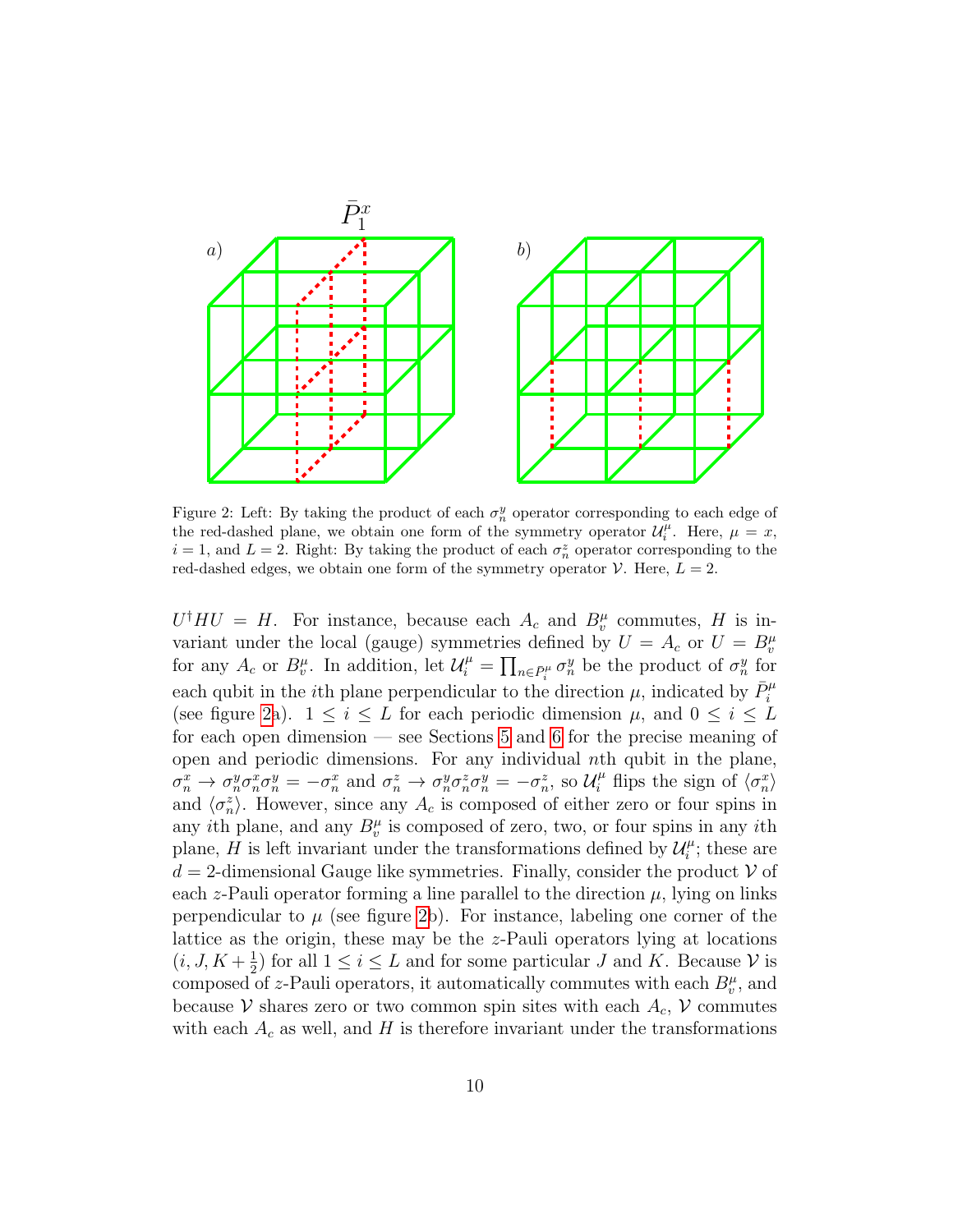Figure 2: Left: By taking the product of each $\sigma_n^y$ operator corresponding to each edge of the red-dashed plane, we obtain one form of the symmetry operator $\mathcal{U}_i^\mu$. Here, $\mu = x$, $i = 1$, and $L = 2$. Right: By taking the product of each $\sigma_n^z$ operator corresponding to the red-dashed edges, we obtain one form of the symmetry operator $\mathcal{V}$. Here, $L = 2$.

$U^\dagger H U = H$. For instance, because each $A_c$ and $B_v^\mu$ commutes, $H$ is invariant under the local (gauge) symmetries defined by $U = A_c$ or $U = B_v^\mu$ for any $A_c$ or $B_v^\mu$. In addition, let $\mathcal{U}_i^\mu = \prod_{n \in \bar{P}_i^\mu} \sigma_n^y$ be the product of $\sigma_n^y$ for each qubit in the $i$th plane perpendicular to the direction $\mu$, indicated by $\bar{P}_i^\mu$ (see figure 2a). $1 \leq i \leq L$ for each periodic dimension $\mu$, and $0 \leq i \leq L$ for each open dimension — see Sections 5 and 6 for the precise meaning of open and periodic dimensions. For any individual $n$th qubit in the plane, $\sigma_n^x \to \sigma_n^y \sigma_n^x \sigma_n^y = -\sigma_n^x$ and $\sigma_n^z \to \sigma_n^y \sigma_n^z \sigma_n^y = -\sigma_n^z$, so $\mathcal{U}_i^\mu$ flips the sign of $\langle \sigma_n^x \rangle$ and $\langle \sigma_n^z \rangle$. However, since any $A_c$ is composed of either zero or four spins in any $i$th plane, and any $B_v^\mu$ is composed of zero, two, or four spins in any $i$th plane, $H$ is left invariant under the transformations defined by $\mathcal{U}_i^\mu$; these are $d = 2$-dimensional Gauge like symmetries. Finally, consider the product $\mathcal{V}$ of each $z$-Pauli operator forming a line parallel to the direction $\mu$, lying on links perpendicular to $\mu$ (see figure 2b). For instance, labeling one corner of the lattice as the origin, these may be the $z$-Pauli operators lying at locations $(i, J, K + \frac{1}{2})$ for all $1 \leq i \leq L$ and for some particular $J$ and $K$. Because $\mathcal{V}$ is composed of $z$-Pauli operators, it automatically commutes with each $B_v^\mu$, and because $\mathcal{V}$ shares zero or two common spin sites with each $A_c$, $\mathcal{V}$ commutes with each $A_c$ as well, and $H$ is therefore invariant under the transformations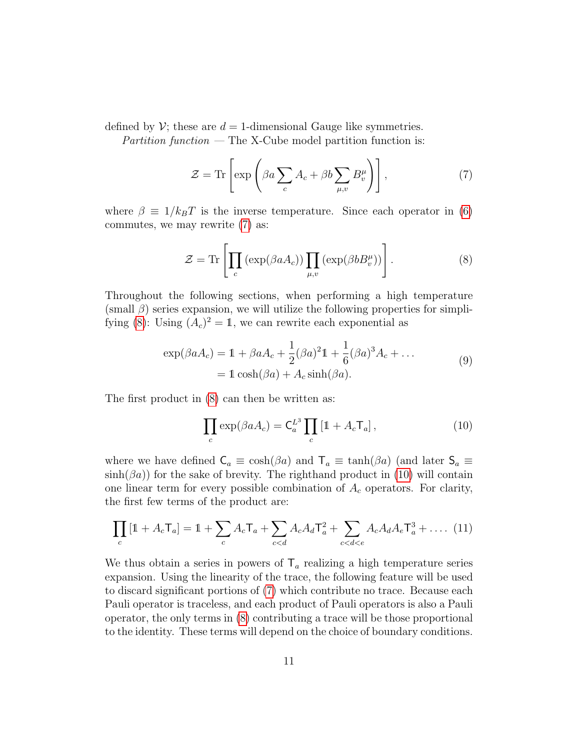defined by $\mathcal{V}$; these are $d = 1$-dimensional Gauge like symmetries.

*Partition function* — The X-Cube model partition function is:

$$\mathcal{Z} = \mathrm{Tr}\left[\exp\left(\beta a \sum_c A_c + \beta b \sum_{\mu,v} B_v^\mu\right)\right], \tag{7}$$

where $\beta \equiv 1/k_B T$ is the inverse temperature. Since each operator in (6) commutes, we may rewrite (7) as:

$$\mathcal{Z} = \mathrm{Tr}\left[\prod_c \left(\exp(\beta a A_c)\right) \prod_{\mu,v} \left(\exp(\beta b B_v^\mu)\right)\right]. \tag{8}$$

Throughout the following sections, when performing a high temperature (small $\beta$) series expansion, we will utilize the following properties for simplifying (8): Using $(A_c)^2 = \mathbb{1}$, we can rewrite each exponential as

$$\begin{aligned} \exp(\beta a A_c) &= \mathbb{1} + \beta a A_c + \frac{1}{2}(\beta a)^2 \mathbb{1} + \frac{1}{6}(\beta a)^3 A_c + \ldots \\ &= \mathbb{1}\cosh(\beta a) + A_c \sinh(\beta a). \end{aligned} \tag{9}$$

The first product in (8) can then be written as:

$$\prod_c \exp(\beta a A_c) = \mathsf{C}_a^{L^3} \prod_c \left[\mathbb{1} + A_c \mathsf{T}_a\right], \tag{10}$$

where we have defined $\mathsf{C}_a \equiv \cosh(\beta a)$ and $\mathsf{T}_a \equiv \tanh(\beta a)$ (and later $\mathsf{S}_a \equiv \sinh(\beta a)$) for the sake of brevity. The righthand product in (10) will contain one linear term for every possible combination of $A_c$ operators. For clarity, the first few terms of the product are:

$$\prod_c \left[\mathbb{1} + A_c \mathsf{T}_a\right] = \mathbb{1} + \sum_c A_c \mathsf{T}_a + \sum_{c<d} A_c A_d \mathsf{T}_a^2 + \sum_{c<d<e} A_c A_d A_e \mathsf{T}_a^3 + \ldots. \tag{11}$$

We thus obtain a series in powers of $\mathsf{T}_a$ realizing a high temperature series expansion. Using the linearity of the trace, the following feature will be used to discard significant portions of (7) which contribute no trace. Because each Pauli operator is traceless, and each product of Pauli operators is also a Pauli operator, the only terms in (8) contributing a trace will be those proportional to the identity. These terms will depend on the choice of boundary conditions.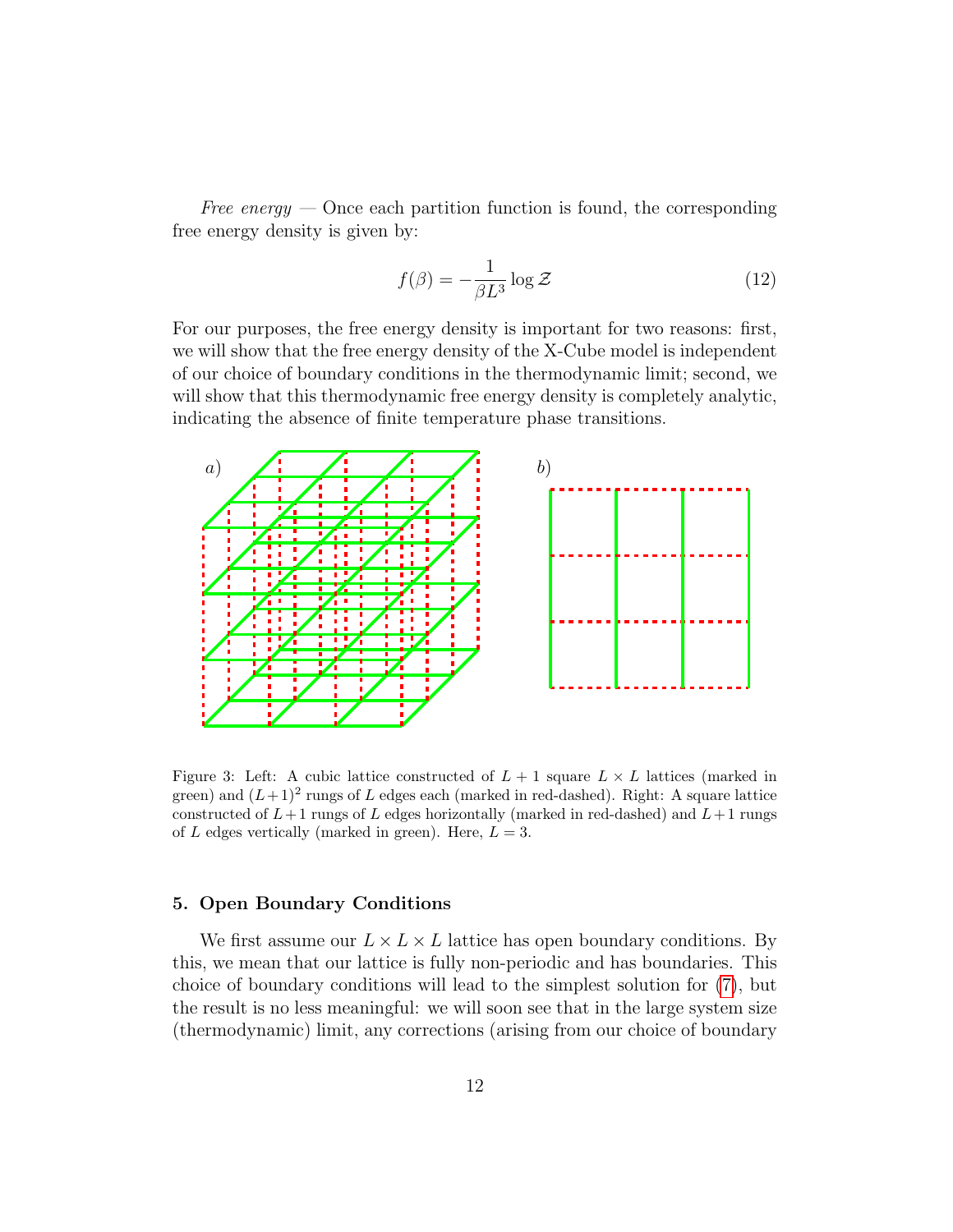*Free energy* — Once each partition function is found, the corresponding free energy density is given by:

$$f(\beta) = -\frac{1}{\beta L^3} \log \mathcal{Z} \tag{12}$$

For our purposes, the free energy density is important for two reasons: first, we will show that the free energy density of the X-Cube model is independent of our choice of boundary conditions in the thermodynamic limit; second, we will show that this thermodynamic free energy density is completely analytic, indicating the absence of finite temperature phase transitions.

Figure 3: Left: A cubic lattice constructed of $L+1$ square $L \times L$ lattices (marked in green) and $(L+1)^2$ rungs of $L$ edges each (marked in red-dashed). Right: A square lattice constructed of $L+1$ rungs of $L$ edges horizontally (marked in red-dashed) and $L+1$ rungs of $L$ edges vertically (marked in green). Here, $L = 3$.

## 5. Open Boundary Conditions

We first assume our $L \times L \times L$ lattice has open boundary conditions. By this, we mean that our lattice is fully non-periodic and has boundaries. This choice of boundary conditions will lead to the simplest solution for (7), but the result is no less meaningful: we will soon see that in the large system size (thermodynamic) limit, any corrections (arising from our choice of boundary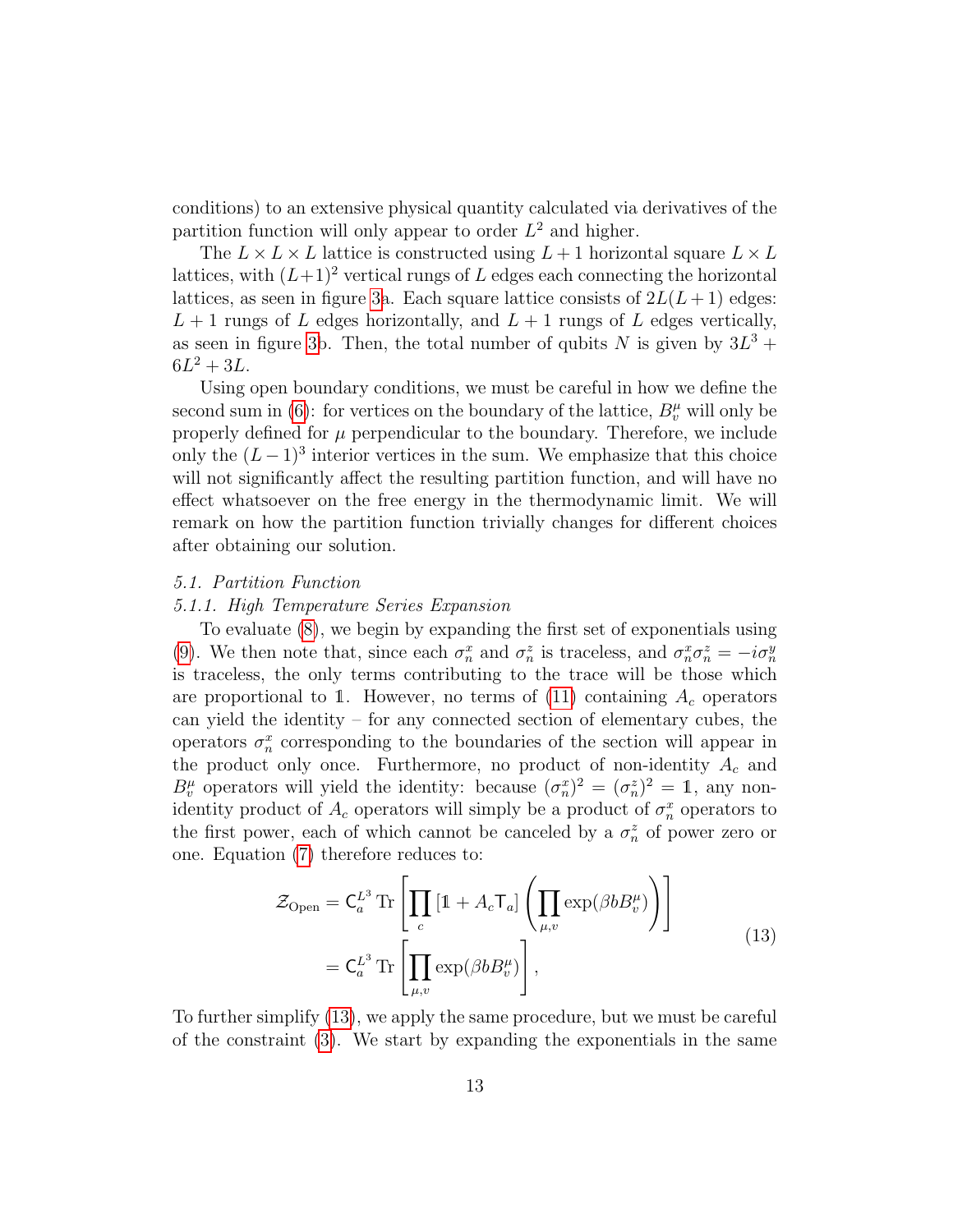conditions) to an extensive physical quantity calculated via derivatives of the partition function will only appear to order $L^2$ and higher.

The $L \times L \times L$ lattice is constructed using $L+1$ horizontal square $L \times L$ lattices, with $(L+1)^2$ vertical rungs of $L$ edges each connecting the horizontal lattices, as seen in figure 3a. Each square lattice consists of $2L(L+1)$ edges: $L+1$ rungs of $L$ edges horizontally, and $L+1$ rungs of $L$ edges vertically, as seen in figure 3b. Then, the total number of qubits $N$ is given by $3L^3 + 6L^2 + 3L$.

Using open boundary conditions, we must be careful in how we define the second sum in (6): for vertices on the boundary of the lattice, $B_v^\mu$ will only be properly defined for $\mu$ perpendicular to the boundary. Therefore, we include only the $(L-1)^3$ interior vertices in the sum. We emphasize that this choice will not significantly affect the resulting partition function, and will have no effect whatsoever on the free energy in the thermodynamic limit. We will remark on how the partition function trivially changes for different choices after obtaining our solution.

### 5.1. Partition Function

#### 5.1.1. High Temperature Series Expansion

To evaluate (8), we begin by expanding the first set of exponentials using (9). We then note that, since each $\sigma_n^x$ and $\sigma_n^z$ is traceless, and $\sigma_n^x \sigma_n^z = -i\sigma_n^y$ is traceless, the only terms contributing to the trace will be those which are proportional to $\mathbb{1}$. However, no terms of (11) containing $A_c$ operators can yield the identity – for any connected section of elementary cubes, the operators $\sigma_n^x$ corresponding to the boundaries of the section will appear in the product only once. Furthermore, no product of non-identity $A_c$ and $B_v^\mu$ operators will yield the identity: because $(\sigma_n^x)^2 = (\sigma_n^z)^2 = \mathbb{1}$, any non-identity product of $A_c$ operators will simply be a product of $\sigma_n^x$ operators to the first power, each of which cannot be canceled by a $\sigma_n^z$ of power zero or one. Equation (7) therefore reduces to:

$$
\begin{aligned}
\mathcal{Z}_{\text{Open}} &= \mathsf{C}_a^{L^3} \,\text{Tr}\left[\prod_c \left[\mathbb{1} + A_c \mathsf{T}_a\right] \left(\prod_{\mu,v} \exp(\beta b B_v^\mu)\right)\right] \\
&= \mathsf{C}_a^{L^3} \,\text{Tr}\left[\prod_{\mu,v} \exp(\beta b B_v^\mu)\right],
\end{aligned}
\tag{13}
$$

To further simplify (13), we apply the same procedure, but we must be careful of the constraint (3). We start by expanding the exponentials in the same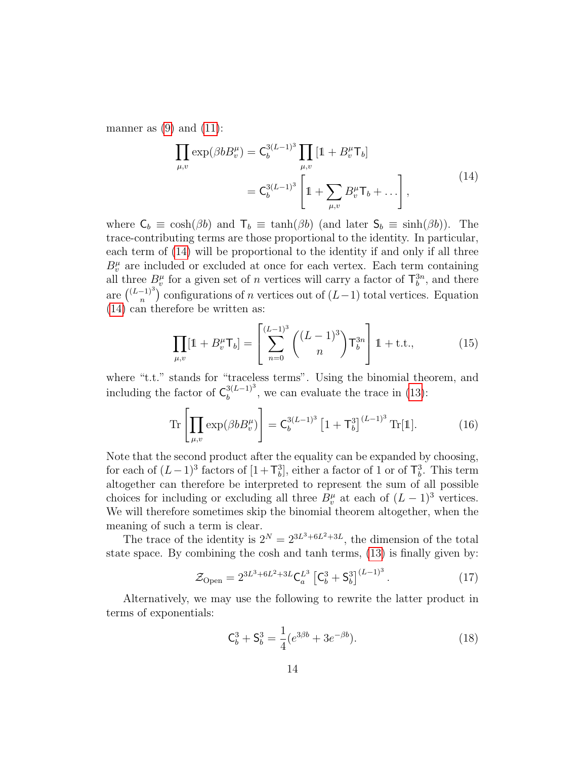manner as (9) and (11):

$$
\begin{aligned}
\prod_{\mu,v} \exp(\beta b B_v^\mu) &= \mathsf{C}_b^{3(L-1)^3} \prod_{\mu,v} \left[\mathbb{1} + B_v^\mu \mathsf{T}_b\right] \\
&= \mathsf{C}_b^{3(L-1)^3} \left[\mathbb{1} + \sum_{\mu,v} B_v^\mu \mathsf{T}_b + \dots\right],
\end{aligned}
\tag{14}
$$

where $\mathsf{C}_b \equiv \cosh(\beta b)$ and $\mathsf{T}_b \equiv \tanh(\beta b)$ (and later $\mathsf{S}_b \equiv \sinh(\beta b)$). The trace-contributing terms are those proportional to the identity. In particular, each term of (14) will be proportional to the identity if and only if all three $B_v^\mu$ are included or excluded at once for each vertex. Each term containing all three $B_v^\mu$ for a given set of $n$ vertices will carry a factor of $\mathsf{T}_b^{3n}$, and there are $\binom{(L-1)^3}{n}$ configurations of $n$ vertices out of $(L-1)$ total vertices. Equation (14) can therefore be written as:

$$
\prod_{\mu,v} [\mathbb{1} + B_v^\mu \mathsf{T}_b] = \left[\sum_{n=0}^{(L-1)^3} \binom{(L-1)^3}{n} \mathsf{T}_b^{3n}\right] \mathbb{1} + \text{t.t.},
\tag{15}
$$

where "t.t." stands for "traceless terms". Using the binomial theorem, and including the factor of $\mathsf{C}_b^{3(L-1)^3}$, we can evaluate the trace in (13):

$$
\mathrm{Tr}\left[\prod_{\mu,v} \exp(\beta b B_v^\mu)\right] = \mathsf{C}_b^{3(L-1)^3} \left[1 + \mathsf{T}_b^3\right]^{(L-1)^3} \mathrm{Tr}[\mathbb{1}].
\tag{16}
$$

Note that the second product after the equality can be expanded by choosing, for each of $(L-1)^3$ factors of $[1 + \mathsf{T}_b^3]$, either a factor of 1 or of $\mathsf{T}_b^3$. This term altogether can therefore be interpreted to represent the sum of all possible choices for including or excluding all three $B_v^\mu$ at each of $(L-1)^3$ vertices. We will therefore sometimes skip the binomial theorem altogether, when the meaning of such a term is clear.

The trace of the identity is $2^N = 2^{3L^3+6L^2+3L}$, the dimension of the total state space. By combining the cosh and tanh terms, (13) is finally given by:

$$
\mathcal{Z}_{\text{Open}} = 2^{3L^3+6L^2+3L} \mathsf{C}_a^{L^3} \left[\mathsf{C}_b^3 + \mathsf{S}_b^3\right]^{(L-1)^3}.
\tag{17}
$$

Alternatively, we may use the following to rewrite the latter product in terms of exponentials:

$$
\mathsf{C}_b^3 + \mathsf{S}_b^3 = \frac{1}{4}(e^{3\beta b} + 3e^{-\beta b}).
\tag{18}
$$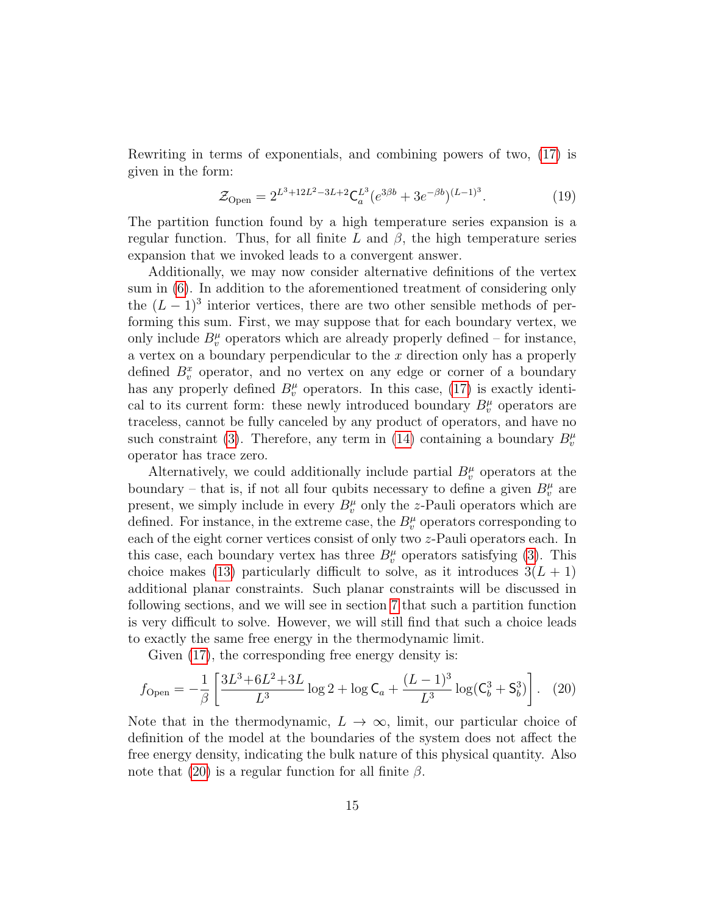Rewriting in terms of exponentials, and combining powers of two, (17) is given in the form:

$$\mathcal{Z}_{\text{Open}} = 2^{L^3+12L^2-3L+2}\mathsf{C}_a^{L^3}(e^{3\beta b}+3e^{-\beta b})^{(L-1)^3}. \tag{19}$$

The partition function found by a high temperature series expansion is a regular function. Thus, for all finite $L$ and $\beta$, the high temperature series expansion that we invoked leads to a convergent answer.

Additionally, we may now consider alternative definitions of the vertex sum in (6). In addition to the aforementioned treatment of considering only the $(L-1)^3$ interior vertices, there are two other sensible methods of performing this sum. First, we may suppose that for each boundary vertex, we only include $B_v^\mu$ operators which are already properly defined – for instance, a vertex on a boundary perpendicular to the $x$ direction only has a properly defined $B_v^x$ operator, and no vertex on any edge or corner of a boundary has any properly defined $B_v^\mu$ operators. In this case, (17) is exactly identical to its current form: these newly introduced boundary $B_v^\mu$ operators are traceless, cannot be fully canceled by any product of operators, and have no such constraint (3). Therefore, any term in (14) containing a boundary $B_v^\mu$ operator has trace zero.

Alternatively, we could additionally include partial $B_v^\mu$ operators at the boundary – that is, if not all four qubits necessary to define a given $B_v^\mu$ are present, we simply include in every $B_v^\mu$ only the $z$-Pauli operators which are defined. For instance, in the extreme case, the $B_v^\mu$ operators corresponding to each of the eight corner vertices consist of only two $z$-Pauli operators each. In this case, each boundary vertex has three $B_v^\mu$ operators satisfying (3). This choice makes (13) particularly difficult to solve, as it introduces $3(L+1)$ additional planar constraints. Such planar constraints will be discussed in following sections, and we will see in section 7 that such a partition function is very difficult to solve. However, we will still find that such a choice leads to exactly the same free energy in the thermodynamic limit.

Given (17), the corresponding free energy density is:

$$f_{\text{Open}} = -\frac{1}{\beta}\left[\frac{3L^3+6L^2+3L}{L^3}\log 2 + \log \mathsf{C}_a + \frac{(L-1)^3}{L^3}\log(\mathsf{C}_b^3+\mathsf{S}_b^3)\right]. \tag{20}$$

Note that in the thermodynamic, $L \to \infty$, limit, our particular choice of definition of the model at the boundaries of the system does not affect the free energy density, indicating the bulk nature of this physical quantity. Also note that (20) is a regular function for all finite $\beta$.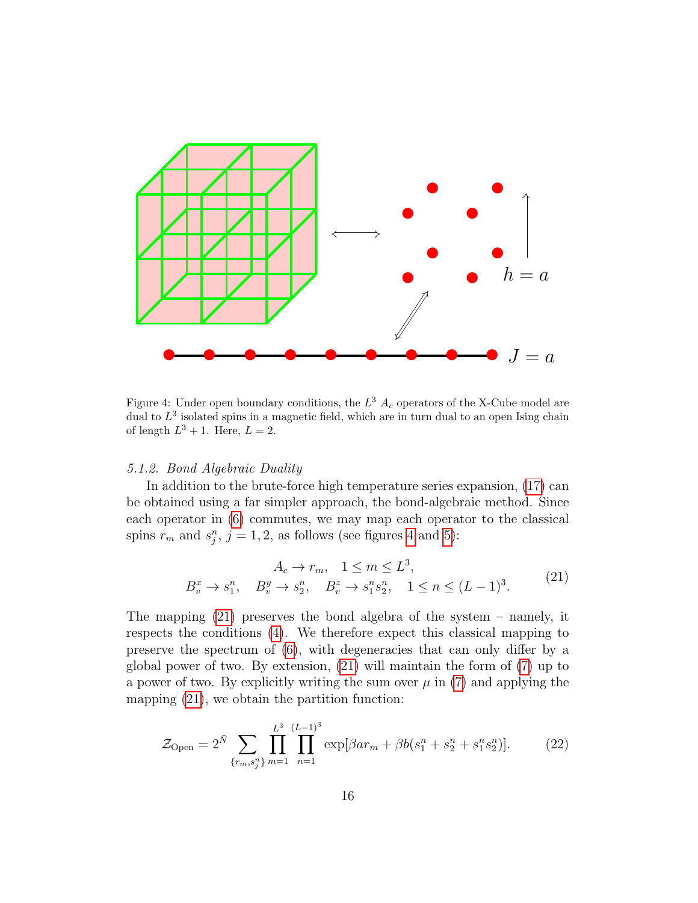Figure 4: Under open boundary conditions, the $L^3$ $A_c$ operators of the X-Cube model are dual to $L^3$ isolated spins in a magnetic field, which are in turn dual to an open Ising chain of length $L^3+1$. Here, $L=2$.

*5.1.2. Bond Algebraic Duality*

In addition to the brute-force high temperature series expansion, (17) can be obtained using a far simpler approach, the bond-algebraic method. Since each operator in (6) commutes, we may map each operator to the classical spins $r_m$ and $s_j^n$, $j=1,2$, as follows (see figures 4 and 5):

$$
\begin{aligned}
A_c \rightarrow r_m, \quad 1 \leq m \leq L^3,\\
B_v^x \rightarrow s_1^n, \quad B_v^y \rightarrow s_2^n, \quad B_v^z \rightarrow s_1^n s_2^n, \quad 1 \leq n \leq (L-1)^3.
\end{aligned}
\tag{21}
$$

The mapping (21) preserves the bond algebra of the system – namely, it respects the conditions (4). We therefore expect this classical mapping to preserve the spectrum of (6), with degeneracies that can only differ by a global power of two. By extension, (21) will maintain the form of (7) up to a power of two. By explicitly writing the sum over $\mu$ in (7) and applying the mapping (21), we obtain the partition function:

$$
\mathcal{Z}_{\text{Open}} = 2^{\bar{N}} \sum_{\{r_m, s_j^n\}} \prod_{m=1}^{L^3} \prod_{n=1}^{(L-1)^3} \exp[\beta a r_m + \beta b (s_1^n + s_2^n + s_1^n s_2^n)]. \tag{22}
$$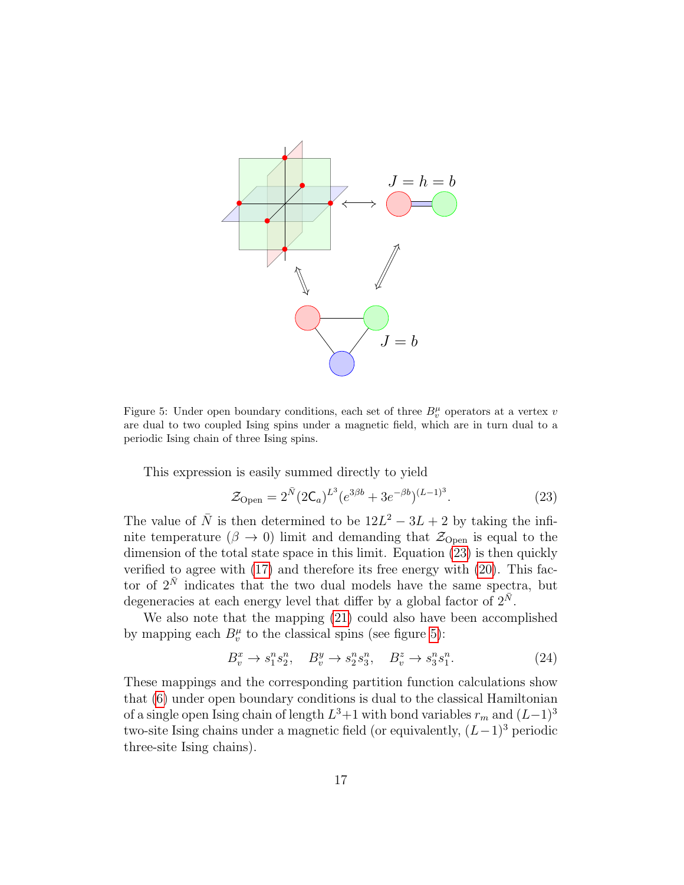Figure 5: Under open boundary conditions, each set of three $B_v^\mu$ operators at a vertex $v$ are dual to two coupled Ising spins under a magnetic field, which are in turn dual to a periodic Ising chain of three Ising spins.

This expression is easily summed directly to yield

$$\mathcal{Z}_{\text{Open}} = 2^{\bar{N}} (2\mathsf{C}_a)^{L^3} (e^{3\beta b} + 3e^{-\beta b})^{(L-1)^3}. \tag{23}$$

The value of $\bar{N}$ is then determined to be $12L^2 - 3L + 2$ by taking the infinite temperature ($\beta \to 0$) limit and demanding that $\mathcal{Z}_{\text{Open}}$ is equal to the dimension of the total state space in this limit. Equation (23) is then quickly verified to agree with (17) and therefore its free energy with (20). This factor of $2^{\bar{N}}$ indicates that the two dual models have the same spectra, but degeneracies at each energy level that differ by a global factor of $2^{\bar{N}}$.

We also note that the mapping (21) could also have been accomplished by mapping each $B_v^\mu$ to the classical spins (see figure 5):

$$B_v^x \to s_1^n s_2^n, \quad B_v^y \to s_2^n s_3^n, \quad B_v^z \to s_3^n s_1^n. \tag{24}$$

These mappings and the corresponding partition function calculations show that (6) under open boundary conditions is dual to the classical Hamiltonian of a single open Ising chain of length $L^3+1$ with bond variables $r_m$ and $(L-1)^3$ two-site Ising chains under a magnetic field (or equivalently, $(L-1)^3$ periodic three-site Ising chains).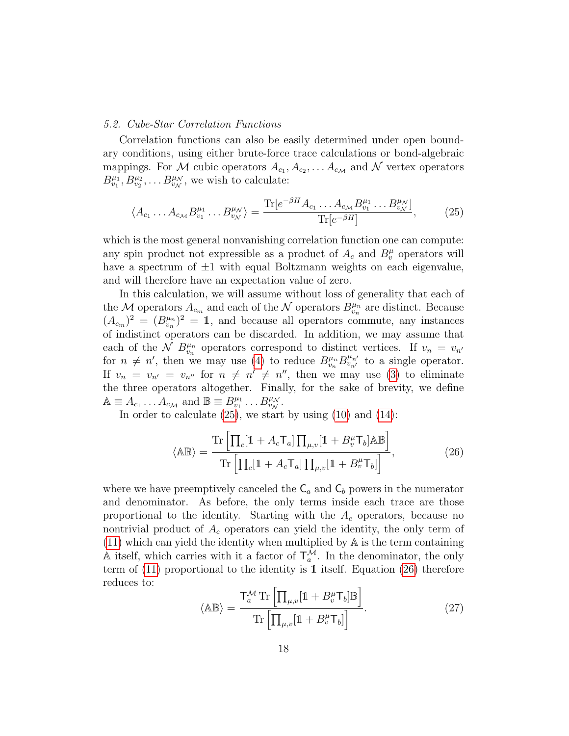### *5.2. Cube-Star Correlation Functions*

Correlation functions can also be easily determined under open boundary conditions, using either brute-force trace calculations or bond-algebraic mappings. For $\mathcal{M}$ cubic operators $A_{c_1}, A_{c_2}, \ldots A_{c_\mathcal{M}}$ and $\mathcal{N}$ vertex operators $B^{\mu_1}_{v_1}, B^{\mu_2}_{v_2}, \ldots B^{\mu_\mathcal{N}}_{v_\mathcal{N}}$, we wish to calculate:

$$\langle A_{c_1} \ldots A_{c_\mathcal{M}} B^{\mu_1}_{v_1} \ldots B^{\mu_\mathcal{N}}_{v_\mathcal{N}} \rangle = \frac{\mathrm{Tr}[e^{-\beta H} A_{c_1} \ldots A_{c_\mathcal{M}} B^{\mu_1}_{v_1} \ldots B^{\mu_\mathcal{N}}_{v_\mathcal{N}}]}{\mathrm{Tr}[e^{-\beta H}]}, \tag{25}$$

which is the most general nonvanishing correlation function one can compute: any spin product not expressible as a product of $A_c$ and $B^\mu_v$ operators will have a spectrum of $\pm 1$ with equal Boltzmann weights on each eigenvalue, and will therefore have an expectation value of zero.

In this calculation, we will assume without loss of generality that each of the $\mathcal{M}$ operators $A_{c_m}$ and each of the $\mathcal{N}$ operators $B^{\mu_n}_{v_n}$ are distinct. Because $(A_{c_m})^2 = (B^{\mu_n}_{v_n})^2 = \mathbb{1}$, and because all operators commute, any instances of indistinct operators can be discarded. In addition, we may assume that each of the $\mathcal{N}$ $B^{\mu_n}_{v_n}$ operators correspond to distinct vertices. If $v_n = v_{n'}$ for $n \neq n'$, then we may use (4) to reduce $B^{\mu_n}_{v_n} B^{\mu_{n'}}_{v_{n'}}$ to a single operator. If $v_n = v_{n'} = v_{n''}$ for $n \neq n' \neq n''$, then we may use (3) to eliminate the three operators altogether. Finally, for the sake of brevity, we define $\mathbb{A} \equiv A_{c_1} \ldots A_{c_\mathcal{M}}$ and $\mathbb{B} \equiv B^{\mu_1}_{v_1} \ldots B^{\mu_\mathcal{N}}_{v_\mathcal{N}}$.

In order to calculate (25), we start by using (10) and (14):

$$\langle \mathbb{A}\mathbb{B} \rangle = \frac{\mathrm{Tr}\left[\prod_c [\mathbb{1} + A_c \mathsf{T}_a] \prod_{\mu,v} [\mathbb{1} + B^\mu_v \mathsf{T}_b] \mathbb{A}\mathbb{B}\right]}{\mathrm{Tr}\left[\prod_c [\mathbb{1} + A_c \mathsf{T}_a] \prod_{\mu,v} [\mathbb{1} + B^\mu_v \mathsf{T}_b]\right]}, \tag{26}$$

where we have preemptively canceled the $\mathsf{C}_a$ and $\mathsf{C}_b$ powers in the numerator and denominator. As before, the only terms inside each trace are those proportional to the identity. Starting with the $A_c$ operators, because no nontrivial product of $A_c$ operators can yield the identity, the only term of (11) which can yield the identity when multiplied by $\mathbb{A}$ is the term containing $\mathbb{A}$ itself, which carries with it a factor of $\mathsf{T}_a^\mathcal{M}$. In the denominator, the only term of (11) proportional to the identity is $\mathbb{1}$ itself. Equation (26) therefore reduces to:

$$\langle \mathbb{A}\mathbb{B} \rangle = \frac{\mathsf{T}_a^\mathcal{M}\, \mathrm{Tr}\left[\prod_{\mu,v} [\mathbb{1} + B^\mu_v \mathsf{T}_b] \mathbb{B}\right]}{\mathrm{Tr}\left[\prod_{\mu,v} [\mathbb{1} + B^\mu_v \mathsf{T}_b]\right]}. \tag{27}$$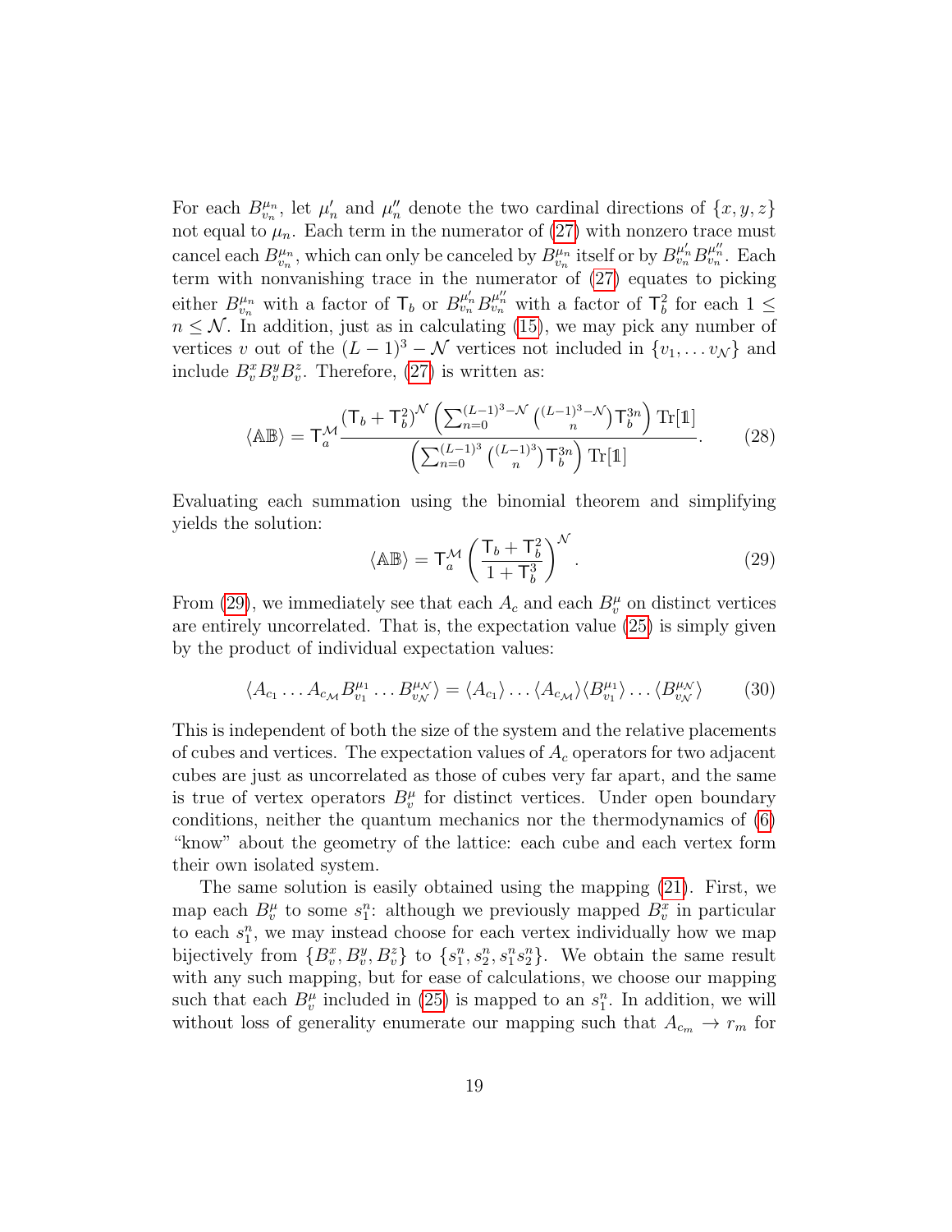For each $B^{\mu_n}_{v_n}$, let $\mu'_n$ and $\mu''_n$ denote the two cardinal directions of $\{x, y, z\}$ not equal to $\mu_n$. Each term in the numerator of (27) with nonzero trace must cancel each $B^{\mu_n}_{v_n}$, which can only be canceled by $B^{\mu_n}_{v_n}$ itself or by $B^{\mu'_n}_{v_n} B^{\mu''_n}_{v_n}$. Each term with nonvanishing trace in the numerator of (27) equates to picking either $B^{\mu_n}_{v_n}$ with a factor of $\mathsf{T}_b$ or $B^{\mu'_n}_{v_n} B^{\mu''_n}_{v_n}$ with a factor of $\mathsf{T}_b^2$ for each $1 \leq n \leq \mathcal{N}$. In addition, just as in calculating (15), we may pick any number of vertices $v$ out of the $(L-1)^3 - \mathcal{N}$ vertices not included in $\{v_1, \ldots v_{\mathcal{N}}\}$ and include $B^x_v B^y_v B^z_v$. Therefore, (27) is written as:

$$\langle \mathbb{A}\mathbb{B} \rangle = \mathsf{T}_a^{\mathcal{M}} \frac{\left(\mathsf{T}_b + \mathsf{T}_b^2\right)^{\mathcal{N}} \left(\sum_{n=0}^{(L-1)^3 - \mathcal{N}} \binom{(L-1)^3 - \mathcal{N}}{n} \mathsf{T}_b^{3n}\right) \mathrm{Tr}[\mathbb{1}]}{\left(\sum_{n=0}^{(L-1)^3} \binom{(L-1)^3}{n} \mathsf{T}_b^{3n}\right) \mathrm{Tr}[\mathbb{1}]}. \tag{28}$$

Evaluating each summation using the binomial theorem and simplifying yields the solution:

$$\langle \mathbb{A}\mathbb{B} \rangle = \mathsf{T}_a^{\mathcal{M}} \left(\frac{\mathsf{T}_b + \mathsf{T}_b^2}{1 + \mathsf{T}_b^3}\right)^{\mathcal{N}}. \tag{29}$$

From (29), we immediately see that each $A_c$ and each $B^\mu_v$ on distinct vertices are entirely uncorrelated. That is, the expectation value (25) is simply given by the product of individual expectation values:

$$\langle A_{c_1} \ldots A_{c_{\mathcal{M}}} B^{\mu_1}_{v_1} \ldots B^{\mu_{\mathcal{N}}}_{v_{\mathcal{N}}} \rangle = \langle A_{c_1} \rangle \ldots \langle A_{c_{\mathcal{M}}} \rangle \langle B^{\mu_1}_{v_1} \rangle \ldots \langle B^{\mu_{\mathcal{N}}}_{v_{\mathcal{N}}} \rangle \tag{30}$$

This is independent of both the size of the system and the relative placements of cubes and vertices. The expectation values of $A_c$ operators for two adjacent cubes are just as uncorrelated as those of cubes very far apart, and the same is true of vertex operators $B^\mu_v$ for distinct vertices. Under open boundary conditions, neither the quantum mechanics nor the thermodynamics of (6) "know" about the geometry of the lattice: each cube and each vertex form their own isolated system.

The same solution is easily obtained using the mapping (21). First, we map each $B^\mu_v$ to some $s^n_1$: although we previously mapped $B^x_v$ in particular to each $s^n_1$, we may instead choose for each vertex individually how we map bijectively from $\{B^x_v, B^y_v, B^z_v\}$ to $\{s^n_1, s^n_2, s^n_1 s^n_2\}$. We obtain the same result with any such mapping, but for ease of calculations, we choose our mapping such that each $B^\mu_v$ included in (25) is mapped to an $s^n_1$. In addition, we will without loss of generality enumerate our mapping such that $A_{c_m} \to r_m$ for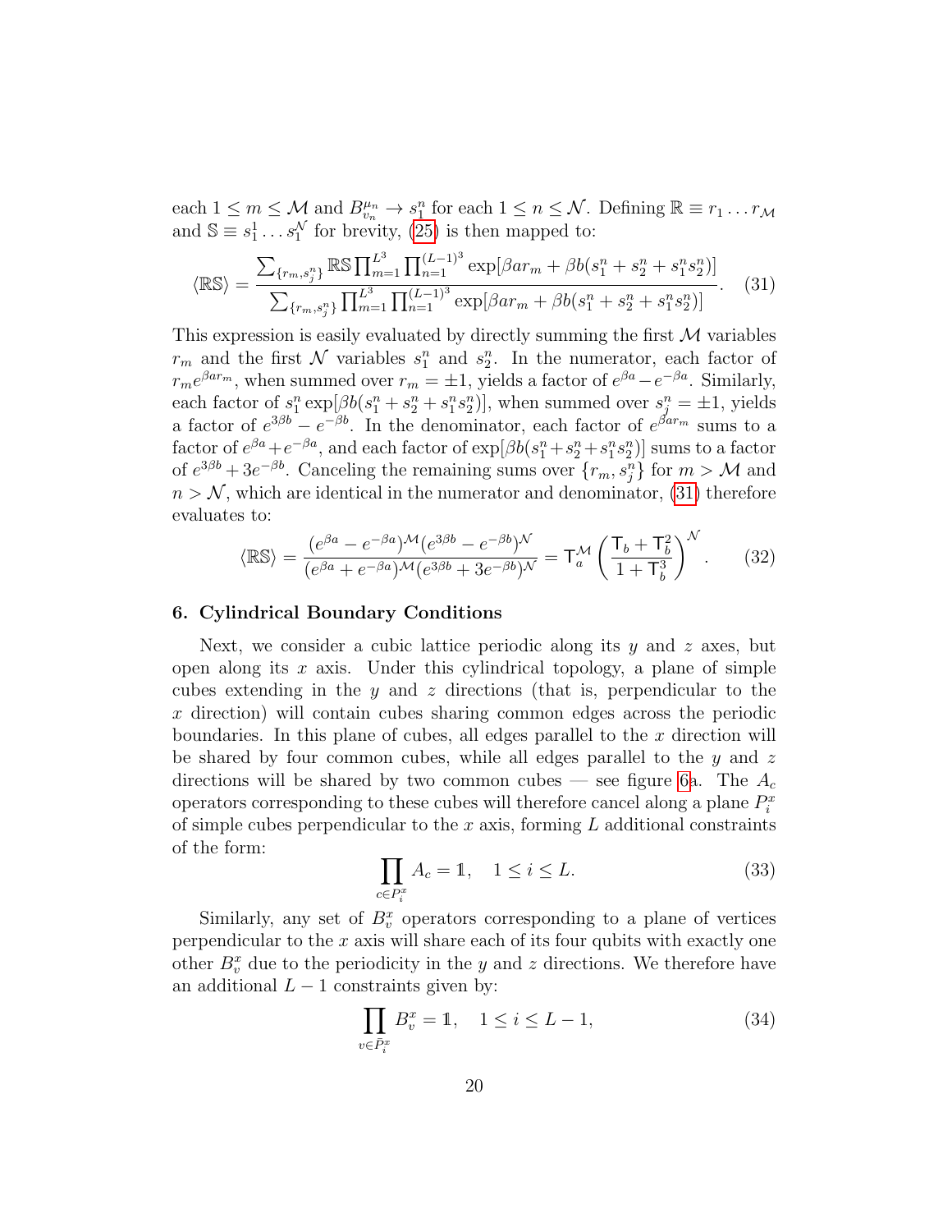each $1 \leq m \leq \mathcal{M}$ and $B^{\mu_n}_{v_n} \to s^n_1$ for each $1 \leq n \leq \mathcal{N}$. Defining $\mathbb{R} \equiv r_1 \dots r_{\mathcal{M}}$ and $\mathbb{S} \equiv s^1_1 \dots s^{\mathcal{N}}_1$ for brevity, (25) is then mapped to:

$$\langle \mathbb{R}\mathbb{S} \rangle = \frac{\sum_{\{r_m, s^n_j\}} \mathbb{R}\mathbb{S} \prod_{m=1}^{L^3} \prod_{n=1}^{(L-1)^3} \exp[\beta a r_m + \beta b (s^n_1 + s^n_2 + s^n_1 s^n_2)]}{\sum_{\{r_m, s^n_j\}} \prod_{m=1}^{L^3} \prod_{n=1}^{(L-1)^3} \exp[\beta a r_m + \beta b (s^n_1 + s^n_2 + s^n_1 s^n_2)]}. \quad (31)$$

This expression is easily evaluated by directly summing the first $\mathcal{M}$ variables $r_m$ and the first $\mathcal{N}$ variables $s^n_1$ and $s^n_2$. In the numerator, each factor of $r_m e^{\beta a r_m}$, when summed over $r_m = \pm 1$, yields a factor of $e^{\beta a} - e^{-\beta a}$. Similarly, each factor of $s^n_1 \exp[\beta b (s^n_1 + s^n_2 + s^n_1 s^n_2)]$, when summed over $s^n_j = \pm 1$, yields a factor of $e^{3\beta b} - e^{-\beta b}$. In the denominator, each factor of $e^{\beta a r_m}$ sums to a factor of $e^{\beta a} + e^{-\beta a}$, and each factor of $\exp[\beta b (s^n_1 + s^n_2 + s^n_1 s^n_2)]$ sums to a factor of $e^{3\beta b} + 3e^{-\beta b}$. Canceling the remaining sums over $\{r_m, s^n_j\}$ for $m > \mathcal{M}$ and $n > \mathcal{N}$, which are identical in the numerator and denominator, (31) therefore evaluates to:

$$\langle \mathbb{R}\mathbb{S} \rangle = \frac{(e^{\beta a} - e^{-\beta a})^{\mathcal{M}} (e^{3\beta b} - e^{-\beta b})^{\mathcal{N}}}{(e^{\beta a} + e^{-\beta a})^{\mathcal{M}} (e^{3\beta b} + 3e^{-\beta b})^{\mathcal{N}}} = \mathsf{T}_a^{\mathcal{M}} \left( \frac{\mathsf{T}_b + \mathsf{T}_b^2}{1 + \mathsf{T}_b^3} \right)^{\mathcal{N}}. \quad (32)$$

## 6. Cylindrical Boundary Conditions

Next, we consider a cubic lattice periodic along its $y$ and $z$ axes, but open along its $x$ axis. Under this cylindrical topology, a plane of simple cubes extending in the $y$ and $z$ directions (that is, perpendicular to the $x$ direction) will contain cubes sharing common edges across the periodic boundaries. In this plane of cubes, all edges parallel to the $x$ direction will be shared by four common cubes, while all edges parallel to the $y$ and $z$ directions will be shared by two common cubes — see figure 6a. The $A_c$ operators corresponding to these cubes will therefore cancel along a plane $P^x_i$ of simple cubes perpendicular to the $x$ axis, forming $L$ additional constraints of the form:

$$\prod_{c \in P^x_i} A_c = \mathbb{1}, \quad 1 \leq i \leq L. \quad (33)$$

Similarly, any set of $B^x_v$ operators corresponding to a plane of vertices perpendicular to the $x$ axis will share each of its four qubits with exactly one other $B^x_v$ due to the periodicity in the $y$ and $z$ directions. We therefore have an additional $L-1$ constraints given by:

$$\prod_{v \in \tilde{P}^x_i} B^x_v = \mathbb{1}, \quad 1 \leq i \leq L-1, \quad (34)$$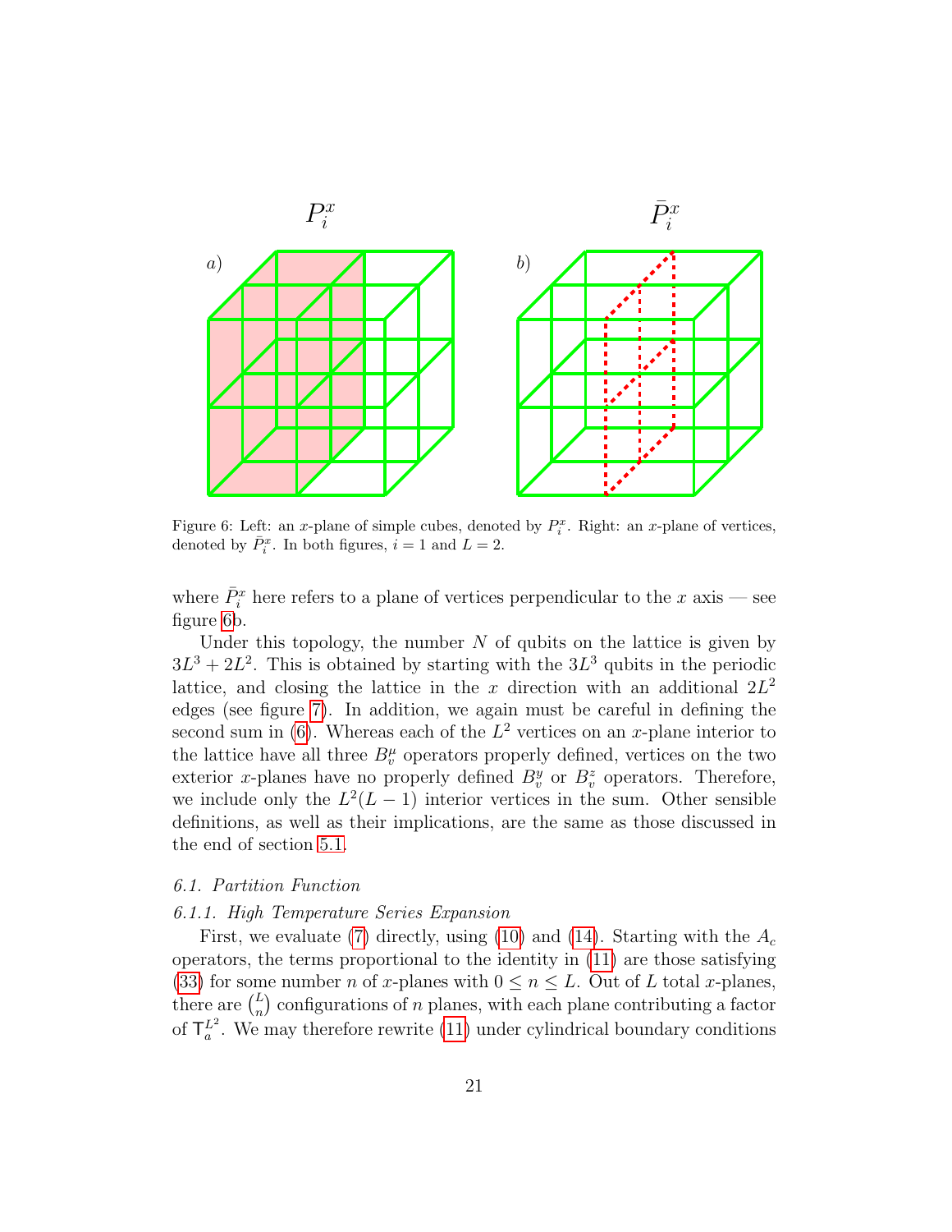Figure 6: Left: an $x$-plane of simple cubes, denoted by $P_i^x$. Right: an $x$-plane of vertices, denoted by $\bar{P}_i^x$. In both figures, $i = 1$ and $L = 2$.

where $\bar{P}_i^x$ here refers to a plane of vertices perpendicular to the $x$ axis — see figure 6b.

Under this topology, the number $N$ of qubits on the lattice is given by $3L^3 + 2L^2$. This is obtained by starting with the $3L^3$ qubits in the periodic lattice, and closing the lattice in the $x$ direction with an additional $2L^2$ edges (see figure 7). In addition, we again must be careful in defining the second sum in (6). Whereas each of the $L^2$ vertices on an $x$-plane interior to the lattice have all three $B_v^\mu$ operators properly defined, vertices on the two exterior $x$-planes have no properly defined $B_v^y$ or $B_v^z$ operators. Therefore, we include only the $L^2(L-1)$ interior vertices in the sum. Other sensible definitions, as well as their implications, are the same as those discussed in the end of section 5.1.

#### *6.1. Partition Function*

##### *6.1.1. High Temperature Series Expansion*

First, we evaluate (7) directly, using (10) and (14). Starting with the $A_c$ operators, the terms proportional to the identity in (11) are those satisfying (33) for some number $n$ of $x$-planes with $0 \leq n \leq L$. Out of $L$ total $x$-planes, there are $\binom{L}{n}$ configurations of $n$ planes, with each plane contributing a factor of $\mathsf{T}_a^{L^2}$. We may therefore rewrite (11) under cylindrical boundary conditions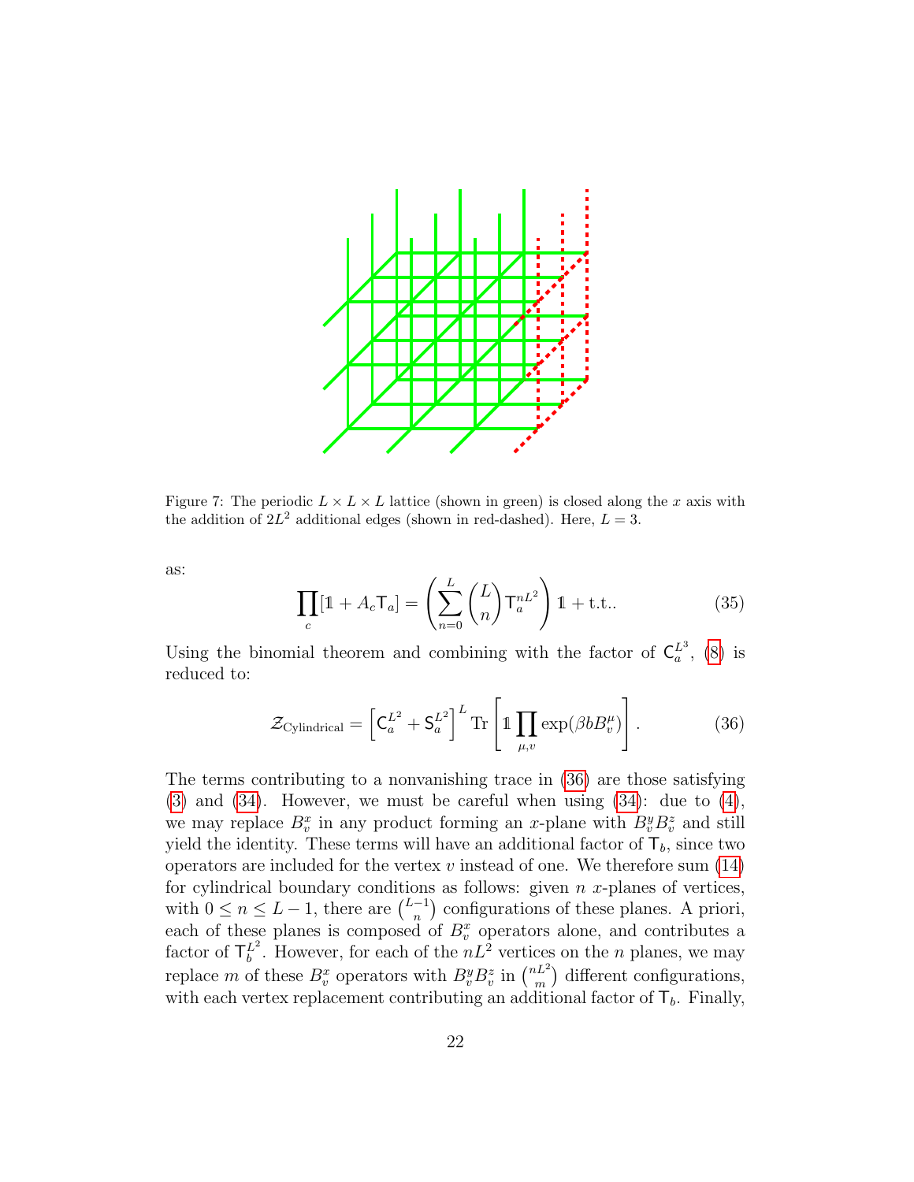Figure 7: The periodic $L \times L \times L$ lattice (shown in green) is closed along the $x$ axis with the addition of $2L^2$ additional edges (shown in red-dashed). Here, $L = 3$.

as:

$$\prod_c [\mathbb{1} + A_c \mathsf{T}_a] = \left( \sum_{n=0}^{L} \binom{L}{n} \mathsf{T}_a^{nL^2} \right) \mathbb{1} + \text{t.t.}. \tag{35}$$

Using the binomial theorem and combining with the factor of $\mathsf{C}_a^{L^3}$, (8) is reduced to:

$$\mathcal{Z}_{\text{Cylindrical}} = \left[ \mathsf{C}_a^{L^2} + \mathsf{S}_a^{L^2} \right]^L \operatorname{Tr} \left[ \mathbb{1} \prod_{\mu, v} \exp(\beta b B_v^\mu) \right]. \tag{36}$$

The terms contributing to a nonvanishing trace in (36) are those satisfying (3) and (34). However, we must be careful when using (34): due to (4), we may replace $B_v^x$ in any product forming an $x$-plane with $B_v^y B_v^z$ and still yield the identity. These terms will have an additional factor of $\mathsf{T}_b$, since two operators are included for the vertex $v$ instead of one. We therefore sum (14) for cylindrical boundary conditions as follows: given $n$ $x$-planes of vertices, with $0 \leq n \leq L-1$, there are $\binom{L-1}{n}$ configurations of these planes. A priori, each of these planes is composed of $B_v^x$ operators alone, and contributes a factor of $\mathsf{T}_b^{L^2}$. However, for each of the $nL^2$ vertices on the $n$ planes, we may replace $m$ of these $B_v^x$ operators with $B_v^y B_v^z$ in $\binom{nL^2}{m}$ different configurations, with each vertex replacement contributing an additional factor of $\mathsf{T}_b$. Finally,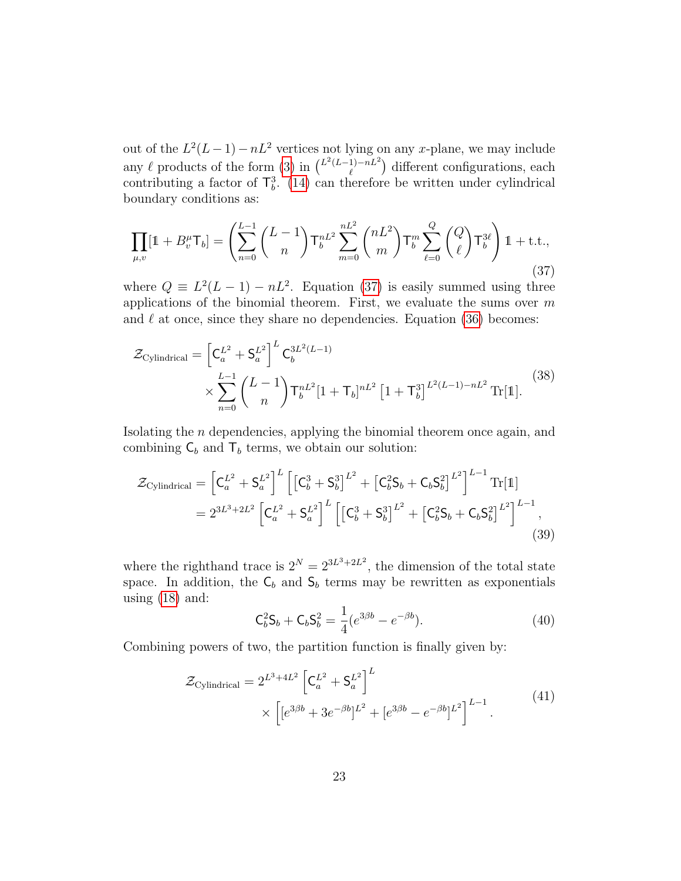out of the $L^2(L-1) - nL^2$ vertices not lying on any $x$-plane, we may include any $\ell$ products of the form (3) in $\binom{L^2(L-1)-nL^2}{\ell}$ different configurations, each contributing a factor of $\mathsf{T}_b^3$. (14) can therefore be written under cylindrical boundary conditions as:

$$
\prod_{\mu,v}[\mathbb{1} + B_v^\mu \mathsf{T}_b] = \left( \sum_{n=0}^{L-1} \binom{L-1}{n} \mathsf{T}_b^{nL^2} \sum_{m=0}^{nL^2} \binom{nL^2}{m} \mathsf{T}_b^m \sum_{\ell=0}^{Q} \binom{Q}{\ell} \mathsf{T}_b^{3\ell} \right) \mathbb{1} + \text{t.t.}, \tag{37}
$$

where $Q \equiv L^2(L-1) - nL^2$. Equation (37) is easily summed using three applications of the binomial theorem. First, we evaluate the sums over $m$ and $\ell$ at once, since they share no dependencies. Equation (36) becomes:

$$
\begin{aligned}
\mathcal{Z}_{\text{Cylindrical}} = &\left[ \mathsf{C}_a^{L^2} + \mathsf{S}_a^{L^2} \right]^L \mathsf{C}_b^{3L^2(L-1)} \\
&\times \sum_{n=0}^{L-1} \binom{L-1}{n} \mathsf{T}_b^{nL^2} [1 + \mathsf{T}_b]^{nL^2} \left[ 1 + \mathsf{T}_b^3 \right]^{L^2(L-1)-nL^2} \text{Tr}[\mathbb{1}].
\end{aligned}
\tag{38}
$$

Isolating the $n$ dependencies, applying the binomial theorem once again, and combining $\mathsf{C}_b$ and $\mathsf{T}_b$ terms, we obtain our solution:

$$
\begin{aligned}
\mathcal{Z}_{\text{Cylindrical}} &= \left[ \mathsf{C}_a^{L^2} + \mathsf{S}_a^{L^2} \right]^L \left[ \left[ \mathsf{C}_b^3 + \mathsf{S}_b^3 \right]^{L^2} + \left[ \mathsf{C}_b^2 \mathsf{S}_b + \mathsf{C}_b \mathsf{S}_b^2 \right]^{L^2} \right]^{L-1} \text{Tr}[\mathbb{1}] \\
&= 2^{3L^3+2L^2} \left[ \mathsf{C}_a^{L^2} + \mathsf{S}_a^{L^2} \right]^L \left[ \left[ \mathsf{C}_b^3 + \mathsf{S}_b^3 \right]^{L^2} + \left[ \mathsf{C}_b^2 \mathsf{S}_b + \mathsf{C}_b \mathsf{S}_b^2 \right]^{L^2} \right]^{L-1},
\end{aligned}
\tag{39}
$$

where the righthand trace is $2^N = 2^{3L^3+2L^2}$, the dimension of the total state space. In addition, the $\mathsf{C}_b$ and $\mathsf{S}_b$ terms may be rewritten as exponentials using (18) and:

$$
\mathsf{C}_b^2 \mathsf{S}_b + \mathsf{C}_b \mathsf{S}_b^2 = \frac{1}{4}(e^{3\beta b} - e^{-\beta b}). \tag{40}
$$

Combining powers of two, the partition function is finally given by:

$$
\begin{aligned}
\mathcal{Z}_{\text{Cylindrical}} = &\, 2^{L^3+4L^2} \left[ \mathsf{C}_a^{L^2} + \mathsf{S}_a^{L^2} \right]^L \\
&\times \left[ [e^{3\beta b} + 3e^{-\beta b}]^{L^2} + [e^{3\beta b} - e^{-\beta b}]^{L^2} \right]^{L-1}.
\end{aligned}
\tag{41}
$$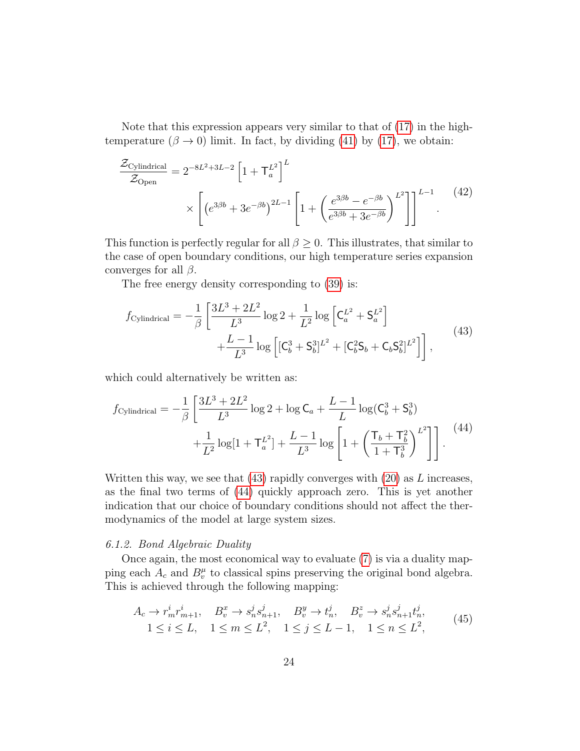Note that this expression appears very similar to that of (17) in the high-temperature ($\beta \to 0$) limit. In fact, by dividing (41) by (17), we obtain:

$$
\begin{aligned}
\frac{\mathcal{Z}_{\text{Cylindrical}}}{\mathcal{Z}_{\text{Open}}} = 2^{-8L^2+3L-2} \left[1 + \mathsf{T}_a^{L^2}\right]^L \\
\times \left[ \left(e^{3\beta b} + 3e^{-\beta b}\right)^{2L-1} \left[1 + \left(\frac{e^{3\beta b} - e^{-\beta b}}{e^{3\beta b} + 3e^{-\beta b}}\right)^{L^2}\right]\right]^{L-1}.
\end{aligned}
\tag{42}
$$

This function is perfectly regular for all $\beta \geq 0$. This illustrates, that similar to the case of open boundary conditions, our high temperature series expansion converges for all $\beta$.

The free energy density corresponding to (39) is:

$$
\begin{aligned}
f_{\text{Cylindrical}} = -\frac{1}{\beta}\Bigg[\frac{3L^3+2L^2}{L^3}\log 2 + \frac{1}{L^2}\log\left[\mathsf{C}_a^{L^2} + \mathsf{S}_a^{L^2}\right] \\
+ \frac{L-1}{L^3}\log\left[[\mathsf{C}_b^3 + \mathsf{S}_b^3]^{L^2} + [\mathsf{C}_b^2\mathsf{S}_b + \mathsf{C}_b\mathsf{S}_b^2]^{L^2}\right]\Bigg],
\end{aligned}
\tag{43}
$$

which could alternatively be written as:

$$
\begin{aligned}
f_{\text{Cylindrical}} = -\frac{1}{\beta}\Bigg[\frac{3L^3+2L^2}{L^3}\log 2 + \log \mathsf{C}_a + \frac{L-1}{L}\log(\mathsf{C}_b^3 + \mathsf{S}_b^3) \\
+ \frac{1}{L^2}\log[1 + \mathsf{T}_a^{L^2}] + \frac{L-1}{L^3}\log\left[1 + \left(\frac{\mathsf{T}_b + \mathsf{T}_b^2}{1 + \mathsf{T}_b^3}\right)^{L^2}\right]\Bigg].
\end{aligned}
\tag{44}
$$

Written this way, we see that (43) rapidly converges with (20) as $L$ increases, as the final two terms of (44) quickly approach zero. This is yet another indication that our choice of boundary conditions should not affect the thermodynamics of the model at large system sizes.

#### 6.1.2. Bond Algebraic Duality

Once again, the most economical way to evaluate (7) is via a duality mapping each $A_c$ and $B_v^\mu$ to classical spins preserving the original bond algebra. This is achieved through the following mapping:

$$
\begin{aligned}
A_c \to r_m^i r_{m+1}^i, \quad B_v^x \to s_n^j s_{n+1}^j, \quad B_v^y \to t_n^j, \quad B_v^z \to s_n^j s_{n+1}^j t_n^j, \\
1 \leq i \leq L, \quad 1 \leq m \leq L^2, \quad 1 \leq j \leq L-1, \quad 1 \leq n \leq L^2,
\end{aligned}
\tag{45}
$$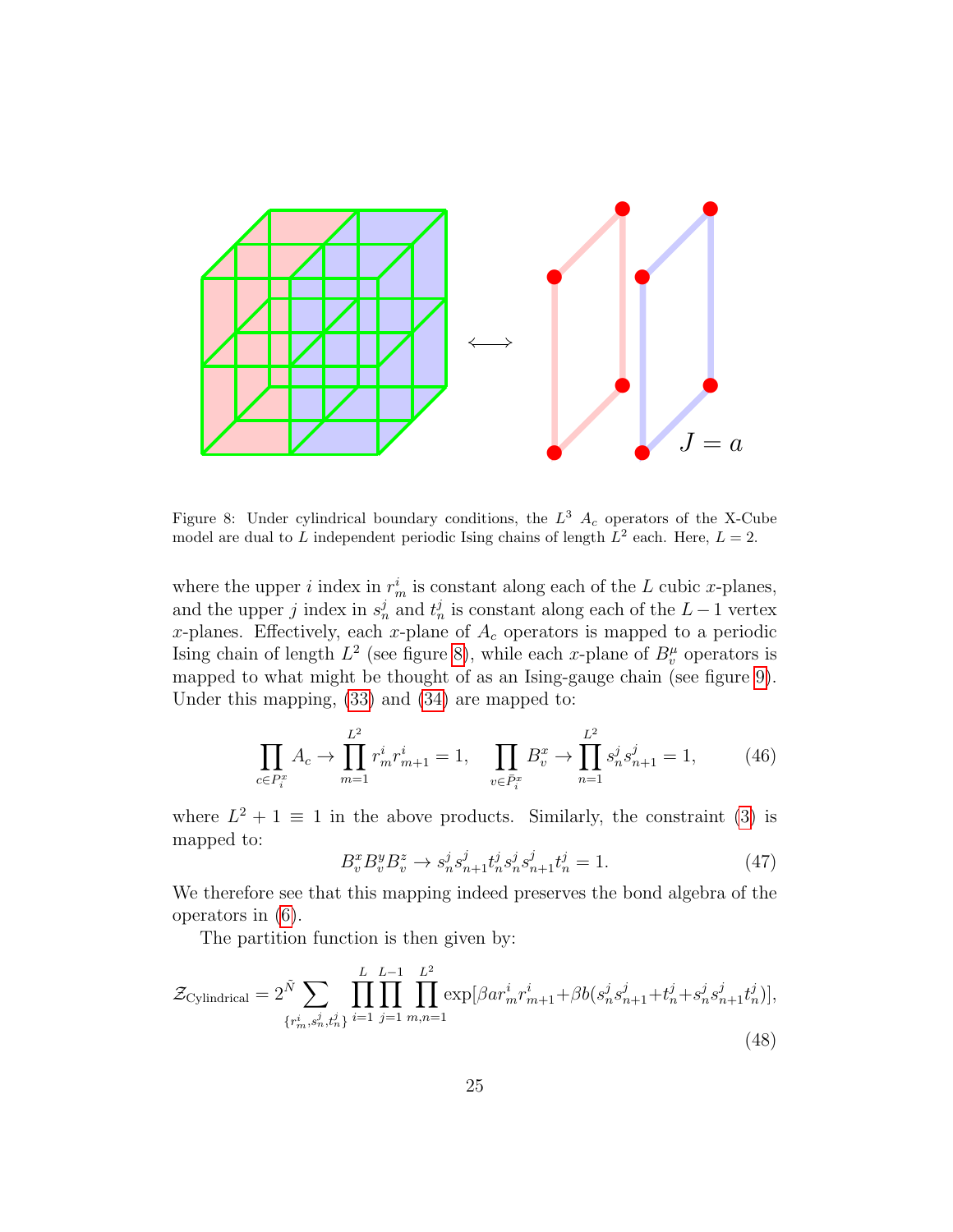Figure 8: Under cylindrical boundary conditions, the $L^3$ $A_c$ operators of the X-Cube model are dual to $L$ independent periodic Ising chains of length $L^2$ each. Here, $L = 2$.

where the upper $i$ index in $r^i_m$ is constant along each of the $L$ cubic $x$-planes, and the upper $j$ index in $s^j_n$ and $t^j_n$ is constant along each of the $L-1$ vertex $x$-planes. Effectively, each $x$-plane of $A_c$ operators is mapped to a periodic Ising chain of length $L^2$ (see figure 8), while each $x$-plane of $B^\mu_v$ operators is mapped to what might be thought of as an Ising-gauge chain (see figure 9). Under this mapping, (33) and (34) are mapped to:

$$\prod_{c \in P^x_i} A_c \to \prod_{m=1}^{L^2} r^i_m r^i_{m+1} = 1, \quad \prod_{v \in \bar{P}^x_i} B^x_v \to \prod_{n=1}^{L^2} s^j_n s^j_{n+1} = 1, \tag{46}$$

where $L^2 + 1 \equiv 1$ in the above products. Similarly, the constraint (3) is mapped to:

$$B^x_v B^y_v B^z_v \to s^j_n s^j_{n+1} t^j_n s^j_n s^j_{n+1} t^j_n = 1. \tag{47}$$

We therefore see that this mapping indeed preserves the bond algebra of the operators in (6).

The partition function is then given by:

$$\mathcal{Z}_{\text{Cylindrical}} = 2^{\tilde{N}} \sum_{\{r^i_m, s^j_n, t^j_n\}} \prod_{i=1}^{L} \prod_{j=1}^{L-1} \prod_{m,n=1}^{L^2} \exp[\beta a r^i_m r^i_{m+1} + \beta b (s^j_n s^j_{n+1} + t^j_n + s^j_n s^j_{n+1} t^j_n)], \tag{48}$$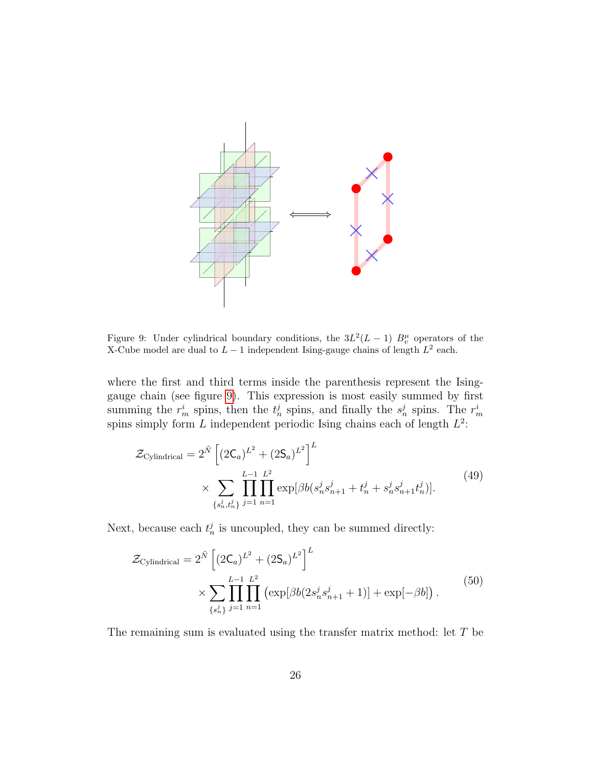Figure 9: Under cylindrical boundary conditions, the $3L^2(L-1)$ $B_v^\mu$ operators of the X-Cube model are dual to $L-1$ independent Ising-gauge chains of length $L^2$ each.

where the first and third terms inside the parenthesis represent the Ising-gauge chain (see figure 9). This expression is most easily summed by first summing the $r_m^i$ spins, then the $t_n^j$ spins, and finally the $s_n^j$ spins. The $r_m^i$ spins simply form $L$ independent periodic Ising chains each of length $L^2$:

$$\mathcal{Z}_{\text{Cylindrical}} = 2^{\tilde{N}} \left[ (2\mathsf{C}_a)^{L^2} + (2\mathsf{S}_a)^{L^2} \right]^L \times \sum_{\{s_n^j, t_n^j\}} \prod_{j=1}^{L-1} \prod_{n=1}^{L^2} \exp[\beta b(s_n^j s_{n+1}^j + t_n^j + s_n^j s_{n+1}^j t_n^j)]. \tag{49}$$

Next, because each $t_n^j$ is uncoupled, they can be summed directly:

$$\mathcal{Z}_{\text{Cylindrical}} = 2^{\tilde{N}} \left[ (2\mathsf{C}_a)^{L^2} + (2\mathsf{S}_a)^{L^2} \right]^L \times \sum_{\{s_n^j\}} \prod_{j=1}^{L-1} \prod_{n=1}^{L^2} \left( \exp[\beta b(2s_n^j s_{n+1}^j + 1)] + \exp[-\beta b] \right). \tag{50}$$

The remaining sum is evaluated using the transfer matrix method: let $T$ be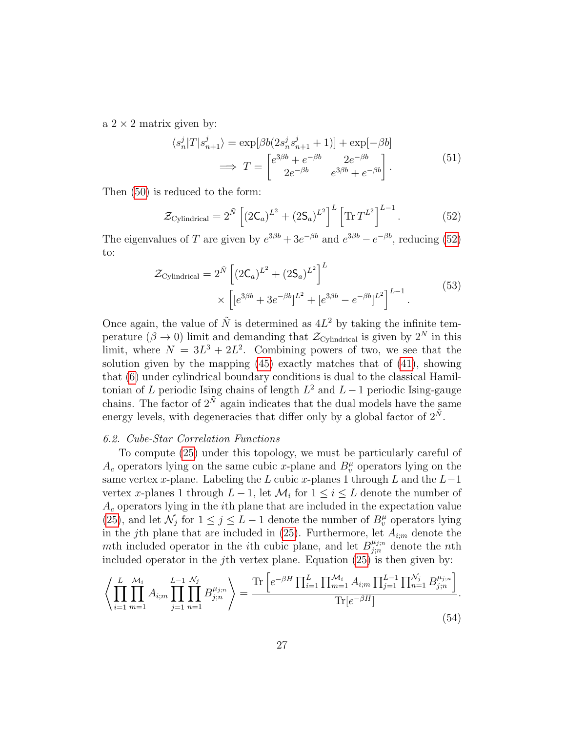a $2 \times 2$ matrix given by:

$$
\begin{aligned}
\langle s_n^j | T | s_{n+1}^j \rangle &= \exp[\beta b(2 s_n^j s_{n+1}^j + 1)] + \exp[-\beta b] \\
&\implies T = \begin{bmatrix} e^{3\beta b} + e^{-\beta b} & 2e^{-\beta b} \\ 2e^{-\beta b} & e^{3\beta b} + e^{-\beta b} \end{bmatrix}.
\end{aligned}
\tag{51}
$$

Then (50) is reduced to the form:

$$
\mathcal{Z}_{\text{Cylindrical}} = 2^{\tilde{N}} \left[ (2\mathsf{C}_a)^{L^2} + (2\mathsf{S}_a)^{L^2} \right]^L \left[ \operatorname{Tr} T^{L^2} \right]^{L-1}. \tag{52}
$$

The eigenvalues of $T$ are given by $e^{3\beta b} + 3e^{-\beta b}$ and $e^{3\beta b} - e^{-\beta b}$, reducing (52) to:

$$
\begin{aligned}
\mathcal{Z}_{\text{Cylindrical}} = 2^{\tilde{N}} &\left[ (2\mathsf{C}_a)^{L^2} + (2\mathsf{S}_a)^{L^2} \right]^L \\
&\times \left[ [e^{3\beta b} + 3e^{-\beta b}]^{L^2} + [e^{3\beta b} - e^{-\beta b}]^{L^2} \right]^{L-1}.
\end{aligned}
\tag{53}
$$

Once again, the value of $\tilde{N}$ is determined as $4L^2$ by taking the infinite temperature ($\beta \to 0$) limit and demanding that $\mathcal{Z}_{\text{Cylindrical}}$ is given by $2^N$ in this limit, where $N = 3L^3 + 2L^2$. Combining powers of two, we see that the solution given by the mapping (45) exactly matches that of (41), showing that (6) under cylindrical boundary conditions is dual to the classical Hamiltonian of $L$ periodic Ising chains of length $L^2$ and $L-1$ periodic Ising-gauge chains. The factor of $2^{\tilde{N}}$ again indicates that the dual models have the same energy levels, with degeneracies that differ only by a global factor of $2^{\tilde{N}}$.

### *6.2. Cube-Star Correlation Functions*

To compute (25) under this topology, we must be particularly careful of $A_c$ operators lying on the same cubic $x$-plane and $B_v^\mu$ operators lying on the same vertex $x$-plane. Labeling the $L$ cubic $x$-planes 1 through $L$ and the $L-1$ vertex $x$-planes 1 through $L-1$, let $\mathcal{M}_i$ for $1 \leq i \leq L$ denote the number of $A_c$ operators lying in the $i$th plane that are included in the expectation value (25), and let $\mathcal{N}_j$ for $1 \leq j \leq L-1$ denote the number of $B_v^\mu$ operators lying in the $j$th plane that are included in (25). Furthermore, let $A_{i;m}$ denote the $m$th included operator in the $i$th cubic plane, and let $B_{j;n}^{\mu_{j;n}}$ denote the $n$th included operator in the $j$th vertex plane. Equation (25) is then given by:

$$
\left\langle \prod_{i=1}^{L} \prod_{m=1}^{\mathcal{M}_i} A_{i;m} \prod_{j=1}^{L-1} \prod_{n=1}^{\mathcal{N}_j} B_{j;n}^{\mu_{j;n}} \right\rangle = \frac{\operatorname{Tr}\left[ e^{-\beta H} \prod_{i=1}^{L} \prod_{m=1}^{\mathcal{M}_i} A_{i;m} \prod_{j=1}^{L-1} \prod_{n=1}^{\mathcal{N}_j} B_{j;n}^{\mu_{j;n}} \right]}{\operatorname{Tr}[e^{-\beta H}]}.
\tag{54}
$$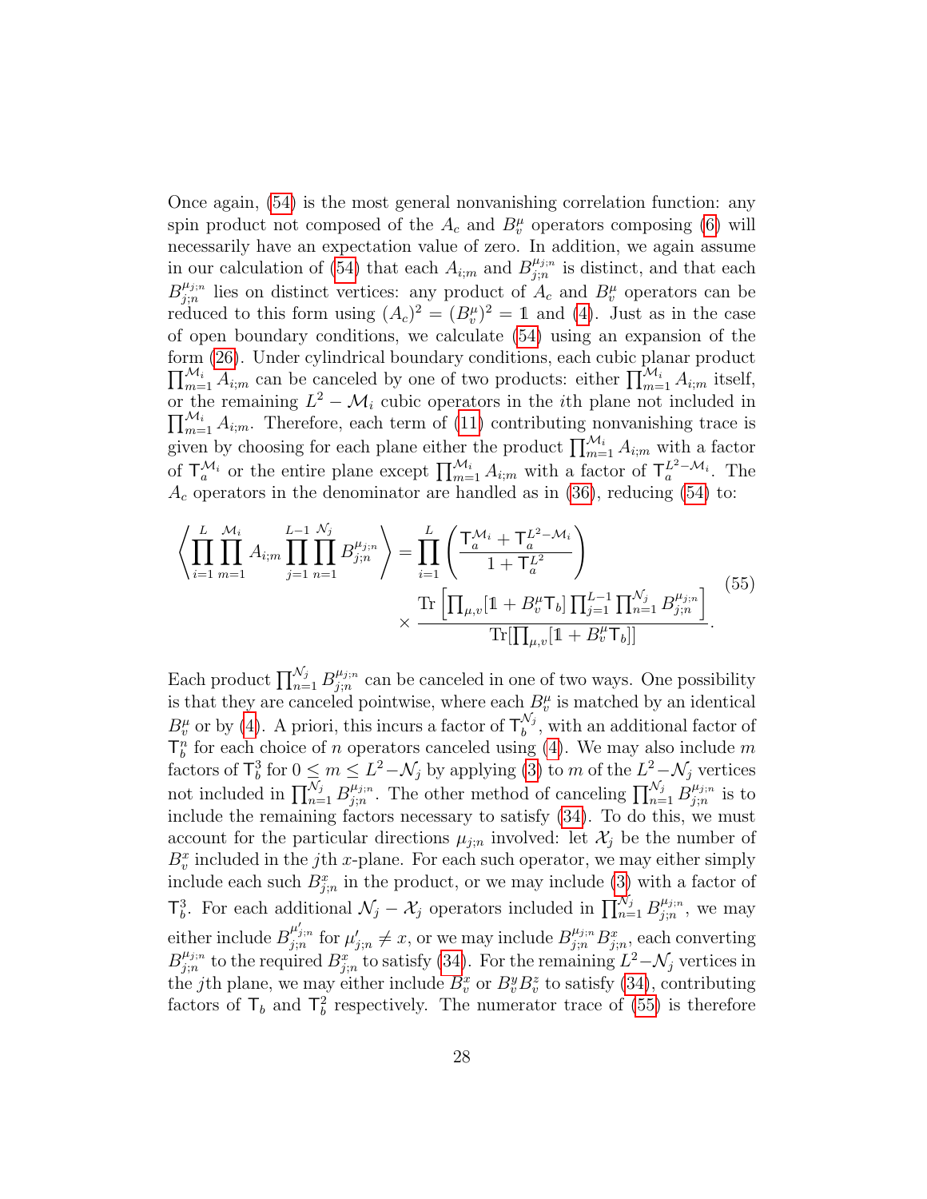Once again, (54) is the most general nonvanishing correlation function: any spin product not composed of the $A_c$ and $B_v^\mu$ operators composing (6) will necessarily have an expectation value of zero. In addition, we again assume in our calculation of (54) that each $A_{i;m}$ and $B_{j;n}^{\mu_{j;n}}$ is distinct, and that each $B_{j;n}^{\mu_{j;n}}$ lies on distinct vertices: any product of $A_c$ and $B_v^\mu$ operators can be reduced to this form using $(A_c)^2 = (B_v^\mu)^2 = \mathbb{1}$ and (4). Just as in the case of open boundary conditions, we calculate (54) using an expansion of the form (26). Under cylindrical boundary conditions, each cubic planar product $\prod_{m=1}^{\mathcal{M}_i} A_{i;m}$ can be canceled by one of two products: either $\prod_{m=1}^{\mathcal{M}_i} A_{i;m}$ itself, or the remaining $L^2 - \mathcal{M}_i$ cubic operators in the $i$th plane not included in $\prod_{m=1}^{\mathcal{M}_i} A_{i;m}$. Therefore, each term of (11) contributing nonvanishing trace is given by choosing for each plane either the product $\prod_{m=1}^{\mathcal{M}_i} A_{i;m}$ with a factor of $\mathsf{T}_a^{\mathcal{M}_i}$ or the entire plane except $\prod_{m=1}^{\mathcal{M}_i} A_{i;m}$ with a factor of $\mathsf{T}_a^{L^2-\mathcal{M}_i}$. The $A_c$ operators in the denominator are handled as in (36), reducing (54) to:

$$
\left\langle \prod_{i=1}^{L}\prod_{m=1}^{\mathcal{M}_i} A_{i;m} \prod_{j=1}^{L-1}\prod_{n=1}^{\mathcal{N}_j} B_{j;n}^{\mu_{j;n}} \right\rangle = \prod_{i=1}^{L}\left(\frac{\mathsf{T}_a^{\mathcal{M}_i} + \mathsf{T}_a^{L^2-\mathcal{M}_i}}{1+\mathsf{T}_a^{L^2}}\right) \times \frac{\mathrm{Tr}\left[\prod_{\mu,v}[\mathbb{1} + B_v^\mu \mathsf{T}_b] \prod_{j=1}^{L-1}\prod_{n=1}^{\mathcal{N}_j} B_{j;n}^{\mu_{j;n}}\right]}{\mathrm{Tr}[\prod_{\mu,v}[\mathbb{1} + B_v^\mu \mathsf{T}_b]]}. \tag{55}
$$

Each product $\prod_{n=1}^{\mathcal{N}_j} B_{j;n}^{\mu_{j;n}}$ can be canceled in one of two ways. One possibility is that they are canceled pointwise, where each $B_v^\mu$ is matched by an identical $B_v^\mu$ or by (4). A priori, this incurs a factor of $\mathsf{T}_b^{\mathcal{N}_j}$, with an additional factor of $\mathsf{T}_b^n$ for each choice of $n$ operators canceled using (4). We may also include $m$ factors of $\mathsf{T}_b^3$ for $0 \le m \le L^2 - \mathcal{N}_j$ by applying (3) to $m$ of the $L^2 - \mathcal{N}_j$ vertices not included in $\prod_{n=1}^{\mathcal{N}_j} B_{j;n}^{\mu_{j;n}}$. The other method of canceling $\prod_{n=1}^{\mathcal{N}_j} B_{j;n}^{\mu_{j;n}}$ is to include the remaining factors necessary to satisfy (34). To do this, we must account for the particular directions $\mu_{j;n}$ involved: let $\mathcal{X}_j$ be the number of $B_v^x$ included in the $j$th $x$-plane. For each such operator, we may either simply include each such $B_{j;n}^x$ in the product, or we may include (3) with a factor of $\mathsf{T}_b^3$. For each additional $\mathcal{N}_j - \mathcal{X}_j$ operators included in $\prod_{n=1}^{\mathcal{N}_j} B_{j;n}^{\mu_{j;n}}$, we may either include $B_{j;n}^{\mu'_{j;n}}$ for $\mu'_{j;n} \neq x$, or we may include $B_{j;n}^{\mu_{j;n}} B_{j;n}^x$, each converting $B_{j;n}^{\mu_{j;n}}$ to the required $B_{j;n}^x$ to satisfy (34). For the remaining $L^2 - \mathcal{N}_j$ vertices in the $j$th plane, we may either include $B_v^x$ or $B_v^y B_v^z$ to satisfy (34), contributing factors of $\mathsf{T}_b$ and $\mathsf{T}_b^2$ respectively. The numerator trace of (55) is therefore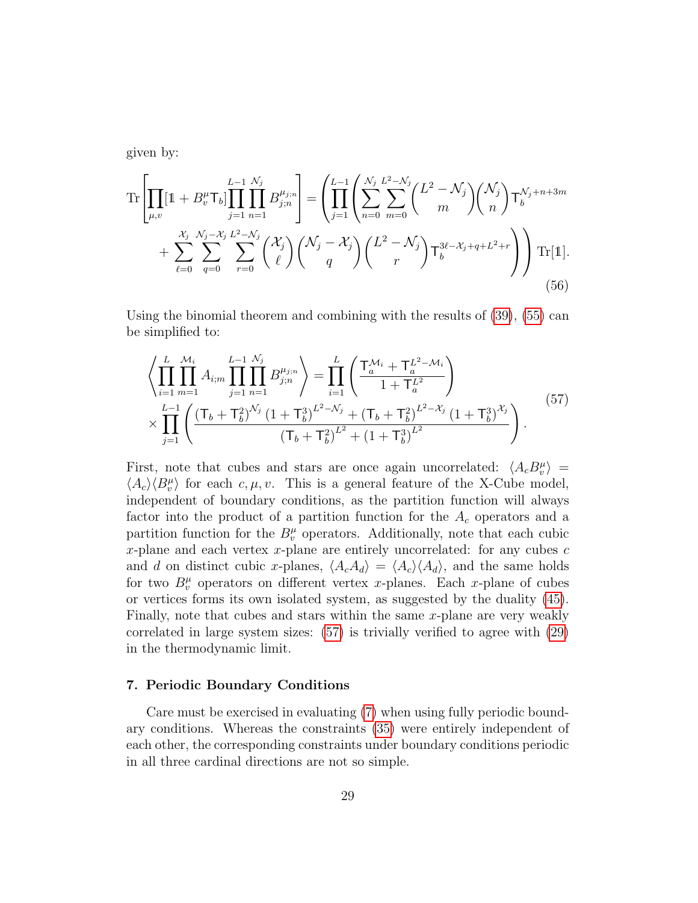given by:

$$
\begin{aligned}
\mathrm{Tr}\left[\prod_{\mu,v}[\mathbb{1} + B_v^\mu \mathsf{T}_b]\prod_{j=1}^{L-1}\prod_{n=1}^{\mathcal{N}_j} B_{j;n}^{\mu_{j;n}}\right] &= \left(\prod_{j=1}^{L-1}\left(\sum_{n=0}^{\mathcal{N}_j}\sum_{m=0}^{L^2-\mathcal{N}_j}\binom{L^2-\mathcal{N}_j}{m}\binom{\mathcal{N}_j}{n}\mathsf{T}_b^{\mathcal{N}_j+n+3m}\right.\right. \\
&\left.\left. + \sum_{\ell=0}^{\mathcal{X}_j}\sum_{q=0}^{\mathcal{N}_j-\mathcal{X}_j}\sum_{r=0}^{L^2-\mathcal{N}_j}\binom{\mathcal{X}_j}{\ell}\binom{\mathcal{N}_j-\mathcal{X}_j}{q}\binom{L^2-\mathcal{N}_j}{r}\mathsf{T}_b^{3\ell-\mathcal{X}_j+q+L^2+r}\right)\right)\mathrm{Tr}[\mathbb{1}].
\end{aligned}
\tag{56}
$$

Using the binomial theorem and combining with the results of (39), (55) can be simplified to:

$$
\begin{aligned}
\left\langle\prod_{i=1}^{L}\prod_{m=1}^{\mathcal{M}_i}A_{i;m}\prod_{j=1}^{L-1}\prod_{n=1}^{\mathcal{N}_j}B_{j;n}^{\mu_{j;n}}\right\rangle &= \prod_{i=1}^{L}\left(\frac{\mathsf{T}_a^{\mathcal{M}_i}+\mathsf{T}_a^{L^2-\mathcal{M}_i}}{1+\mathsf{T}_a^{L^2}}\right) \\
\times\prod_{j=1}^{L-1}&\left(\frac{(\mathsf{T}_b+\mathsf{T}_b^2)^{\mathcal{N}_j}(1+\mathsf{T}_b^3)^{L^2-\mathcal{N}_j}+(\mathsf{T}_b+\mathsf{T}_b^2)^{L^2-\mathcal{X}_j}(1+\mathsf{T}_b^3)^{\mathcal{X}_j}}{(\mathsf{T}_b+\mathsf{T}_b^2)^{L^2}+(1+\mathsf{T}_b^3)^{L^2}}\right).
\end{aligned}
\tag{57}
$$

First, note that cubes and stars are once again uncorrelated: $\langle A_c B_v^\mu\rangle = \langle A_c\rangle\langle B_v^\mu\rangle$ for each $c, \mu, v$. This is a general feature of the X-Cube model, independent of boundary conditions, as the partition function will always factor into the product of a partition function for the $A_c$ operators and a partition function for the $B_v^\mu$ operators. Additionally, note that each cubic $x$-plane and each vertex $x$-plane are entirely uncorrelated: for any cubes $c$ and $d$ on distinct cubic $x$-planes, $\langle A_c A_d\rangle = \langle A_c\rangle\langle A_d\rangle$, and the same holds for two $B_v^\mu$ operators on different vertex $x$-planes. Each $x$-plane of cubes or vertices forms its own isolated system, as suggested by the duality (45). Finally, note that cubes and stars within the same $x$-plane are very weakly correlated in large system sizes: (57) is trivially verified to agree with (29) in the thermodynamic limit.

## 7. Periodic Boundary Conditions

Care must be exercised in evaluating (7) when using fully periodic boundary conditions. Whereas the constraints (35) were entirely independent of each other, the corresponding constraints under boundary conditions periodic in all three cardinal directions are not so simple.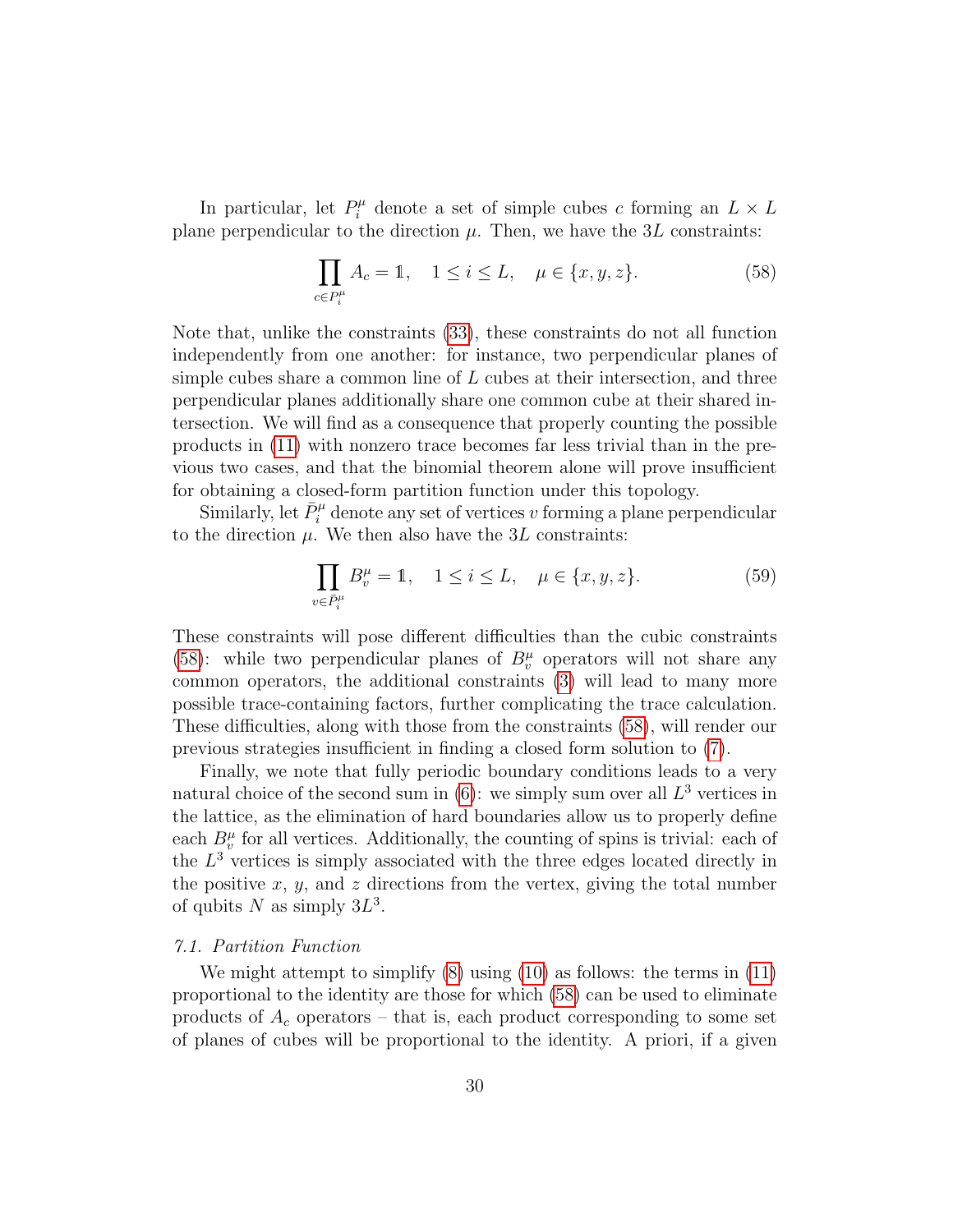In particular, let $P_i^\mu$ denote a set of simple cubes $c$ forming an $L \times L$ plane perpendicular to the direction $\mu$. Then, we have the $3L$ constraints:

$$\prod_{c \in P_i^\mu} A_c = \mathbb{1}, \quad 1 \leq i \leq L, \quad \mu \in \{x, y, z\}. \tag{58}$$

Note that, unlike the constraints (33), these constraints do not all function independently from one another: for instance, two perpendicular planes of simple cubes share a common line of $L$ cubes at their intersection, and three perpendicular planes additionally share one common cube at their shared intersection. We will find as a consequence that properly counting the possible products in (11) with nonzero trace becomes far less trivial than in the previous two cases, and that the binomial theorem alone will prove insufficient for obtaining a closed-form partition function under this topology.

Similarly, let $\bar{P}_i^\mu$ denote any set of vertices $v$ forming a plane perpendicular to the direction $\mu$. We then also have the $3L$ constraints:

$$\prod_{v \in \bar{P}_i^\mu} B_v^\mu = \mathbb{1}, \quad 1 \leq i \leq L, \quad \mu \in \{x, y, z\}. \tag{59}$$

These constraints will pose different difficulties than the cubic constraints (58): while two perpendicular planes of $B_v^\mu$ operators will not share any common operators, the additional constraints (3) will lead to many more possible trace-containing factors, further complicating the trace calculation. These difficulties, along with those from the constraints (58), will render our previous strategies insufficient in finding a closed form solution to (7).

Finally, we note that fully periodic boundary conditions leads to a very natural choice of the second sum in (6): we simply sum over all $L^3$ vertices in the lattice, as the elimination of hard boundaries allow us to properly define each $B_v^\mu$ for all vertices. Additionally, the counting of spins is trivial: each of the $L^3$ vertices is simply associated with the three edges located directly in the positive $x$, $y$, and $z$ directions from the vertex, giving the total number of qubits $N$ as simply $3L^3$.

### *7.1. Partition Function*

We might attempt to simplify (8) using (10) as follows: the terms in (11) proportional to the identity are those for which (58) can be used to eliminate products of $A_c$ operators – that is, each product corresponding to some set of planes of cubes will be proportional to the identity. A priori, if a given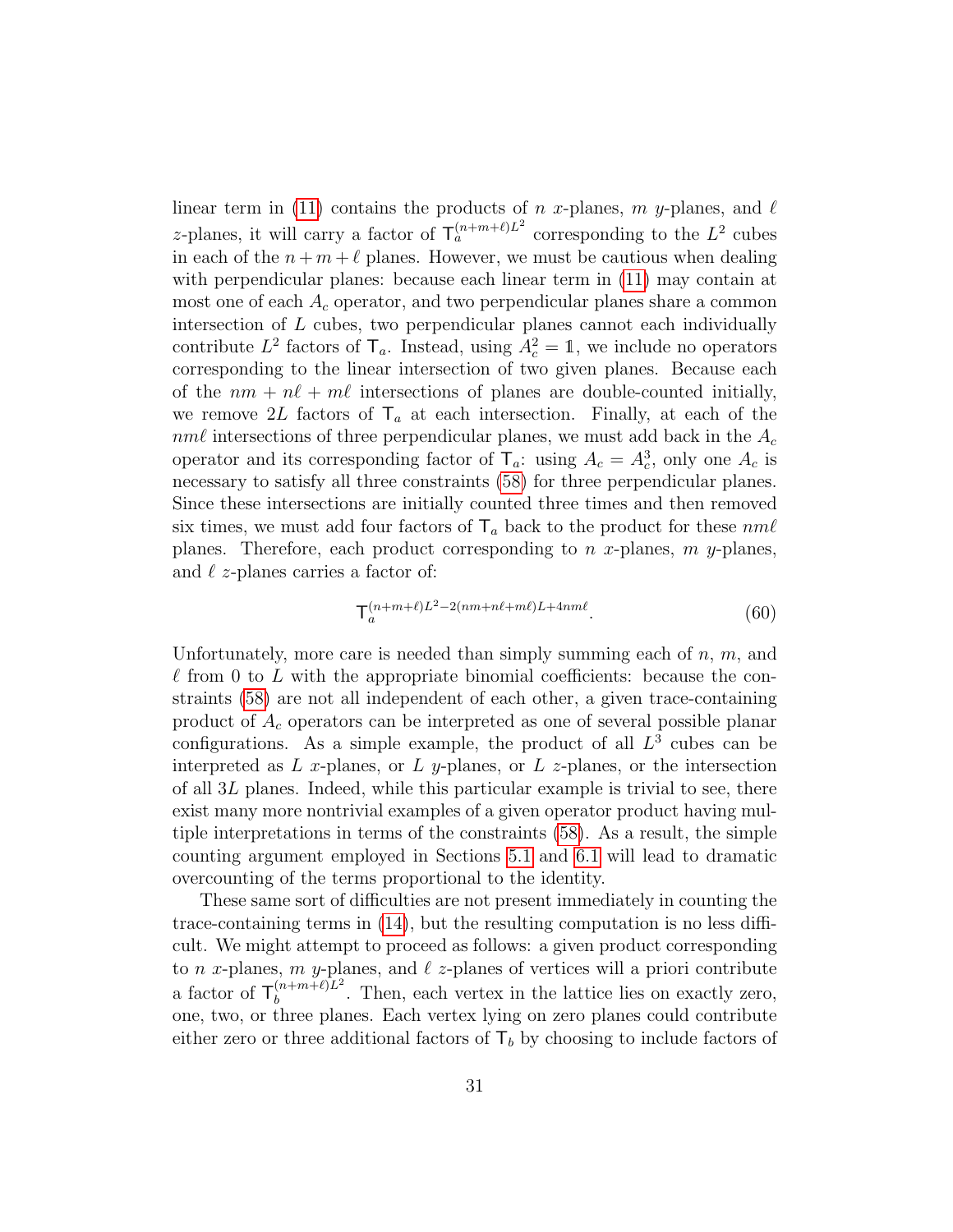linear term in (11) contains the products of $n$ $x$-planes, $m$ $y$-planes, and $\ell$ $z$-planes, it will carry a factor of $\mathsf{T}_a^{(n+m+\ell)L^2}$ corresponding to the $L^2$ cubes in each of the $n+m+\ell$ planes. However, we must be cautious when dealing with perpendicular planes: because each linear term in (11) may contain at most one of each $A_c$ operator, and two perpendicular planes share a common intersection of $L$ cubes, two perpendicular planes cannot each individually contribute $L^2$ factors of $\mathsf{T}_a$. Instead, using $A_c^2 = \mathbb{1}$, we include no operators corresponding to the linear intersection of two given planes. Because each of the $nm + n\ell + m\ell$ intersections of planes are double-counted initially, we remove $2L$ factors of $\mathsf{T}_a$ at each intersection. Finally, at each of the $nm\ell$ intersections of three perpendicular planes, we must add back in the $A_c$ operator and its corresponding factor of $\mathsf{T}_a$: using $A_c = A_c^3$, only one $A_c$ is necessary to satisfy all three constraints (58) for three perpendicular planes. Since these intersections are initially counted three times and then removed six times, we must add four factors of $\mathsf{T}_a$ back to the product for these $nm\ell$ planes. Therefore, each product corresponding to $n$ $x$-planes, $m$ $y$-planes, and $\ell$ $z$-planes carries a factor of:

$$\mathsf{T}_a^{(n+m+\ell)L^2 - 2(nm+n\ell+m\ell)L + 4nm\ell}. \tag{60}$$

Unfortunately, more care is needed than simply summing each of $n$, $m$, and $\ell$ from 0 to $L$ with the appropriate binomial coefficients: because the constraints (58) are not all independent of each other, a given trace-containing product of $A_c$ operators can be interpreted as one of several possible planar configurations. As a simple example, the product of all $L^3$ cubes can be interpreted as $L$ $x$-planes, or $L$ $y$-planes, or $L$ $z$-planes, or the intersection of all $3L$ planes. Indeed, while this particular example is trivial to see, there exist many more nontrivial examples of a given operator product having multiple interpretations in terms of the constraints (58). As a result, the simple counting argument employed in Sections 5.1 and 6.1 will lead to dramatic overcounting of the terms proportional to the identity.

These same sort of difficulties are not present immediately in counting the trace-containing terms in (14), but the resulting computation is no less difficult. We might attempt to proceed as follows: a given product corresponding to $n$ $x$-planes, $m$ $y$-planes, and $\ell$ $z$-planes of vertices will a priori contribute a factor of $\mathsf{T}_b^{(n+m+\ell)L^2}$. Then, each vertex in the lattice lies on exactly zero, one, two, or three planes. Each vertex lying on zero planes could contribute either zero or three additional factors of $\mathsf{T}_b$ by choosing to include factors of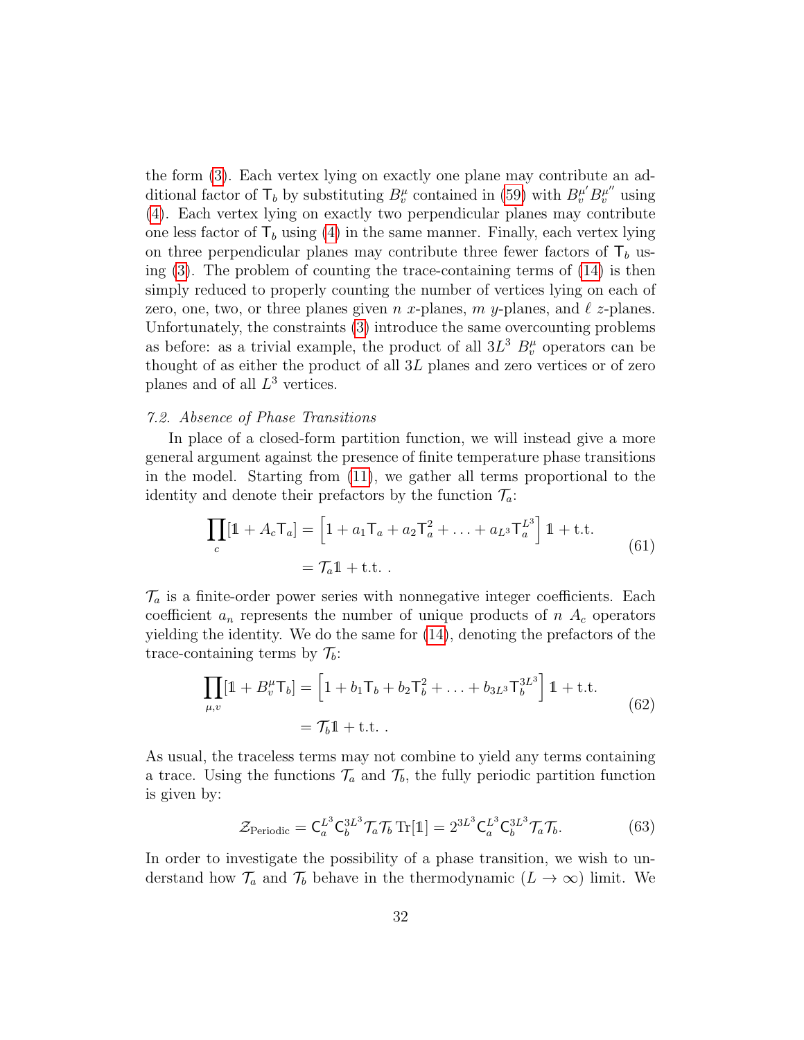the form (3). Each vertex lying on exactly one plane may contribute an additional factor of $\mathsf{T}_b$ by substituting $B_v^\mu$ contained in (59) with $B_v^{\mu'} B_v^{\mu''}$ using (4). Each vertex lying on exactly two perpendicular planes may contribute one less factor of $\mathsf{T}_b$ using (4) in the same manner. Finally, each vertex lying on three perpendicular planes may contribute three fewer factors of $\mathsf{T}_b$ using (3). The problem of counting the trace-containing terms of (14) is then simply reduced to properly counting the number of vertices lying on each of zero, one, two, or three planes given $n$ $x$-planes, $m$ $y$-planes, and $\ell$ $z$-planes. Unfortunately, the constraints (3) introduce the same overcounting problems as before: as a trivial example, the product of all $3L^3$ $B_v^\mu$ operators can be thought of as either the product of all $3L$ planes and zero vertices or of zero planes and of all $L^3$ vertices.

### 7.2. Absence of Phase Transitions

In place of a closed-form partition function, we will instead give a more general argument against the presence of finite temperature phase transitions in the model. Starting from (11), we gather all terms proportional to the identity and denote their prefactors by the function $\mathcal{T}_a$:

$$
\begin{aligned}
\prod_c [\mathbb{1} + A_c \mathsf{T}_a] &= \left[1 + a_1 \mathsf{T}_a + a_2 \mathsf{T}_a^2 + \ldots + a_{L^3} \mathsf{T}_a^{L^3}\right] \mathbb{1} + \text{t.t.} \\
&= \mathcal{T}_a \mathbb{1} + \text{t.t.}\ .
\end{aligned}
\tag{61}
$$

$\mathcal{T}_a$ is a finite-order power series with nonnegative integer coefficients. Each coefficient $a_n$ represents the number of unique products of $n$ $A_c$ operators yielding the identity. We do the same for (14), denoting the prefactors of the trace-containing terms by $\mathcal{T}_b$:

$$
\begin{aligned}
\prod_{\mu,v} [\mathbb{1} + B_v^\mu \mathsf{T}_b] &= \left[1 + b_1 \mathsf{T}_b + b_2 \mathsf{T}_b^2 + \ldots + b_{3L^3} \mathsf{T}_b^{3L^3}\right] \mathbb{1} + \text{t.t.} \\
&= \mathcal{T}_b \mathbb{1} + \text{t.t.}\ .
\end{aligned}
\tag{62}
$$

As usual, the traceless terms may not combine to yield any terms containing a trace. Using the functions $\mathcal{T}_a$ and $\mathcal{T}_b$, the fully periodic partition function is given by:

$$
\mathcal{Z}_{\text{Periodic}} = \mathsf{C}_a^{L^3} \mathsf{C}_b^{3L^3} \mathcal{T}_a \mathcal{T}_b \operatorname{Tr}[\mathbb{1}] = 2^{3L^3} \mathsf{C}_a^{L^3} \mathsf{C}_b^{3L^3} \mathcal{T}_a \mathcal{T}_b.
\tag{63}
$$

In order to investigate the possibility of a phase transition, we wish to understand how $\mathcal{T}_a$ and $\mathcal{T}_b$ behave in the thermodynamic ($L \to \infty$) limit. We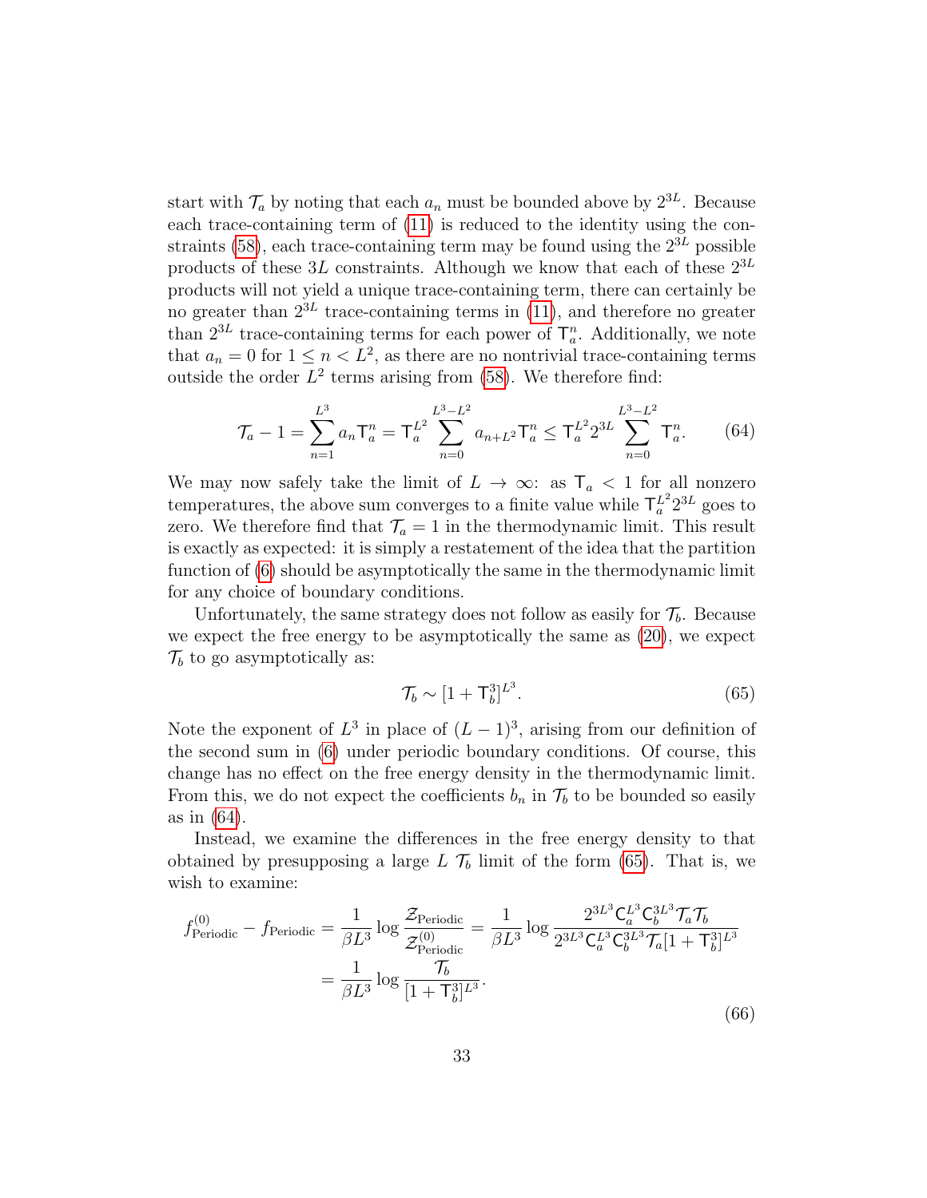start with $\mathcal{T}_a$ by noting that each $a_n$ must be bounded above by $2^{3L}$. Because each trace-containing term of (11) is reduced to the identity using the constraints (58), each trace-containing term may be found using the $2^{3L}$ possible products of these $3L$ constraints. Although we know that each of these $2^{3L}$ products will not yield a unique trace-containing term, there can certainly be no greater than $2^{3L}$ trace-containing terms in (11), and therefore no greater than $2^{3L}$ trace-containing terms for each power of $\mathsf{T}_a^n$. Additionally, we note that $a_n = 0$ for $1 \leq n < L^2$, as there are no nontrivial trace-containing terms outside the order $L^2$ terms arising from (58). We therefore find:

$$\mathcal{T}_a - 1 = \sum_{n=1}^{L^3} a_n \mathsf{T}_a^n = \mathsf{T}_a^{L^2} \sum_{n=0}^{L^3-L^2} a_{n+L^2} \mathsf{T}_a^n \leq \mathsf{T}_a^{L^2} 2^{3L} \sum_{n=0}^{L^3-L^2} \mathsf{T}_a^n. \tag{64}$$

We may now safely take the limit of $L \to \infty$: as $\mathsf{T}_a < 1$ for all nonzero temperatures, the above sum converges to a finite value while $\mathsf{T}_a^{L^2} 2^{3L}$ goes to zero. We therefore find that $\mathcal{T}_a = 1$ in the thermodynamic limit. This result is exactly as expected: it is simply a restatement of the idea that the partition function of (6) should be asymptotically the same in the thermodynamic limit for any choice of boundary conditions.

Unfortunately, the same strategy does not follow as easily for $\mathcal{T}_b$. Because we expect the free energy to be asymptotically the same as (20), we expect $\mathcal{T}_b$ to go asymptotically as:

$$\mathcal{T}_b \sim [1 + \mathsf{T}_b^3]^{L^3}. \tag{65}$$

Note the exponent of $L^3$ in place of $(L-1)^3$, arising from our definition of the second sum in (6) under periodic boundary conditions. Of course, this change has no effect on the free energy density in the thermodynamic limit. From this, we do not expect the coefficients $b_n$ in $\mathcal{T}_b$ to be bounded so easily as in (64).

Instead, we examine the differences in the free energy density to that obtained by presupposing a large $L$ $\mathcal{T}_b$ limit of the form (65). That is, we wish to examine:

$$\begin{aligned} f^{(0)}_{\text{Periodic}} - f_{\text{Periodic}} &= \frac{1}{\beta L^3} \log \frac{\mathcal{Z}_{\text{Periodic}}}{\mathcal{Z}^{(0)}_{\text{Periodic}}} = \frac{1}{\beta L^3} \log \frac{2^{3L^3} \mathsf{C}_a^{L^3} \mathsf{C}_b^{3L^3} \mathcal{T}_a \mathcal{T}_b}{2^{3L^3} \mathsf{C}_a^{L^3} \mathsf{C}_b^{3L^3} \mathcal{T}_a [1 + \mathsf{T}_b^3]^{L^3}} \\ &= \frac{1}{\beta L^3} \log \frac{\mathcal{T}_b}{[1 + \mathsf{T}_b^3]^{L^3}}. \end{aligned} \tag{66}$$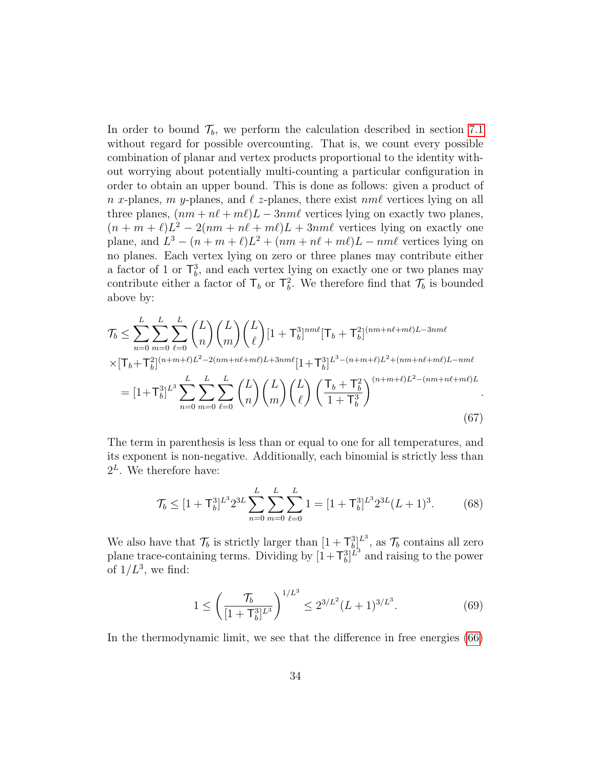In order to bound $\mathcal{T}_b$, we perform the calculation described in section 7.1 without regard for possible overcounting. That is, we count every possible combination of planar and vertex products proportional to the identity without worrying about potentially multi-counting a particular configuration in order to obtain an upper bound. This is done as follows: given a product of $n$ $x$-planes, $m$ $y$-planes, and $\ell$ $z$-planes, there exist $nm\ell$ vertices lying on all three planes, $(nm + n\ell + m\ell)L - 3nm\ell$ vertices lying on exactly two planes, $(n + m + \ell)L^2 - 2(nm + n\ell + m\ell)L + 3nm\ell$ vertices lying on exactly one plane, and $L^3 - (n + m + \ell)L^2 + (nm + n\ell + m\ell)L - nm\ell$ vertices lying on no planes. Each vertex lying on zero or three planes may contribute either a factor of 1 or $\mathsf{T}_b^3$, and each vertex lying on exactly one or two planes may contribute either a factor of $\mathsf{T}_b$ or $\mathsf{T}_b^2$. We therefore find that $\mathcal{T}_b$ is bounded above by:

$$
\begin{aligned}
\mathcal{T}_b \leq& \sum_{n=0}^{L}\sum_{m=0}^{L}\sum_{\ell=0}^{L}\binom{L}{n}\binom{L}{m}\binom{L}{\ell}[1+\mathsf{T}_b^3]^{nm\ell}[\mathsf{T}_b+\mathsf{T}_b^2]^{(nm+n\ell+m\ell)L-3nm\ell} \\
&\times[\mathsf{T}_b+\mathsf{T}_b^2]^{(n+m+\ell)L^2-2(nm+n\ell+m\ell)L+3nm\ell}[1+\mathsf{T}_b^3]^{L^3-(n+m+\ell)L^2+(nm+n\ell+m\ell)L-nm\ell} \\
&= [1+\mathsf{T}_b^3]^{L^3}\sum_{n=0}^{L}\sum_{m=0}^{L}\sum_{\ell=0}^{L}\binom{L}{n}\binom{L}{m}\binom{L}{\ell}\left(\frac{\mathsf{T}_b+\mathsf{T}_b^2}{1+\mathsf{T}_b^3}\right)^{(n+m+\ell)L^2-(nm+n\ell+m\ell)L}.
\end{aligned}
\tag{67}
$$

The term in parenthesis is less than or equal to one for all temperatures, and its exponent is non-negative. Additionally, each binomial is strictly less than $2^L$. We therefore have:

$$
\mathcal{T}_b \leq [1+\mathsf{T}_b^3]^{L^3}2^{3L}\sum_{n=0}^{L}\sum_{m=0}^{L}\sum_{\ell=0}^{L}1 = [1+\mathsf{T}_b^3]^{L^3}2^{3L}(L+1)^3. \tag{68}
$$

We also have that $\mathcal{T}_b$ is strictly larger than $[1+\mathsf{T}_b^3]^{L^3}$, as $\mathcal{T}_b$ contains all zero plane trace-containing terms. Dividing by $[1+\mathsf{T}_b^3]^{L^3}$ and raising to the power of $1/L^3$, we find:

$$
1 \leq \left(\frac{\mathcal{T}_b}{[1+\mathsf{T}_b^3]^{L^3}}\right)^{1/L^3} \leq 2^{3/L^2}(L+1)^{3/L^3}. \tag{69}
$$

In the thermodynamic limit, we see that the difference in free energies (66)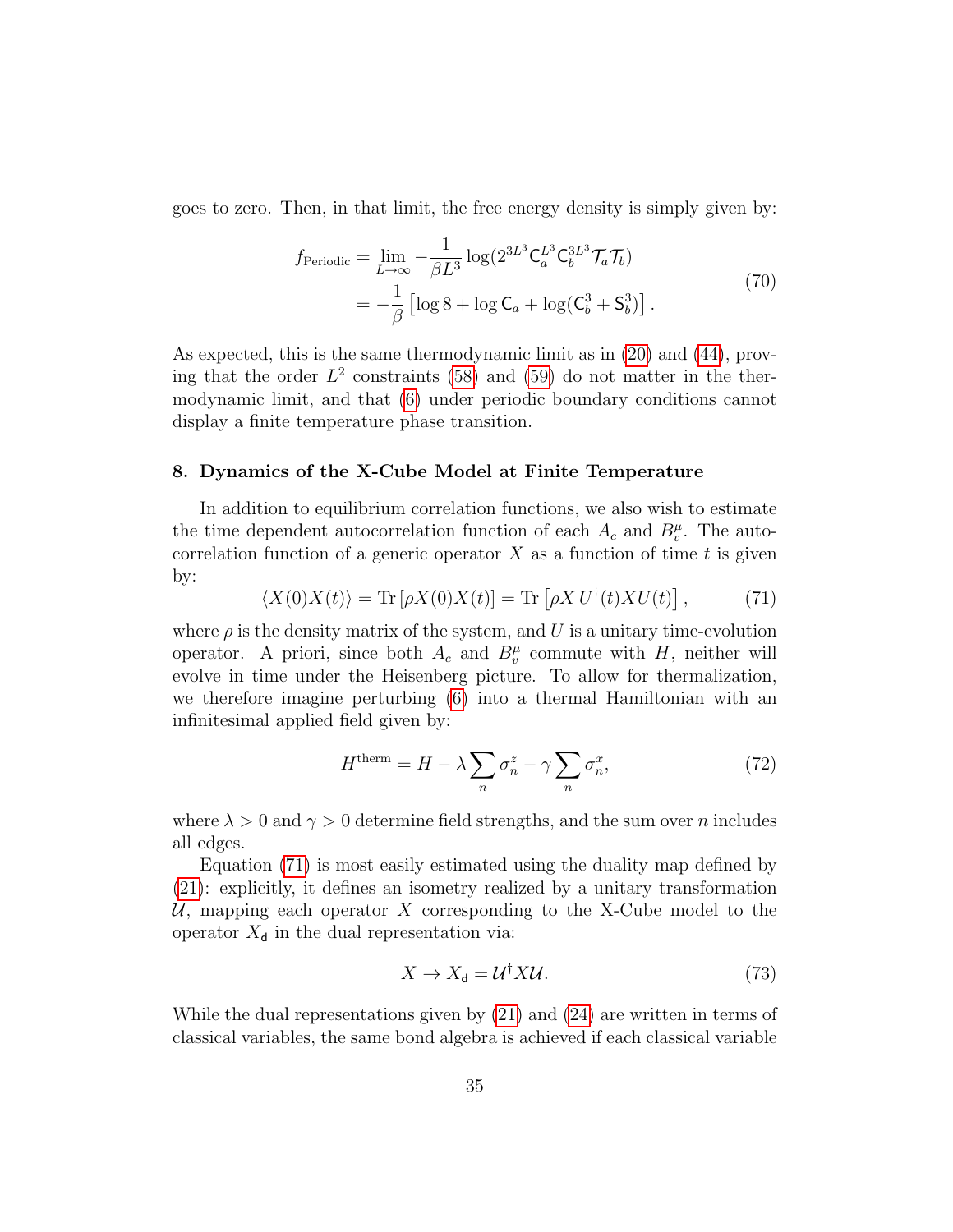goes to zero. Then, in that limit, the free energy density is simply given by:

$$
\begin{aligned}
f_{\text{Periodic}} &= \lim_{L\to\infty} -\frac{1}{\beta L^3} \log(2^{3L^3} \mathsf{C}_a^{L^3} \mathsf{C}_b^{3L^3} \mathcal{T}_a \mathcal{T}_b) \\
&= -\frac{1}{\beta} \left[\log 8 + \log \mathsf{C}_a + \log(\mathsf{C}_b^3 + \mathsf{S}_b^3)\right].
\end{aligned}
\tag{70}
$$

As expected, this is the same thermodynamic limit as in (20) and (44), proving that the order $L^2$ constraints (58) and (59) do not matter in the thermodynamic limit, and that (6) under periodic boundary conditions cannot display a finite temperature phase transition.

## 8. Dynamics of the X-Cube Model at Finite Temperature

In addition to equilibrium correlation functions, we also wish to estimate the time dependent autocorrelation function of each $A_c$ and $B_v^\mu$. The autocorrelation function of a generic operator $X$ as a function of time $t$ is given by:

$$
\langle X(0)X(t)\rangle = \mathrm{Tr}\left[\rho X(0)X(t)\right] = \mathrm{Tr}\left[\rho X\, U^\dagger(t) X U(t)\right], \tag{71}
$$

where $\rho$ is the density matrix of the system, and $U$ is a unitary time-evolution operator. A priori, since both $A_c$ and $B_v^\mu$ commute with $H$, neither will evolve in time under the Heisenberg picture. To allow for thermalization, we therefore imagine perturbing (6) into a thermal Hamiltonian with an infinitesimal applied field given by:

$$
H^{\text{therm}} = H - \lambda \sum_n \sigma_n^z - \gamma \sum_n \sigma_n^x, \tag{72}
$$

where $\lambda > 0$ and $\gamma > 0$ determine field strengths, and the sum over $n$ includes all edges.

Equation (71) is most easily estimated using the duality map defined by (21): explicitly, it defines an isometry realized by a unitary transformation $\mathcal{U}$, mapping each operator $X$ corresponding to the X-Cube model to the operator $X_{\mathsf{d}}$ in the dual representation via:

$$
X \to X_{\mathsf{d}} = \mathcal{U}^\dagger X \mathcal{U}. \tag{73}
$$

While the dual representations given by (21) and (24) are written in terms of classical variables, the same bond algebra is achieved if each classical variable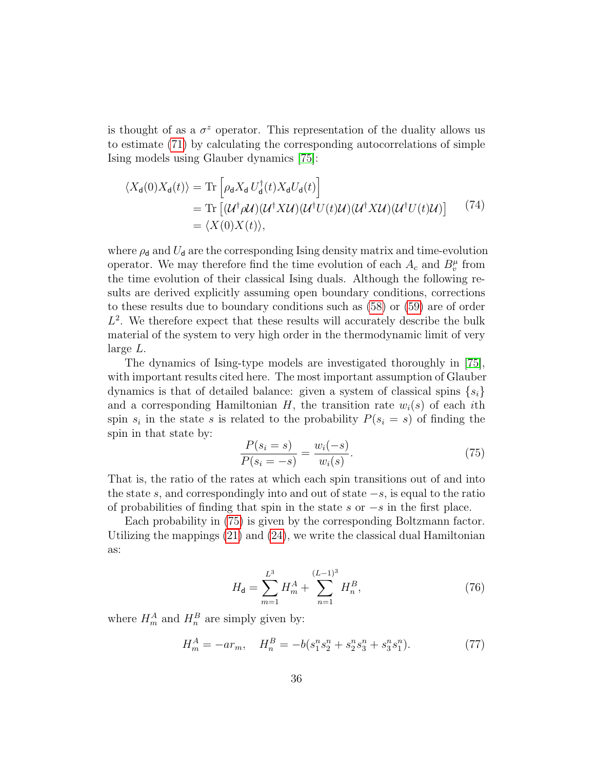is thought of as a $\sigma^z$ operator. This representation of the duality allows us to estimate (71) by calculating the corresponding autocorrelations of simple Ising models using Glauber dynamics [75]:

$$\begin{aligned}\langle X_{\mathsf{d}}(0)X_{\mathsf{d}}(t)\rangle &= \mathrm{Tr}\left[\rho_{\mathsf{d}}X_{\mathsf{d}}\,U_{\mathsf{d}}^{\dagger}(t)X_{\mathsf{d}}U_{\mathsf{d}}(t)\right] \\ &= \mathrm{Tr}\left[(\mathcal{U}^{\dagger}\rho\,\mathcal{U})(\mathcal{U}^{\dagger}X\mathcal{U})(\mathcal{U}^{\dagger}U(t)\mathcal{U})(\mathcal{U}^{\dagger}X\mathcal{U})(\mathcal{U}^{\dagger}U(t)\mathcal{U})\right] \\ &= \langle X(0)X(t)\rangle,\end{aligned} \tag{74}$$

where $\rho_{\mathsf{d}}$ and $U_{\mathsf{d}}$ are the corresponding Ising density matrix and time-evolution operator. We may therefore find the time evolution of each $A_c$ and $B_v^\mu$ from the time evolution of their classical Ising duals. Although the following results are derived explicitly assuming open boundary conditions, corrections to these results due to boundary conditions such as (58) or (59) are of order $L^2$. We therefore expect that these results will accurately describe the bulk material of the system to very high order in the thermodynamic limit of very large $L$.

The dynamics of Ising-type models are investigated thoroughly in [75], with important results cited here. The most important assumption of Glauber dynamics is that of detailed balance: given a system of classical spins $\{s_i\}$ and a corresponding Hamiltonian $H$, the transition rate $w_i(s)$ of each $i$th spin $s_i$ in the state $s$ is related to the probability $P(s_i = s)$ of finding the spin in that state by:

$$\frac{P(s_i = s)}{P(s_i = -s)} = \frac{w_i(-s)}{w_i(s)}. \tag{75}$$

That is, the ratio of the rates at which each spin transitions out of and into the state $s$, and correspondingly into and out of state $-s$, is equal to the ratio of probabilities of finding that spin in the state $s$ or $-s$ in the first place.

Each probability in (75) is given by the corresponding Boltzmann factor. Utilizing the mappings (21) and (24), we write the classical dual Hamiltonian as:

$$H_{\mathsf{d}} = \sum_{m=1}^{L^3} H_m^A + \sum_{n=1}^{(L-1)^3} H_n^B, \tag{76}$$

where $H_m^A$ and $H_n^B$ are simply given by:

$$H_m^A = -a r_m, \quad H_n^B = -b(s_1^n s_2^n + s_2^n s_3^n + s_3^n s_1^n). \tag{77}$$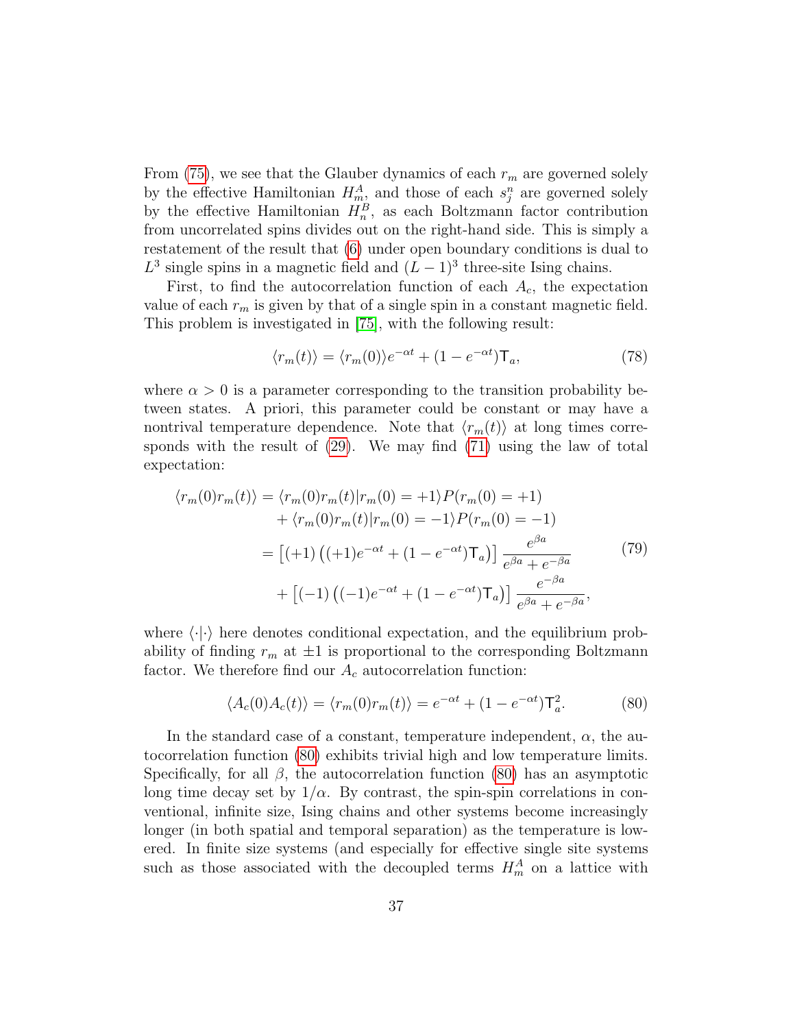From (75), we see that the Glauber dynamics of each $r_m$ are governed solely by the effective Hamiltonian $H_m^A$, and those of each $s_j^n$ are governed solely by the effective Hamiltonian $H_n^B$, as each Boltzmann factor contribution from uncorrelated spins divides out on the right-hand side. This is simply a restatement of the result that (6) under open boundary conditions is dual to $L^3$ single spins in a magnetic field and $(L-1)^3$ three-site Ising chains.

First, to find the autocorrelation function of each $A_c$, the expectation value of each $r_m$ is given by that of a single spin in a constant magnetic field. This problem is investigated in [75], with the following result:

$$\langle r_m(t)\rangle = \langle r_m(0)\rangle e^{-\alpha t} + (1-e^{-\alpha t})\mathsf{T}_a, \tag{78}$$

where $\alpha > 0$ is a parameter corresponding to the transition probability between states. A priori, this parameter could be constant or may have a nontrivial temperature dependence. Note that $\langle r_m(t)\rangle$ at long times corresponds with the result of (29). We may find (71) using the law of total expectation:

$$\begin{aligned}
\langle r_m(0) r_m(t)\rangle &= \langle r_m(0) r_m(t) | r_m(0) = +1\rangle P(r_m(0) = +1) \\
&\quad + \langle r_m(0) r_m(t) | r_m(0) = -1\rangle P(r_m(0) = -1) \\
&= \left[(+1)\left((+1)e^{-\alpha t} + (1-e^{-\alpha t})\mathsf{T}_a\right)\right]\frac{e^{\beta a}}{e^{\beta a}+e^{-\beta a}} \\
&\quad + \left[(-1)\left((-1)e^{-\alpha t} + (1-e^{-\alpha t})\mathsf{T}_a\right)\right]\frac{e^{-\beta a}}{e^{\beta a}+e^{-\beta a}},
\end{aligned} \tag{79}$$

where $\langle\cdot|\cdot\rangle$ here denotes conditional expectation, and the equilibrium probability of finding $r_m$ at $\pm 1$ is proportional to the corresponding Boltzmann factor. We therefore find our $A_c$ autocorrelation function:

$$\langle A_c(0) A_c(t)\rangle = \langle r_m(0) r_m(t)\rangle = e^{-\alpha t} + (1-e^{-\alpha t})\mathsf{T}_a^2. \tag{80}$$

In the standard case of a constant, temperature independent, $\alpha$, the autocorrelation function (80) exhibits trivial high and low temperature limits. Specifically, for all $\beta$, the autocorrelation function (80) has an asymptotic long time decay set by $1/\alpha$. By contrast, the spin-spin correlations in conventional, infinite size, Ising chains and other systems become increasingly longer (in both spatial and temporal separation) as the temperature is lowered. In finite size systems (and especially for effective single site systems such as those associated with the decoupled terms $H_m^A$ on a lattice with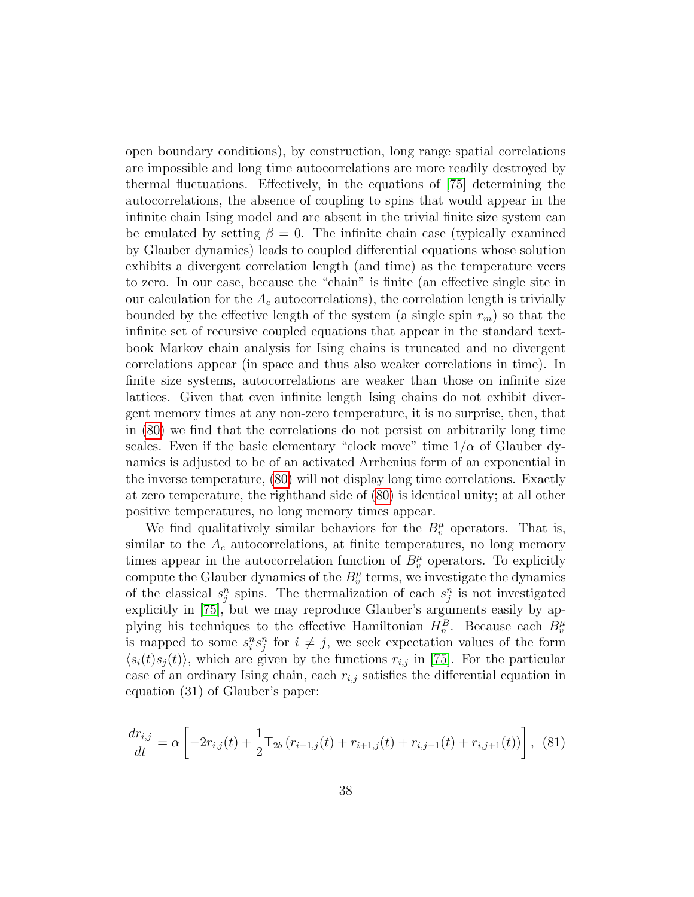open boundary conditions), by construction, long range spatial correlations are impossible and long time autocorrelations are more readily destroyed by thermal fluctuations. Effectively, in the equations of [75] determining the autocorrelations, the absence of coupling to spins that would appear in the infinite chain Ising model and are absent in the trivial finite size system can be emulated by setting $\beta = 0$. The infinite chain case (typically examined by Glauber dynamics) leads to coupled differential equations whose solution exhibits a divergent correlation length (and time) as the temperature veers to zero. In our case, because the "chain" is finite (an effective single site in our calculation for the $A_c$ autocorrelations), the correlation length is trivially bounded by the effective length of the system (a single spin $r_m$) so that the infinite set of recursive coupled equations that appear in the standard textbook Markov chain analysis for Ising chains is truncated and no divergent correlations appear (in space and thus also weaker correlations in time). In finite size systems, autocorrelations are weaker than those on infinite size lattices. Given that even infinite length Ising chains do not exhibit divergent memory times at any non-zero temperature, it is no surprise, then, that in (80) we find that the correlations do not persist on arbitrarily long time scales. Even if the basic elementary "clock move" time $1/\alpha$ of Glauber dynamics is adjusted to be of an activated Arrhenius form of an exponential in the inverse temperature, (80) will not display long time correlations. Exactly at zero temperature, the righthand side of (80) is identical unity; at all other positive temperatures, no long memory times appear.

We find qualitatively similar behaviors for the $B_v^\mu$ operators. That is, similar to the $A_c$ autocorrelations, at finite temperatures, no long memory times appear in the autocorrelation function of $B_v^\mu$ operators. To explicitly compute the Glauber dynamics of the $B_v^\mu$ terms, we investigate the dynamics of the classical $s_j^n$ spins. The thermalization of each $s_j^n$ is not investigated explicitly in [75], but we may reproduce Glauber's arguments easily by applying his techniques to the effective Hamiltonian $H_n^B$. Because each $B_v^\mu$ is mapped to some $s_i^n s_j^n$ for $i \neq j$, we seek expectation values of the form $\langle s_i(t) s_j(t) \rangle$, which are given by the functions $r_{i,j}$ in [75]. For the particular case of an ordinary Ising chain, each $r_{i,j}$ satisfies the differential equation in equation (31) of Glauber's paper:

$$\frac{dr_{i,j}}{dt} = \alpha \left[ -2r_{i,j}(t) + \frac{1}{2} \mathsf{T}_{2b} \left( r_{i-1,j}(t) + r_{i+1,j}(t) + r_{i,j-1}(t) + r_{i,j+1}(t) \right) \right], \quad (81)$$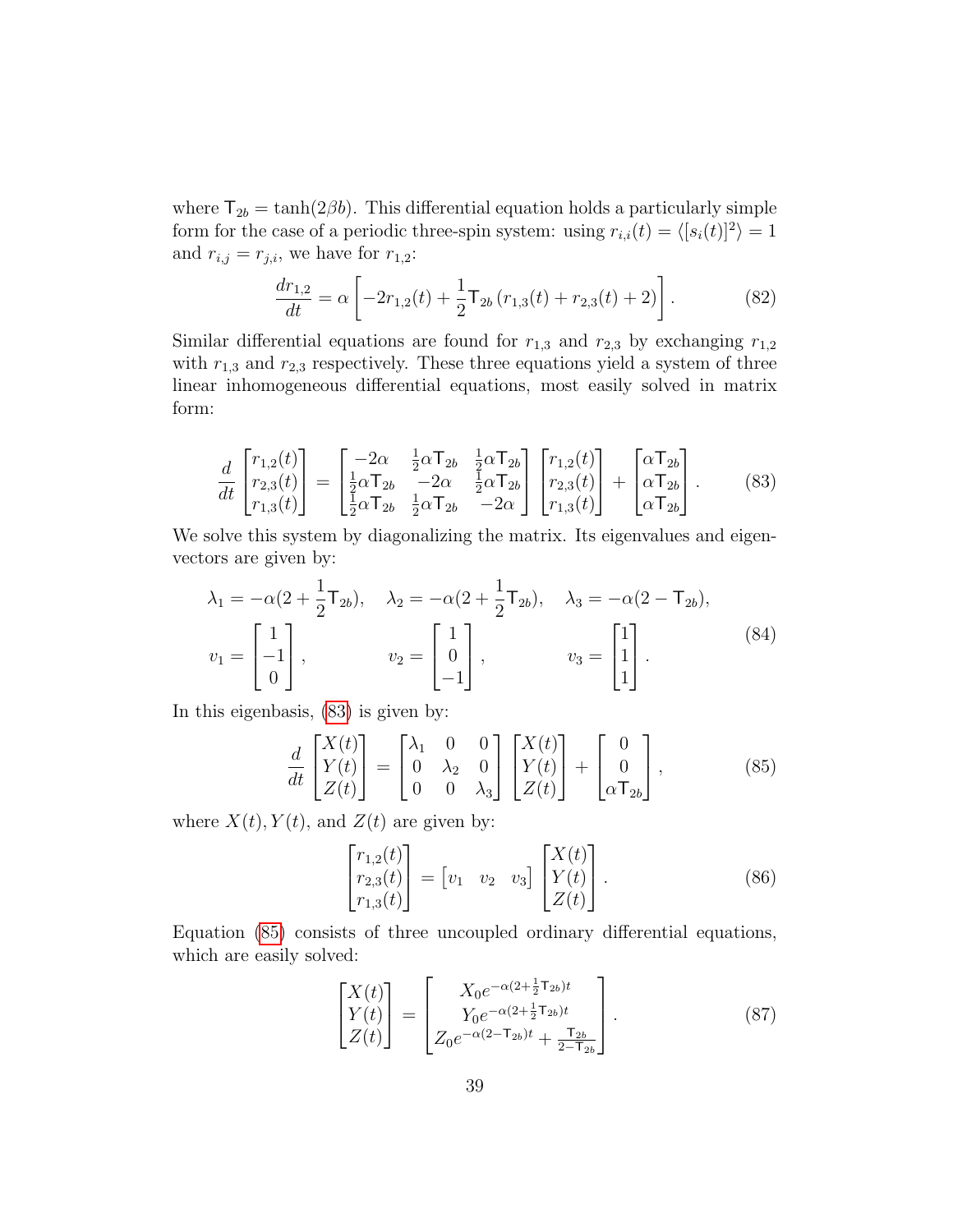where $\mathsf{T}_{2b} = \tanh(2\beta b)$. This differential equation holds a particularly simple form for the case of a periodic three-spin system: using $r_{i,i}(t) = \langle [s_i(t)]^2 \rangle = 1$ and $r_{i,j} = r_{j,i}$, we have for $r_{1,2}$:

$$\frac{dr_{1,2}}{dt} = \alpha \left[ -2r_{1,2}(t) + \frac{1}{2}\mathsf{T}_{2b} \left( r_{1,3}(t) + r_{2,3}(t) + 2 \right) \right]. \tag{82}$$

Similar differential equations are found for $r_{1,3}$ and $r_{2,3}$ by exchanging $r_{1,2}$ with $r_{1,3}$ and $r_{2,3}$ respectively. These three equations yield a system of three linear inhomogeneous differential equations, most easily solved in matrix form:

$$\frac{d}{dt}\begin{bmatrix} r_{1,2}(t) \\ r_{2,3}(t) \\ r_{1,3}(t) \end{bmatrix} = \begin{bmatrix} -2\alpha & \frac{1}{2}\alpha\mathsf{T}_{2b} & \frac{1}{2}\alpha\mathsf{T}_{2b} \\ \frac{1}{2}\alpha\mathsf{T}_{2b} & -2\alpha & \frac{1}{2}\alpha\mathsf{T}_{2b} \\ \frac{1}{2}\alpha\mathsf{T}_{2b} & \frac{1}{2}\alpha\mathsf{T}_{2b} & -2\alpha \end{bmatrix} \begin{bmatrix} r_{1,2}(t) \\ r_{2,3}(t) \\ r_{1,3}(t) \end{bmatrix} + \begin{bmatrix} \alpha\mathsf{T}_{2b} \\ \alpha\mathsf{T}_{2b} \\ \alpha\mathsf{T}_{2b} \end{bmatrix}. \tag{83}$$

We solve this system by diagonalizing the matrix. Its eigenvalues and eigenvectors are given by:

$$\begin{aligned} \lambda_1 &= -\alpha(2 + \tfrac{1}{2}\mathsf{T}_{2b}), \quad & \lambda_2 &= -\alpha(2 + \tfrac{1}{2}\mathsf{T}_{2b}), \quad & \lambda_3 &= -\alpha(2 - \mathsf{T}_{2b}), \\ v_1 &= \begin{bmatrix} 1 \\ -1 \\ 0 \end{bmatrix}, & v_2 &= \begin{bmatrix} 1 \\ 0 \\ -1 \end{bmatrix}, & v_3 &= \begin{bmatrix} 1 \\ 1 \\ 1 \end{bmatrix}. \end{aligned} \tag{84}$$

In this eigenbasis, (83) is given by:

$$\frac{d}{dt}\begin{bmatrix} X(t) \\ Y(t) \\ Z(t) \end{bmatrix} = \begin{bmatrix} \lambda_1 & 0 & 0 \\ 0 & \lambda_2 & 0 \\ 0 & 0 & \lambda_3 \end{bmatrix} \begin{bmatrix} X(t) \\ Y(t) \\ Z(t) \end{bmatrix} + \begin{bmatrix} 0 \\ 0 \\ \alpha\mathsf{T}_{2b} \end{bmatrix}, \tag{85}$$

where $X(t), Y(t)$, and $Z(t)$ are given by:

$$\begin{bmatrix} r_{1,2}(t) \\ r_{2,3}(t) \\ r_{1,3}(t) \end{bmatrix} = \begin{bmatrix} v_1 & v_2 & v_3 \end{bmatrix} \begin{bmatrix} X(t) \\ Y(t) \\ Z(t) \end{bmatrix}. \tag{86}$$

Equation (85) consists of three uncoupled ordinary differential equations, which are easily solved:

$$\begin{bmatrix} X(t) \\ Y(t) \\ Z(t) \end{bmatrix} = \begin{bmatrix} X_0 e^{-\alpha(2+\frac{1}{2}\mathsf{T}_{2b})t} \\ Y_0 e^{-\alpha(2+\frac{1}{2}\mathsf{T}_{2b})t} \\ Z_0 e^{-\alpha(2-\mathsf{T}_{2b})t} + \frac{\mathsf{T}_{2b}}{2-\mathsf{T}_{2b}} \end{bmatrix}. \tag{87}$$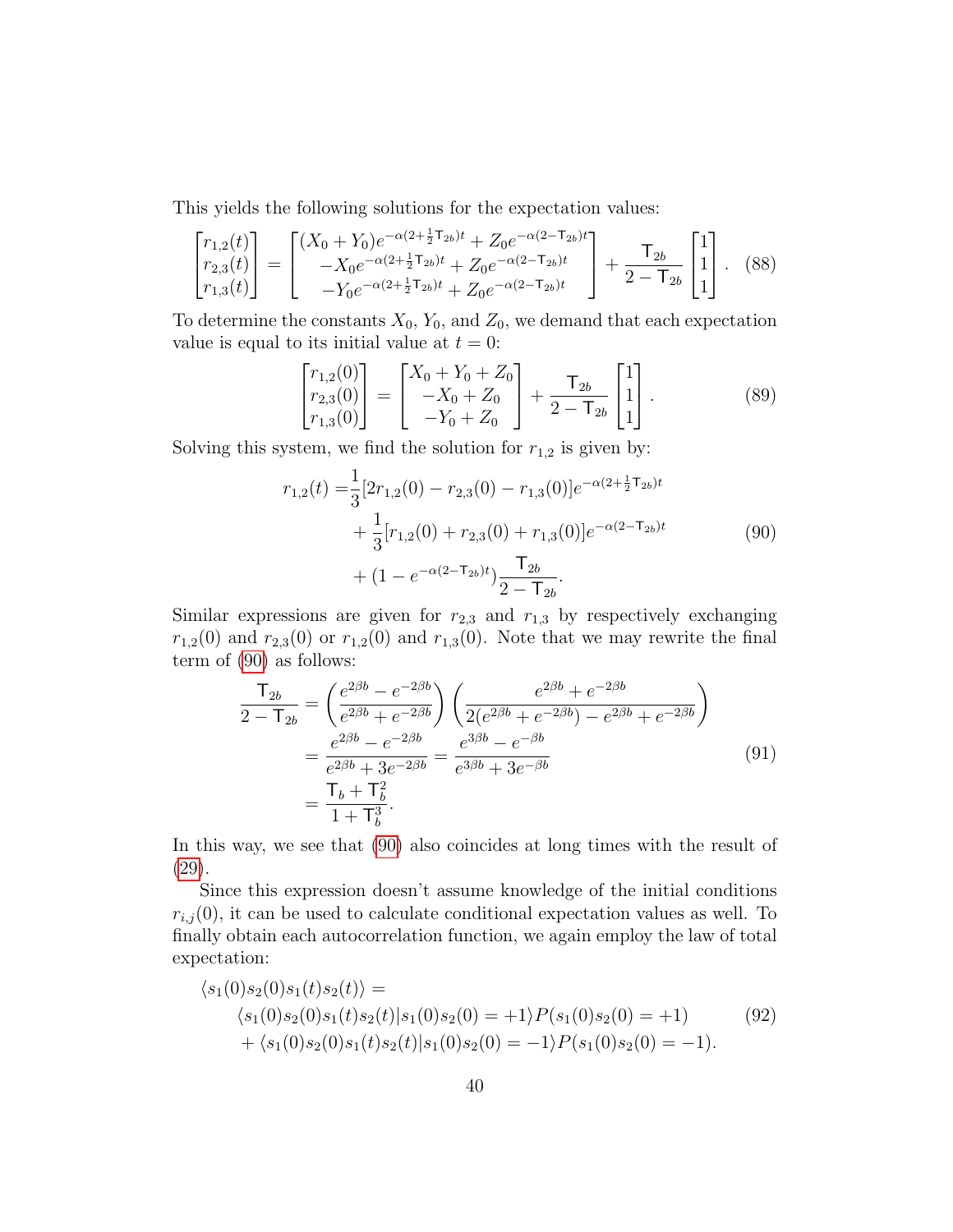This yields the following solutions for the expectation values:

$$
\begin{bmatrix} r_{1,2}(t) \\ r_{2,3}(t) \\ r_{1,3}(t) \end{bmatrix} = \begin{bmatrix} (X_0 + Y_0)e^{-\alpha(2+\frac{1}{2}\mathsf{T}_{2b})t} + Z_0 e^{-\alpha(2-\mathsf{T}_{2b})t} \\ -X_0 e^{-\alpha(2+\frac{1}{2}\mathsf{T}_{2b})t} + Z_0 e^{-\alpha(2-\mathsf{T}_{2b})t} \\ -Y_0 e^{-\alpha(2+\frac{1}{2}\mathsf{T}_{2b})t} + Z_0 e^{-\alpha(2-\mathsf{T}_{2b})t} \end{bmatrix} + \frac{\mathsf{T}_{2b}}{2-\mathsf{T}_{2b}} \begin{bmatrix} 1 \\ 1 \\ 1 \end{bmatrix}. \tag{88}
$$

To determine the constants $X_0$, $Y_0$, and $Z_0$, we demand that each expectation value is equal to its initial value at $t = 0$:

$$
\begin{bmatrix} r_{1,2}(0) \\ r_{2,3}(0) \\ r_{1,3}(0) \end{bmatrix} = \begin{bmatrix} X_0 + Y_0 + Z_0 \\ -X_0 + Z_0 \\ -Y_0 + Z_0 \end{bmatrix} + \frac{\mathsf{T}_{2b}}{2-\mathsf{T}_{2b}} \begin{bmatrix} 1 \\ 1 \\ 1 \end{bmatrix}. \tag{89}
$$

Solving this system, we find the solution for $r_{1,2}$ is given by:

$$
\begin{aligned}
r_{1,2}(t) =& \frac{1}{3}[2r_{1,2}(0) - r_{2,3}(0) - r_{1,3}(0)]e^{-\alpha(2+\frac{1}{2}\mathsf{T}_{2b})t} \\
&+ \frac{1}{3}[r_{1,2}(0) + r_{2,3}(0) + r_{1,3}(0)]e^{-\alpha(2-\mathsf{T}_{2b})t} \\
&+ (1 - e^{-\alpha(2-\mathsf{T}_{2b})t})\frac{\mathsf{T}_{2b}}{2-\mathsf{T}_{2b}}.
\end{aligned} \tag{90}
$$

Similar expressions are given for $r_{2,3}$ and $r_{1,3}$ by respectively exchanging $r_{1,2}(0)$ and $r_{2,3}(0)$ or $r_{1,2}(0)$ and $r_{1,3}(0)$. Note that we may rewrite the final term of (90) as follows:

$$
\begin{aligned}
\frac{\mathsf{T}_{2b}}{2-\mathsf{T}_{2b}} &= \left(\frac{e^{2\beta b} - e^{-2\beta b}}{e^{2\beta b} + e^{-2\beta b}}\right)\left(\frac{e^{2\beta b} + e^{-2\beta b}}{2(e^{2\beta b} + e^{-2\beta b}) - e^{2\beta b} + e^{-2\beta b}}\right) \\
&= \frac{e^{2\beta b} - e^{-2\beta b}}{e^{2\beta b} + 3e^{-2\beta b}} = \frac{e^{3\beta b} - e^{-\beta b}}{e^{3\beta b} + 3e^{-\beta b}} \\
&= \frac{\mathsf{T}_b + \mathsf{T}_b^2}{1 + \mathsf{T}_b^3}.
\end{aligned} \tag{91}
$$

In this way, we see that (90) also coincides at long times with the result of (29).

Since this expression doesn't assume knowledge of the initial conditions $r_{i,j}(0)$, it can be used to calculate conditional expectation values as well. To finally obtain each autocorrelation function, we again employ the law of total expectation:

$$
\begin{aligned}
&\langle s_1(0)s_2(0)s_1(t)s_2(t)\rangle = \\
&\qquad \langle s_1(0)s_2(0)s_1(t)s_2(t)|s_1(0)s_2(0) = +1\rangle P(s_1(0)s_2(0) = +1) \\
&\qquad + \langle s_1(0)s_2(0)s_1(t)s_2(t)|s_1(0)s_2(0) = -1\rangle P(s_1(0)s_2(0) = -1).
\end{aligned} \tag{92}
$$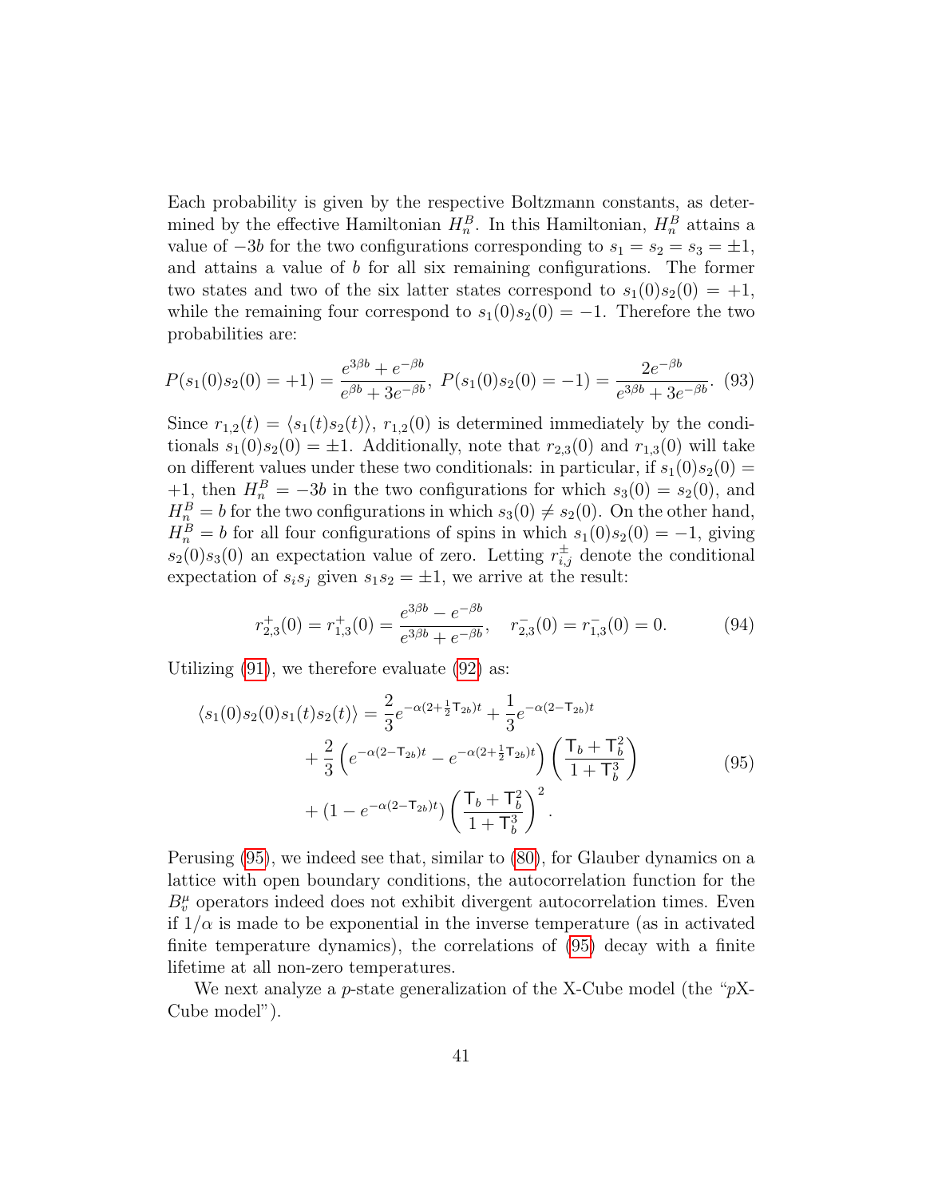Each probability is given by the respective Boltzmann constants, as determined by the effective Hamiltonian $H_n^B$. In this Hamiltonian, $H_n^B$ attains a value of $-3b$ for the two configurations corresponding to $s_1 = s_2 = s_3 = \pm 1$, and attains a value of $b$ for all six remaining configurations. The former two states and two of the six latter states correspond to $s_1(0)s_2(0) = +1$, while the remaining four correspond to $s_1(0)s_2(0) = -1$. Therefore the two probabilities are:

$$P(s_1(0)s_2(0) = +1) = \frac{e^{3\beta b} + e^{-\beta b}}{e^{\beta b} + 3e^{-\beta b}},\ P(s_1(0)s_2(0) = -1) = \frac{2e^{-\beta b}}{e^{3\beta b} + 3e^{-\beta b}}. \quad (93)$$

Since $r_{1,2}(t) = \langle s_1(t)s_2(t)\rangle$, $r_{1,2}(0)$ is determined immediately by the conditionals $s_1(0)s_2(0) = \pm 1$. Additionally, note that $r_{2,3}(0)$ and $r_{1,3}(0)$ will take on different values under these two conditionals: in particular, if $s_1(0)s_2(0) = +1$, then $H_n^B = -3b$ in the two configurations for which $s_3(0) = s_2(0)$, and $H_n^B = b$ for the two configurations in which $s_3(0) \neq s_2(0)$. On the other hand, $H_n^B = b$ for all four configurations of spins in which $s_1(0)s_2(0) = -1$, giving $s_2(0)s_3(0)$ an expectation value of zero. Letting $r_{i,j}^{\pm}$ denote the conditional expectation of $s_i s_j$ given $s_1 s_2 = \pm 1$, we arrive at the result:

$$r_{2,3}^{+}(0) = r_{1,3}^{+}(0) = \frac{e^{3\beta b} - e^{-\beta b}}{e^{3\beta b} + e^{-\beta b}}, \quad r_{2,3}^{-}(0) = r_{1,3}^{-}(0) = 0. \quad (94)$$

Utilizing (91), we therefore evaluate (92) as:

$$\begin{aligned}
\langle s_1(0)s_2(0)s_1(t)s_2(t)\rangle = &\frac{2}{3}e^{-\alpha(2+\frac{1}{2}\mathsf{T}_{2b})t} + \frac{1}{3}e^{-\alpha(2-\mathsf{T}_{2b})t} \\
&+ \frac{2}{3}\left(e^{-\alpha(2-\mathsf{T}_{2b})t} - e^{-\alpha(2+\frac{1}{2}\mathsf{T}_{2b})t}\right)\left(\frac{\mathsf{T}_b + \mathsf{T}_b^2}{1+\mathsf{T}_b^3}\right) \\
&+ (1 - e^{-\alpha(2-\mathsf{T}_{2b})t})\left(\frac{\mathsf{T}_b + \mathsf{T}_b^2}{1+\mathsf{T}_b^3}\right)^2.
\end{aligned} \quad (95)$$

Perusing (95), we indeed see that, similar to (80), for Glauber dynamics on a lattice with open boundary conditions, the autocorrelation function for the $B_v^{\mu}$ operators indeed does not exhibit divergent autocorrelation times. Even if $1/\alpha$ is made to be exponential in the inverse temperature (as in activated finite temperature dynamics), the correlations of (95) decay with a finite lifetime at all non-zero temperatures.

We next analyze a $p$-state generalization of the X-Cube model (the "$p$X-Cube model").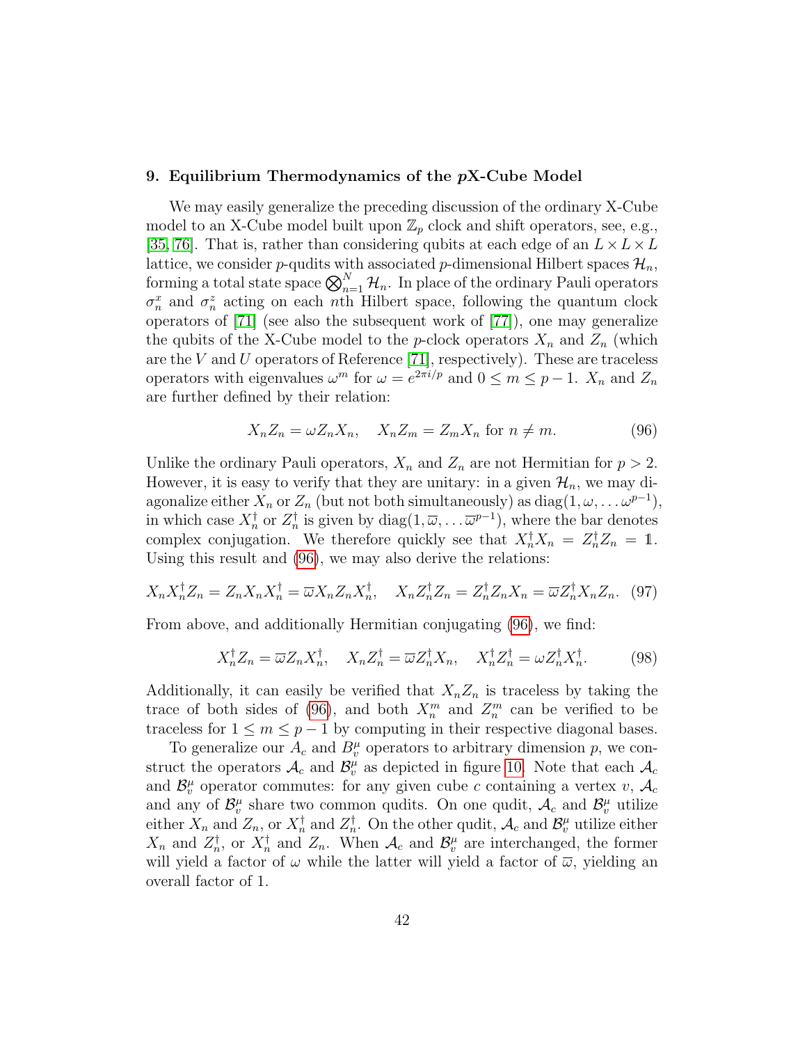### 9. Equilibrium Thermodynamics of the $p$X-Cube Model

We may easily generalize the preceding discussion of the ordinary X-Cube model to an X-Cube model built upon $\mathbb{Z}_p$ clock and shift operators, see, e.g., [35, 76]. That is, rather than considering qubits at each edge of an $L \times L \times L$ lattice, we consider $p$-qudits with associated $p$-dimensional Hilbert spaces $\mathcal{H}_n$, forming a total state space $\bigotimes_{n=1}^{N} \mathcal{H}_n$. In place of the ordinary Pauli operators $\sigma_n^x$ and $\sigma_n^z$ acting on each $n$th Hilbert space, following the quantum clock operators of [71] (see also the subsequent work of [77]), one may generalize the qubits of the X-Cube model to the $p$-clock operators $X_n$ and $Z_n$ (which are the $V$ and $U$ operators of Reference [71], respectively). These are traceless operators with eigenvalues $\omega^m$ for $\omega = e^{2\pi i/p}$ and $0 \le m \le p-1$. $X_n$ and $Z_n$ are further defined by their relation:

$$X_n Z_n = \omega Z_n X_n, \quad X_n Z_m = Z_m X_n \text{ for } n \neq m. \tag{96}$$

Unlike the ordinary Pauli operators, $X_n$ and $Z_n$ are not Hermitian for $p > 2$. However, it is easy to verify that they are unitary: in a given $\mathcal{H}_n$, we may diagonalize either $X_n$ or $Z_n$ (but not both simultaneously) as $\text{diag}(1, \omega, \ldots \omega^{p-1})$, in which case $X_n^\dagger$ or $Z_n^\dagger$ is given by $\text{diag}(1, \overline{\omega}, \ldots \overline{\omega}^{p-1})$, where the bar denotes complex conjugation. We therefore quickly see that $X_n^\dagger X_n = Z_n^\dagger Z_n = \mathbb{1}$. Using this result and (96), we may also derive the relations:

$$X_n X_n^\dagger Z_n = Z_n X_n X_n^\dagger = \overline{\omega} X_n Z_n X_n^\dagger, \quad X_n Z_n^\dagger Z_n = Z_n^\dagger Z_n X_n = \overline{\omega} Z_n^\dagger X_n Z_n. \tag{97}$$

From above, and additionally Hermitian conjugating (96), we find:

$$X_n^\dagger Z_n = \overline{\omega} Z_n X_n^\dagger, \quad X_n Z_n^\dagger = \overline{\omega} Z_n^\dagger X_n, \quad X_n^\dagger Z_n^\dagger = \omega Z_n^\dagger X_n^\dagger. \tag{98}$$

Additionally, it can easily be verified that $X_n Z_n$ is traceless by taking the trace of both sides of (96), and both $X_n^m$ and $Z_n^m$ can be verified to be traceless for $1 \le m \le p-1$ by computing in their respective diagonal bases.

To generalize our $A_c$ and $B_v^\mu$ operators to arbitrary dimension $p$, we construct the operators $\mathcal{A}_c$ and $\mathcal{B}_v^\mu$ as depicted in figure 10. Note that each $\mathcal{A}_c$ and $\mathcal{B}_v^\mu$ operator commutes: for any given cube $c$ containing a vertex $v$, $\mathcal{A}_c$ and any of $\mathcal{B}_v^\mu$ share two common qudits. On one qudit, $\mathcal{A}_c$ and $\mathcal{B}_v^\mu$ utilize either $X_n$ and $Z_n$, or $X_n^\dagger$ and $Z_n^\dagger$. On the other qudit, $\mathcal{A}_c$ and $\mathcal{B}_v^\mu$ utilize either $X_n$ and $Z_n^\dagger$, or $X_n^\dagger$ and $Z_n$. When $\mathcal{A}_c$ and $\mathcal{B}_v^\mu$ are interchanged, the former will yield a factor of $\omega$ while the latter will yield a factor of $\overline{\omega}$, yielding an overall factor of 1.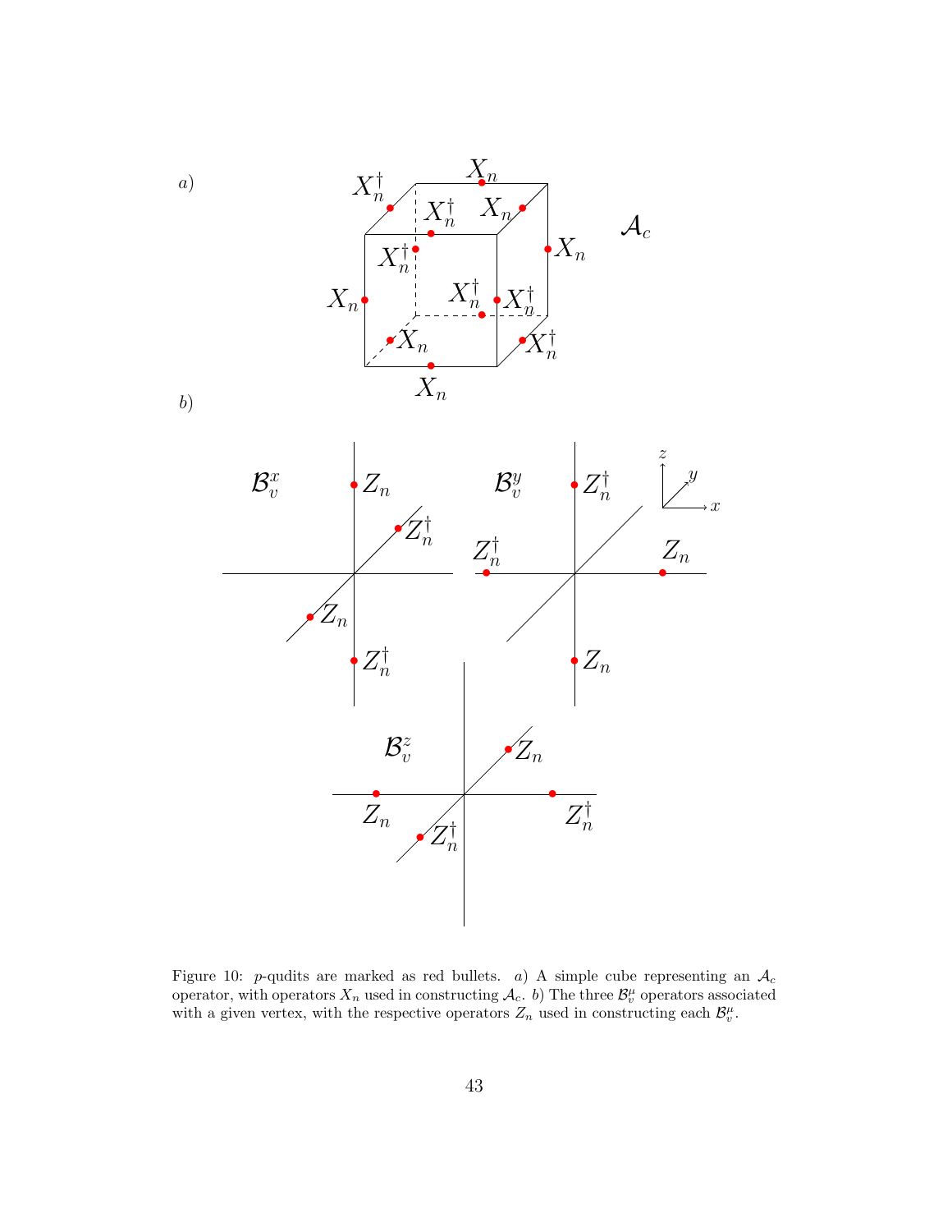Figure 10: $p$-qudits are marked as red bullets. $a$) A simple cube representing an $\mathcal{A}_c$ operator, with operators $X_n$ used in constructing $\mathcal{A}_c$. $b$) The three $\mathcal{B}_v^\mu$ operators associated with a given vertex, with the respective operators $Z_n$ used in constructing each $\mathcal{B}_v^\mu$.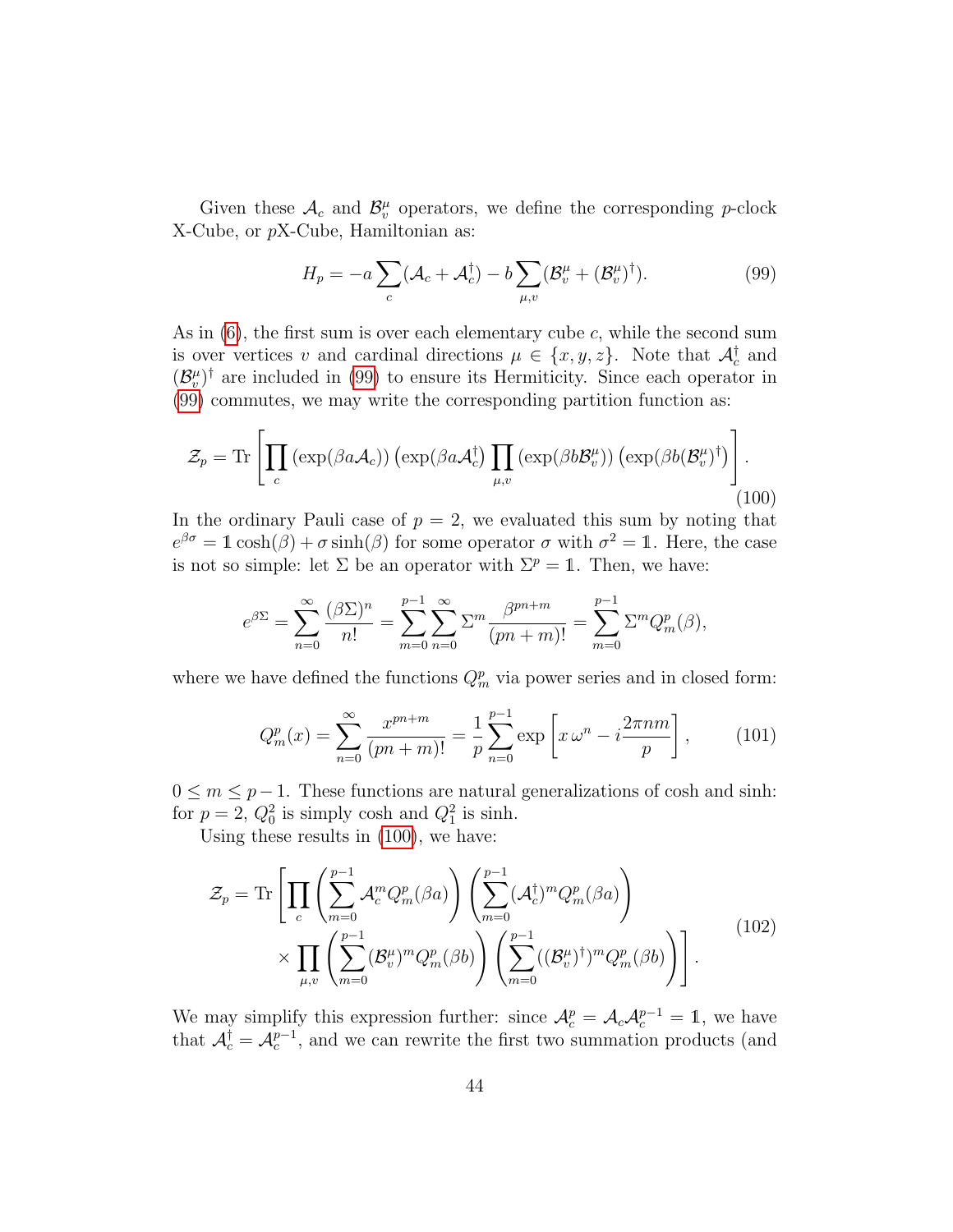Given these $\mathcal{A}_c$ and $\mathcal{B}_v^\mu$ operators, we define the corresponding $p$-clock X-Cube, or $p$X-Cube, Hamiltonian as:

$$H_p = -a \sum_c (\mathcal{A}_c + \mathcal{A}_c^\dagger) - b \sum_{\mu,v} (\mathcal{B}_v^\mu + (\mathcal{B}_v^\mu)^\dagger). \tag{99}$$

As in (6), the first sum is over each elementary cube $c$, while the second sum is over vertices $v$ and cardinal directions $\mu \in \{x, y, z\}$. Note that $\mathcal{A}_c^\dagger$ and $(\mathcal{B}_v^\mu)^\dagger$ are included in (99) to ensure its Hermiticity. Since each operator in (99) commutes, we may write the corresponding partition function as:

$$\mathcal{Z}_p = \mathrm{Tr}\left[\prod_c \left(\exp(\beta a \mathcal{A}_c)\right)\left(\exp(\beta a \mathcal{A}_c^\dagger\right) \prod_{\mu,v} \left(\exp(\beta b \mathcal{B}_v^\mu)\right)\left(\exp(\beta b (\mathcal{B}_v^\mu)^\dagger\right)\right]. \tag{100}$$

In the ordinary Pauli case of $p = 2$, we evaluated this sum by noting that $e^{\beta\sigma} = \mathbb{1}\cosh(\beta) + \sigma \sinh(\beta)$ for some operator $\sigma$ with $\sigma^2 = \mathbb{1}$. Here, the case is not so simple: let $\Sigma$ be an operator with $\Sigma^p = \mathbb{1}$. Then, we have:

$$e^{\beta\Sigma} = \sum_{n=0}^{\infty} \frac{(\beta\Sigma)^n}{n!} = \sum_{m=0}^{p-1} \sum_{n=0}^{\infty} \Sigma^m \frac{\beta^{pn+m}}{(pn+m)!} = \sum_{m=0}^{p-1} \Sigma^m Q_m^p(\beta),$$

where we have defined the functions $Q_m^p$ via power series and in closed form:

$$Q_m^p(x) = \sum_{n=0}^{\infty} \frac{x^{pn+m}}{(pn+m)!} = \frac{1}{p} \sum_{n=0}^{p-1} \exp\left[x\,\omega^n - i\frac{2\pi nm}{p}\right], \tag{101}$$

$0 \le m \le p-1$. These functions are natural generalizations of cosh and sinh: for $p = 2$, $Q_0^2$ is simply cosh and $Q_1^2$ is sinh.

Using these results in (100), we have:

$$\begin{aligned}
\mathcal{Z}_p = \mathrm{Tr}\Bigg[&\prod_c \left(\sum_{m=0}^{p-1} \mathcal{A}_c^m Q_m^p(\beta a)\right)\left(\sum_{m=0}^{p-1} (\mathcal{A}_c^\dagger)^m Q_m^p(\beta a)\right) \\
&\times \prod_{\mu,v} \left(\sum_{m=0}^{p-1} (\mathcal{B}_v^\mu)^m Q_m^p(\beta b)\right)\left(\sum_{m=0}^{p-1} ((\mathcal{B}_v^\mu)^\dagger)^m Q_m^p(\beta b)\right)\Bigg].
\end{aligned} \tag{102}$$

We may simplify this expression further: since $\mathcal{A}_c^p = \mathcal{A}_c \mathcal{A}_c^{p-1} = \mathbb{1}$, we have that $\mathcal{A}_c^\dagger = \mathcal{A}_c^{p-1}$, and we can rewrite the first two summation products (and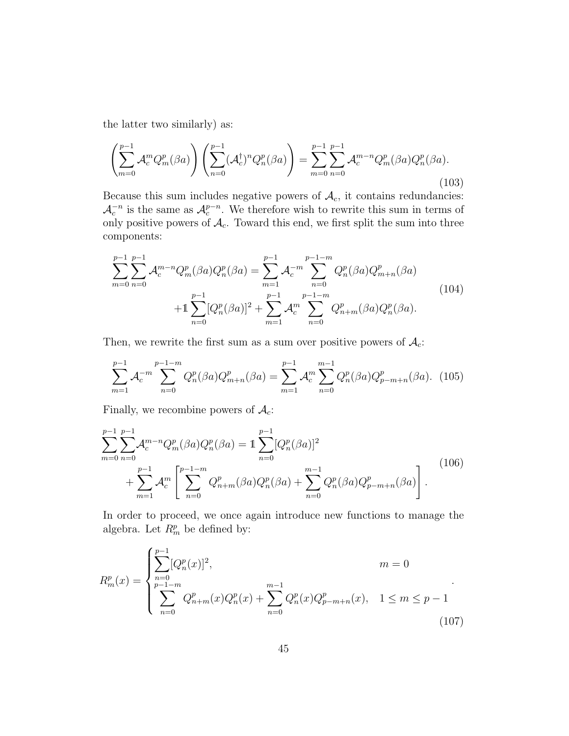the latter two similarly) as:

$$
\left(\sum_{m=0}^{p-1} \mathcal{A}_c^m Q_m^p(\beta a)\right)\left(\sum_{n=0}^{p-1} (\mathcal{A}_c^\dagger)^n Q_n^p(\beta a)\right) = \sum_{m=0}^{p-1}\sum_{n=0}^{p-1} \mathcal{A}_c^{m-n} Q_m^p(\beta a) Q_n^p(\beta a). \tag{103}
$$

Because this sum includes negative powers of $\mathcal{A}_c$, it contains redundancies: $\mathcal{A}_c^{-n}$ is the same as $\mathcal{A}_c^{p-n}$. We therefore wish to rewrite this sum in terms of only positive powers of $\mathcal{A}_c$. Toward this end, we first split the sum into three components:

$$
\begin{aligned}
\sum_{m=0}^{p-1}\sum_{n=0}^{p-1} \mathcal{A}_c^{m-n} Q_m^p(\beta a) Q_n^p(\beta a) &= \sum_{m=1}^{p-1} \mathcal{A}_c^{-m} \sum_{n=0}^{p-1-m} Q_n^p(\beta a) Q_{m+n}^p(\beta a) \\
&\quad + \mathbb{1}\sum_{n=0}^{p-1} [Q_n^p(\beta a)]^2 + \sum_{m=1}^{p-1} \mathcal{A}_c^m \sum_{n=0}^{p-1-m} Q_{n+m}^p(\beta a) Q_n^p(\beta a).
\end{aligned} \tag{104}
$$

Then, we rewrite the first sum as a sum over positive powers of $\mathcal{A}_c$:

$$
\sum_{m=1}^{p-1} \mathcal{A}_c^{-m} \sum_{n=0}^{p-1-m} Q_n^p(\beta a) Q_{m+n}^p(\beta a) = \sum_{m=1}^{p-1} \mathcal{A}_c^m \sum_{n=0}^{m-1} Q_n^p(\beta a) Q_{p-m+n}^p(\beta a). \tag{105}
$$

Finally, we recombine powers of $\mathcal{A}_c$:

$$
\begin{aligned}
\sum_{m=0}^{p-1}\sum_{n=0}^{p-1} \mathcal{A}_c^{m-n} Q_m^p(\beta a) Q_n^p(\beta a) &= \mathbb{1}\sum_{n=0}^{p-1} [Q_n^p(\beta a)]^2 \\
&\quad + \sum_{m=1}^{p-1} \mathcal{A}_c^m \left[\sum_{n=0}^{p-1-m} Q_{n+m}^p(\beta a) Q_n^p(\beta a) + \sum_{n=0}^{m-1} Q_n^p(\beta a) Q_{p-m+n}^p(\beta a)\right].
\end{aligned} \tag{106}
$$

In order to proceed, we once again introduce new functions to manage the algebra. Let $R_m^p$ be defined by:

$$
R_m^p(x) = \begin{cases} \displaystyle\sum_{n=0}^{p-1} [Q_n^p(x)]^2, & m = 0 \\ \displaystyle\sum_{n=0}^{p-1-m} Q_{n+m}^p(x) Q_n^p(x) + \sum_{n=0}^{m-1} Q_n^p(x) Q_{p-m+n}^p(x), & 1 \le m \le p-1 \end{cases}. \tag{107}
$$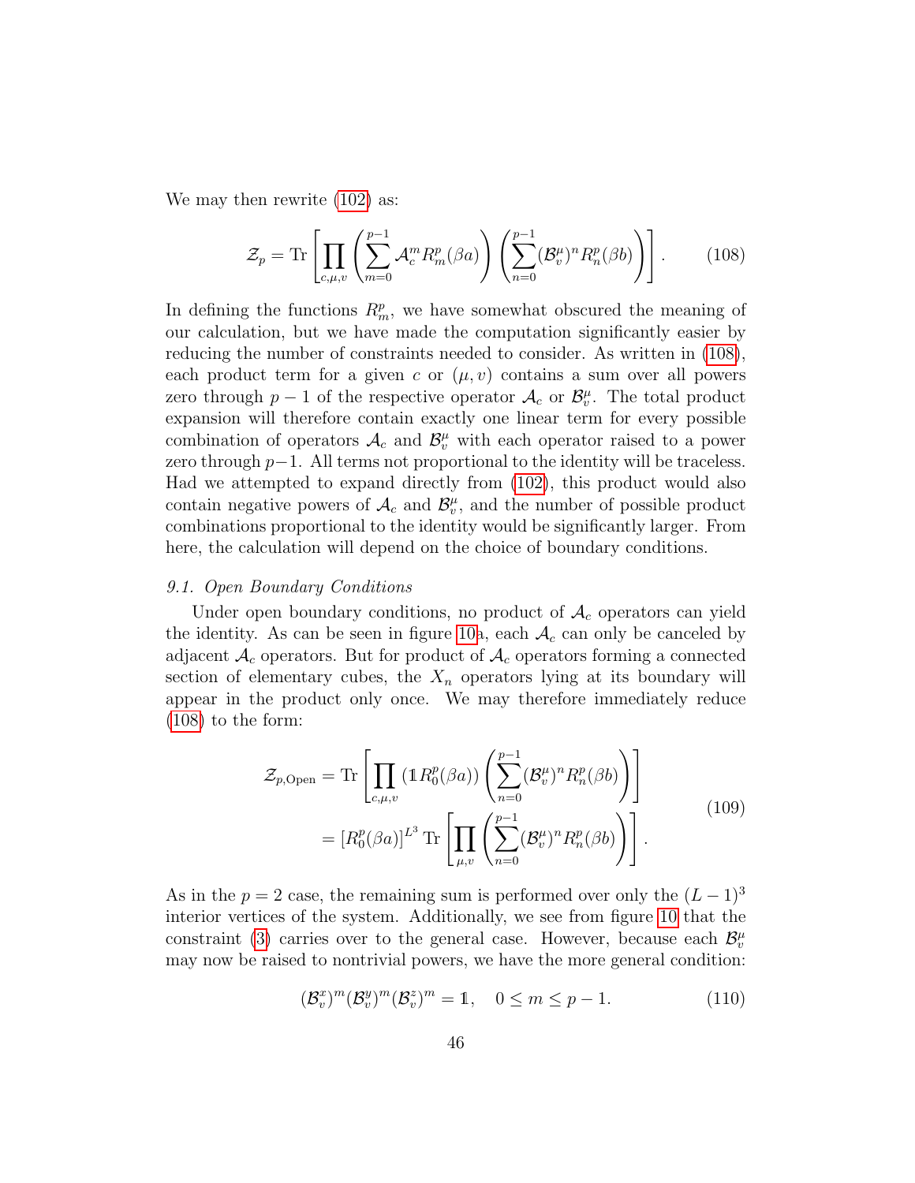We may then rewrite (102) as:

$$\mathcal{Z}_p = \mathrm{Tr}\left[\prod_{c,\mu,v}\left(\sum_{m=0}^{p-1}\mathcal{A}_c^m R_m^p(\beta a)\right)\left(\sum_{n=0}^{p-1}(\mathcal{B}_v^\mu)^n R_n^p(\beta b)\right)\right]. \tag{108}$$

In defining the functions $R_m^p$, we have somewhat obscured the meaning of our calculation, but we have made the computation significantly easier by reducing the number of constraints needed to consider. As written in (108), each product term for a given $c$ or $(\mu, v)$ contains a sum over all powers zero through $p-1$ of the respective operator $\mathcal{A}_c$ or $\mathcal{B}_v^\mu$. The total product expansion will therefore contain exactly one linear term for every possible combination of operators $\mathcal{A}_c$ and $\mathcal{B}_v^\mu$ with each operator raised to a power zero through $p-1$. All terms not proportional to the identity will be traceless. Had we attempted to expand directly from (102), this product would also contain negative powers of $\mathcal{A}_c$ and $\mathcal{B}_v^\mu$, and the number of possible product combinations proportional to the identity would be significantly larger. From here, the calculation will depend on the choice of boundary conditions.

### 9.1. Open Boundary Conditions

Under open boundary conditions, no product of $\mathcal{A}_c$ operators can yield the identity. As can be seen in figure 10a, each $\mathcal{A}_c$ can only be canceled by adjacent $\mathcal{A}_c$ operators. But for product of $\mathcal{A}_c$ operators forming a connected section of elementary cubes, the $X_n$ operators lying at its boundary will appear in the product only once. We may therefore immediately reduce (108) to the form:

$$\begin{aligned}
\mathcal{Z}_{p,\mathrm{Open}} &= \mathrm{Tr}\left[\prod_{c,\mu,v}\left(\mathbb{1}R_0^p(\beta a)\right)\left(\sum_{n=0}^{p-1}(\mathcal{B}_v^\mu)^n R_n^p(\beta b)\right)\right] \\
&= \left[R_0^p(\beta a)\right]^{L^3}\mathrm{Tr}\left[\prod_{\mu,v}\left(\sum_{n=0}^{p-1}(\mathcal{B}_v^\mu)^n R_n^p(\beta b)\right)\right].
\end{aligned} \tag{109}$$

As in the $p=2$ case, the remaining sum is performed over only the $(L-1)^3$ interior vertices of the system. Additionally, we see from figure 10 that the constraint (3) carries over to the general case. However, because each $\mathcal{B}_v^\mu$ may now be raised to nontrivial powers, we have the more general condition:

$$(\mathcal{B}_v^x)^m(\mathcal{B}_v^y)^m(\mathcal{B}_v^z)^m = \mathbb{1}, \quad 0 \le m \le p-1. \tag{110}$$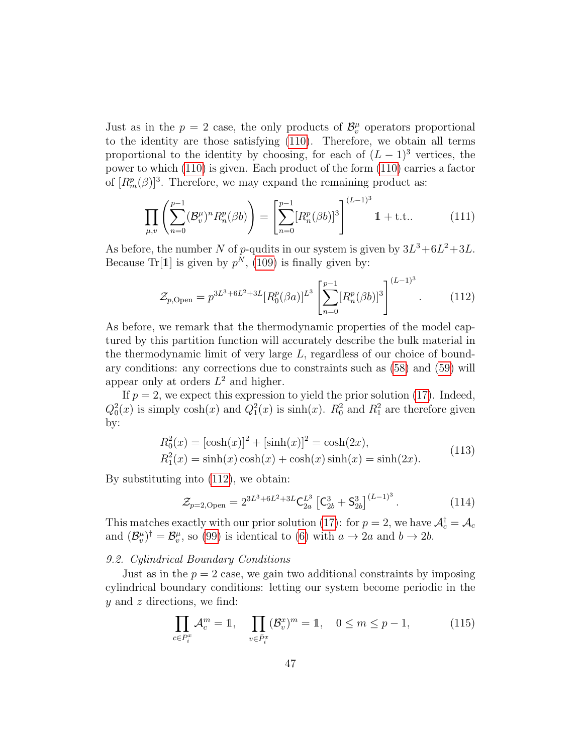Just as in the $p = 2$ case, the only products of $\mathcal{B}_v^\mu$ operators proportional to the identity are those satisfying (110). Therefore, we obtain all terms proportional to the identity by choosing, for each of $(L-1)^3$ vertices, the power to which (110) is given. Each product of the form (110) carries a factor of $[R_m^p(\beta)]^3$. Therefore, we may expand the remaining product as:

$$\prod_{\mu,v}\left(\sum_{n=0}^{p-1}(\mathcal{B}_v^\mu)^n R_n^p(\beta b)\right) = \left[\sum_{n=0}^{p-1}[R_n^p(\beta b)]^3\right]^{(L-1)^3} \mathbb{1} + \text{t.t.}. \tag{111}$$

As before, the number $N$ of $p$-qudits in our system is given by $3L^3+6L^2+3L$. Because $\text{Tr}[\mathbb{1}]$ is given by $p^N$, (109) is finally given by:

$$\mathcal{Z}_{p,\text{Open}} = p^{3L^3+6L^2+3L}[R_0^p(\beta a)]^{L^3}\left[\sum_{n=0}^{p-1}[R_n^p(\beta b)]^3\right]^{(L-1)^3}. \tag{112}$$

As before, we remark that the thermodynamic properties of the model captured by this partition function will accurately describe the bulk material in the thermodynamic limit of very large $L$, regardless of our choice of boundary conditions: any corrections due to constraints such as (58) and (59) will appear only at orders $L^2$ and higher.

If $p = 2$, we expect this expression to yield the prior solution (17). Indeed, $Q_0^2(x)$ is simply $\cosh(x)$ and $Q_1^2(x)$ is $\sinh(x)$. $R_0^2$ and $R_1^2$ are therefore given by:

$$\begin{aligned} R_0^2(x) &= [\cosh(x)]^2 + [\sinh(x)]^2 = \cosh(2x), \\ R_1^2(x) &= \sinh(x)\cosh(x) + \cosh(x)\sinh(x) = \sinh(2x). \end{aligned} \tag{113}$$

By substituting into (112), we obtain:

$$\mathcal{Z}_{p=2,\text{Open}} = 2^{3L^3+6L^2+3L}\mathsf{C}_{2a}^{L^3}\left[\mathsf{C}_{2b}^3 + \mathsf{S}_{2b}^3\right]^{(L-1)^3}. \tag{114}$$

This matches exactly with our prior solution (17): for $p = 2$, we have $\mathcal{A}_c^\dagger = \mathcal{A}_c$ and $(\mathcal{B}_v^\mu)^\dagger = \mathcal{B}_v^\mu$, so (99) is identical to (6) with $a \to 2a$ and $b \to 2b$.

### *9.2. Cylindrical Boundary Conditions*

Just as in the $p = 2$ case, we gain two additional constraints by imposing cylindrical boundary conditions: letting our system become periodic in the $y$ and $z$ directions, we find:

$$\prod_{c\in P_i^x}\mathcal{A}_c^m = \mathbb{1}, \quad \prod_{v\in\bar{P}_i^x}(\mathcal{B}_v^x)^m = \mathbb{1}, \quad 0 \le m \le p-1, \tag{115}$$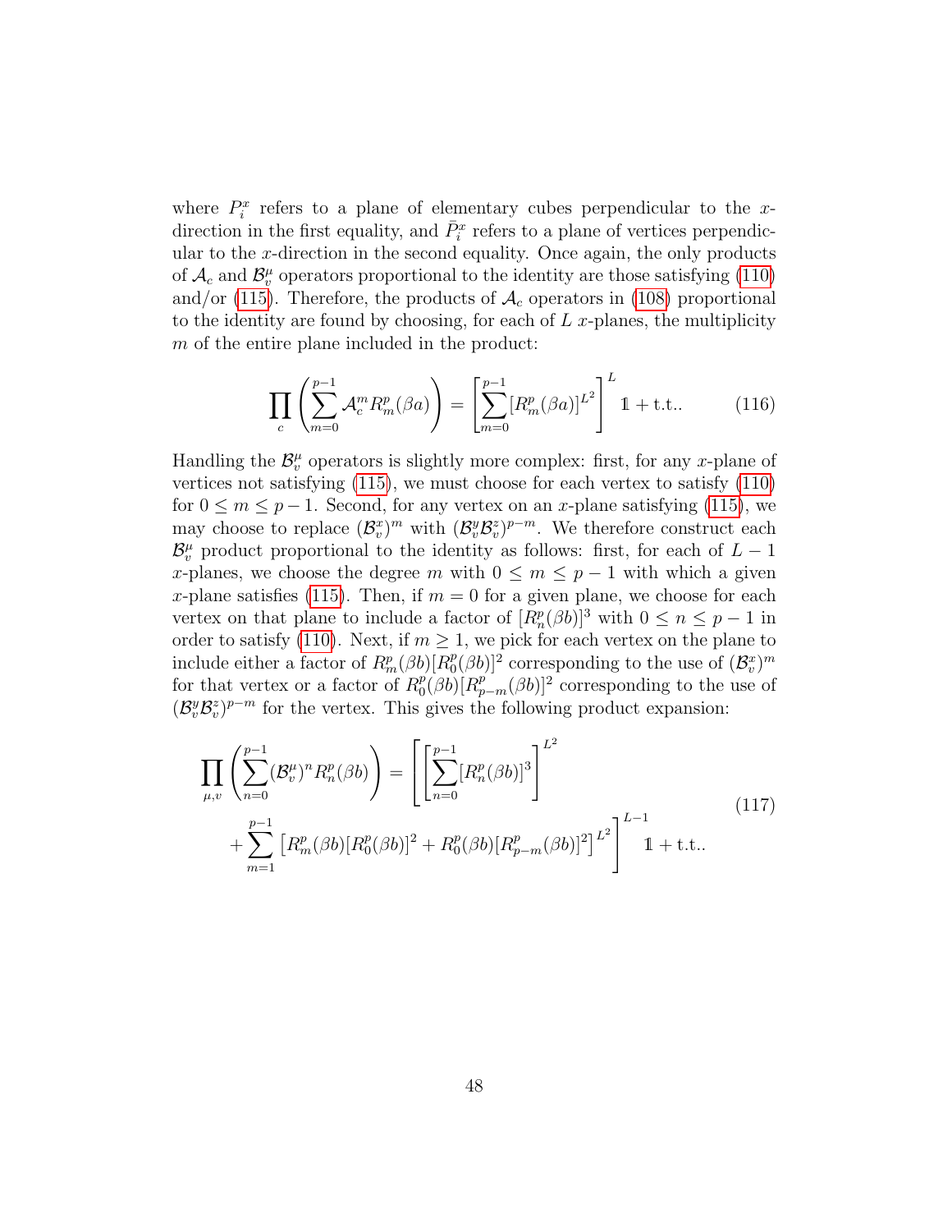where $P_i^x$ refers to a plane of elementary cubes perpendicular to the $x$-direction in the first equality, and $\bar{P}_i^x$ refers to a plane of vertices perpendicular to the $x$-direction in the second equality. Once again, the only products of $\mathcal{A}_c$ and $\mathcal{B}_v^\mu$ operators proportional to the identity are those satisfying (110) and/or (115). Therefore, the products of $\mathcal{A}_c$ operators in (108) proportional to the identity are found by choosing, for each of $L$ $x$-planes, the multiplicity $m$ of the entire plane included in the product:

$$\prod_c \left( \sum_{m=0}^{p-1} \mathcal{A}_c^m R_m^p(\beta a) \right) = \left[ \sum_{m=0}^{p-1} [R_m^p(\beta a)]^{L^2} \right]^L \mathbb{1} + \text{t.t.}. \tag{116}$$

Handling the $\mathcal{B}_v^\mu$ operators is slightly more complex: first, for any $x$-plane of vertices not satisfying (115), we must choose for each vertex to satisfy (110) for $0 \leq m \leq p-1$. Second, for any vertex on an $x$-plane satisfying (115), we may choose to replace $(\mathcal{B}_v^x)^m$ with $(\mathcal{B}_v^y \mathcal{B}_v^z)^{p-m}$. We therefore construct each $\mathcal{B}_v^\mu$ product proportional to the identity as follows: first, for each of $L-1$ $x$-planes, we choose the degree $m$ with $0 \leq m \leq p-1$ with which a given $x$-plane satisfies (115). Then, if $m = 0$ for a given plane, we choose for each vertex on that plane to include a factor of $[R_n^p(\beta b)]^3$ with $0 \leq n \leq p-1$ in order to satisfy (110). Next, if $m \geq 1$, we pick for each vertex on the plane to include either a factor of $R_m^p(\beta b)[R_0^p(\beta b)]^2$ corresponding to the use of $(\mathcal{B}_v^x)^m$ for that vertex or a factor of $R_0^p(\beta b)[R_{p-m}^p(\beta b)]^2$ corresponding to the use of $(\mathcal{B}_v^y \mathcal{B}_v^z)^{p-m}$ for the vertex. This gives the following product expansion:

$$\begin{aligned} \prod_{\mu,v} \left( \sum_{n=0}^{p-1} (\mathcal{B}_v^\mu)^n R_n^p(\beta b) \right) = &\left[ \left[ \sum_{n=0}^{p-1} [R_n^p(\beta b)]^3 \right]^{L^2} \right. \\ &\left. + \sum_{m=1}^{p-1} \left[ R_m^p(\beta b)[R_0^p(\beta b)]^2 + R_0^p(\beta b)[R_{p-m}^p(\beta b)]^2 \right]^{L^2} \right]^{L-1} \mathbb{1} + \text{t.t.}. \end{aligned} \tag{117}$$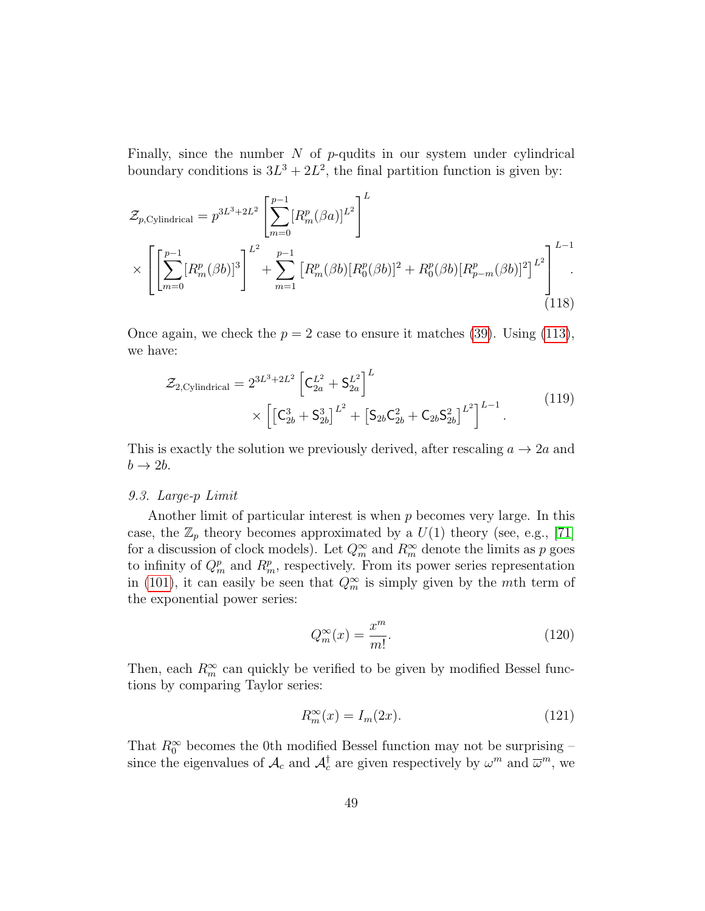Finally, since the number $N$ of $p$-qudits in our system under cylindrical boundary conditions is $3L^3 + 2L^2$, the final partition function is given by:

$$
\begin{aligned}
\mathcal{Z}_{p,\text{Cylindrical}} &= p^{3L^3+2L^2} \left[ \sum_{m=0}^{p-1} [R_m^p(\beta a)]^{L^2} \right]^L \\
&\times \left[ \left[ \sum_{m=0}^{p-1} [R_m^p(\beta b)]^3 \right]^{L^2} + \sum_{m=1}^{p-1} \left[ R_m^p(\beta b)[R_0^p(\beta b)]^2 + R_0^p(\beta b)[R_{p-m}^p(\beta b)]^2 \right]^{L^2} \right]^{L-1} .
\end{aligned} \tag{118}
$$

Once again, we check the $p = 2$ case to ensure it matches (39). Using (113), we have:

$$
\begin{aligned}
\mathcal{Z}_{2,\text{Cylindrical}} = 2^{3L^3+2L^2} &\left[ \mathsf{C}_{2a}^{L^2} + \mathsf{S}_{2a}^{L^2} \right]^L \\
&\times \left[ \left[ \mathsf{C}_{2b}^3 + \mathsf{S}_{2b}^3 \right]^{L^2} + \left[ \mathsf{S}_{2b}\mathsf{C}_{2b}^2 + \mathsf{C}_{2b}\mathsf{S}_{2b}^2 \right]^{L^2} \right]^{L-1} .
\end{aligned} \tag{119}
$$

This is exactly the solution we previously derived, after rescaling $a \to 2a$ and $b \to 2b$.

### 9.3. Large-$p$ Limit

Another limit of particular interest is when $p$ becomes very large. In this case, the $\mathbb{Z}_p$ theory becomes approximated by a $U(1)$ theory (see, e.g., [71] for a discussion of clock models). Let $Q_m^\infty$ and $R_m^\infty$ denote the limits as $p$ goes to infinity of $Q_m^p$ and $R_m^p$, respectively. From its power series representation in (101), it can easily be seen that $Q_m^\infty$ is simply given by the $m$th term of the exponential power series:

$$
Q_m^\infty(x) = \frac{x^m}{m!} . \tag{120}
$$

Then, each $R_m^\infty$ can quickly be verified to be given by modified Bessel functions by comparing Taylor series:

$$
R_m^\infty(x) = I_m(2x). \tag{121}
$$

That $R_0^\infty$ becomes the 0th modified Bessel function may not be surprising – since the eigenvalues of $\mathcal{A}_c$ and $\mathcal{A}_c^\dagger$ are given respectively by $\omega^m$ and $\overline{\omega}^m$, we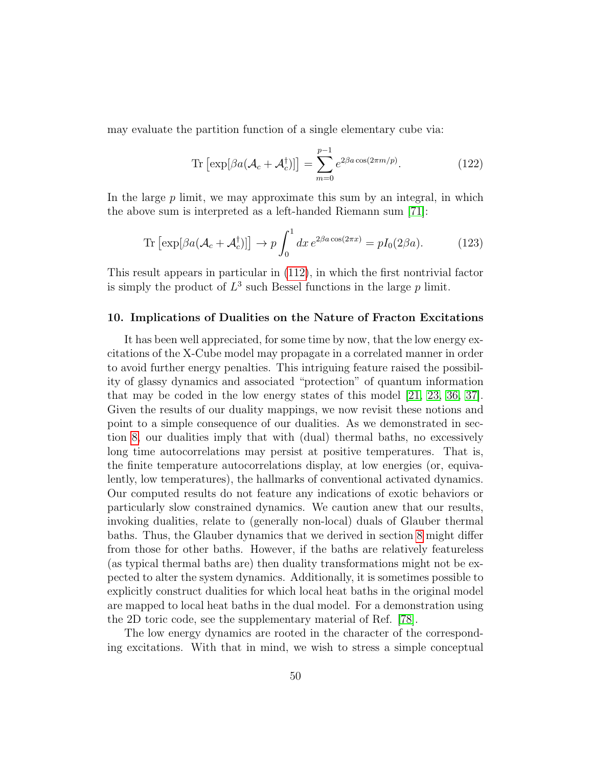may evaluate the partition function of a single elementary cube via:

$$\mathrm{Tr}\left[\exp[\beta a(\mathcal{A}_c + \mathcal{A}_c^\dagger)]\right] = \sum_{m=0}^{p-1} e^{2\beta a \cos(2\pi m/p)}. \tag{122}$$

In the large $p$ limit, we may approximate this sum by an integral, in which the above sum is interpreted as a left-handed Riemann sum [71]:

$$\mathrm{Tr}\left[\exp[\beta a(\mathcal{A}_c + \mathcal{A}_c^\dagger)]\right] \to p\int_0^1 dx\, e^{2\beta a \cos(2\pi x)} = pI_0(2\beta a). \tag{123}$$

This result appears in particular in (112), in which the first nontrivial factor is simply the product of $L^3$ such Bessel functions in the large $p$ limit.

## 10. Implications of Dualities on the Nature of Fracton Excitations

It has been well appreciated, for some time by now, that the low energy excitations of the X-Cube model may propagate in a correlated manner in order to avoid further energy penalties. This intriguing feature raised the possibility of glassy dynamics and associated "protection" of quantum information that may be coded in the low energy states of this model [21, 23, 36, 37]. Given the results of our duality mappings, we now revisit these notions and point to a simple consequence of our dualities. As we demonstrated in section 8, our dualities imply that with (dual) thermal baths, no excessively long time autocorrelations may persist at positive temperatures. That is, the finite temperature autocorrelations display, at low energies (or, equivalently, low temperatures), the hallmarks of conventional activated dynamics. Our computed results do not feature any indications of exotic behaviors or particularly slow constrained dynamics. We caution anew that our results, invoking dualities, relate to (generally non-local) duals of Glauber thermal baths. Thus, the Glauber dynamics that we derived in section 8 might differ from those for other baths. However, if the baths are relatively featureless (as typical thermal baths are) then duality transformations might not be expected to alter the system dynamics. Additionally, it is sometimes possible to explicitly construct dualities for which local heat baths in the original model are mapped to local heat baths in the dual model. For a demonstration using the 2D toric code, see the supplementary material of Ref. [78].

The low energy dynamics are rooted in the character of the corresponding excitations. With that in mind, we wish to stress a simple conceptual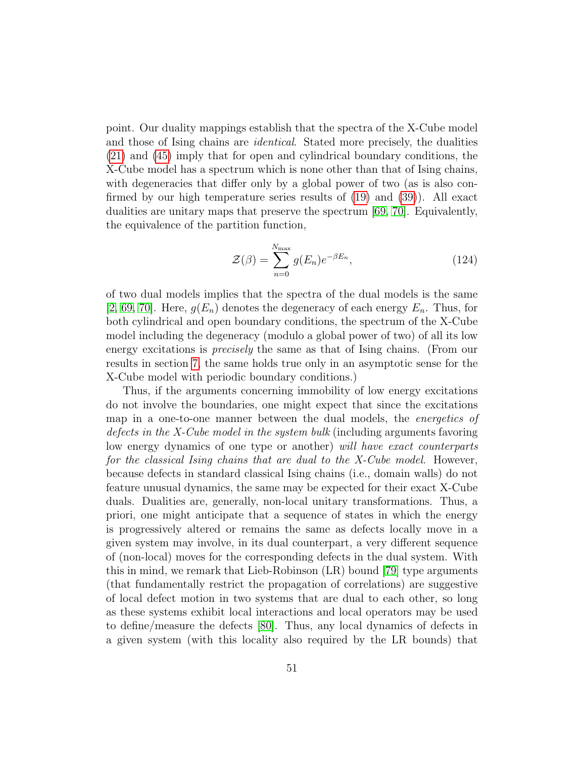point. Our duality mappings establish that the spectra of the X-Cube model and those of Ising chains are *identical*. Stated more precisely, the dualities (21) and (45) imply that for open and cylindrical boundary conditions, the X-Cube model has a spectrum which is none other than that of Ising chains, with degeneracies that differ only by a global power of two (as is also confirmed by our high temperature series results of (19) and (39)). All exact dualities are unitary maps that preserve the spectrum [69, 70]. Equivalently, the equivalence of the partition function,

$$\mathcal{Z}(\beta) = \sum_{n=0}^{N_{\max}} g(E_n) e^{-\beta E_n}, \tag{124}$$

of two dual models implies that the spectra of the dual models is the same [2, 69, 70]. Here, $g(E_n)$ denotes the degeneracy of each energy $E_n$. Thus, for both cylindrical and open boundary conditions, the spectrum of the X-Cube model including the degeneracy (modulo a global power of two) of all its low energy excitations is *precisely* the same as that of Ising chains. (From our results in section 7, the same holds true only in an asymptotic sense for the X-Cube model with periodic boundary conditions.)

Thus, if the arguments concerning immobility of low energy excitations do not involve the boundaries, one might expect that since the excitations map in a one-to-one manner between the dual models, the *energetics of defects in the X-Cube model in the system bulk* (including arguments favoring low energy dynamics of one type or another) *will have exact counterparts for the classical Ising chains that are dual to the X-Cube model*. However, because defects in standard classical Ising chains (i.e., domain walls) do not feature unusual dynamics, the same may be expected for their exact X-Cube duals. Dualities are, generally, non-local unitary transformations. Thus, a priori, one might anticipate that a sequence of states in which the energy is progressively altered or remains the same as defects locally move in a given system may involve, in its dual counterpart, a very different sequence of (non-local) moves for the corresponding defects in the dual system. With this in mind, we remark that Lieb-Robinson (LR) bound [79] type arguments (that fundamentally restrict the propagation of correlations) are suggestive of local defect motion in two systems that are dual to each other, so long as these systems exhibit local interactions and local operators may be used to define/measure the defects [80]. Thus, any local dynamics of defects in a given system (with this locality also required by the LR bounds) that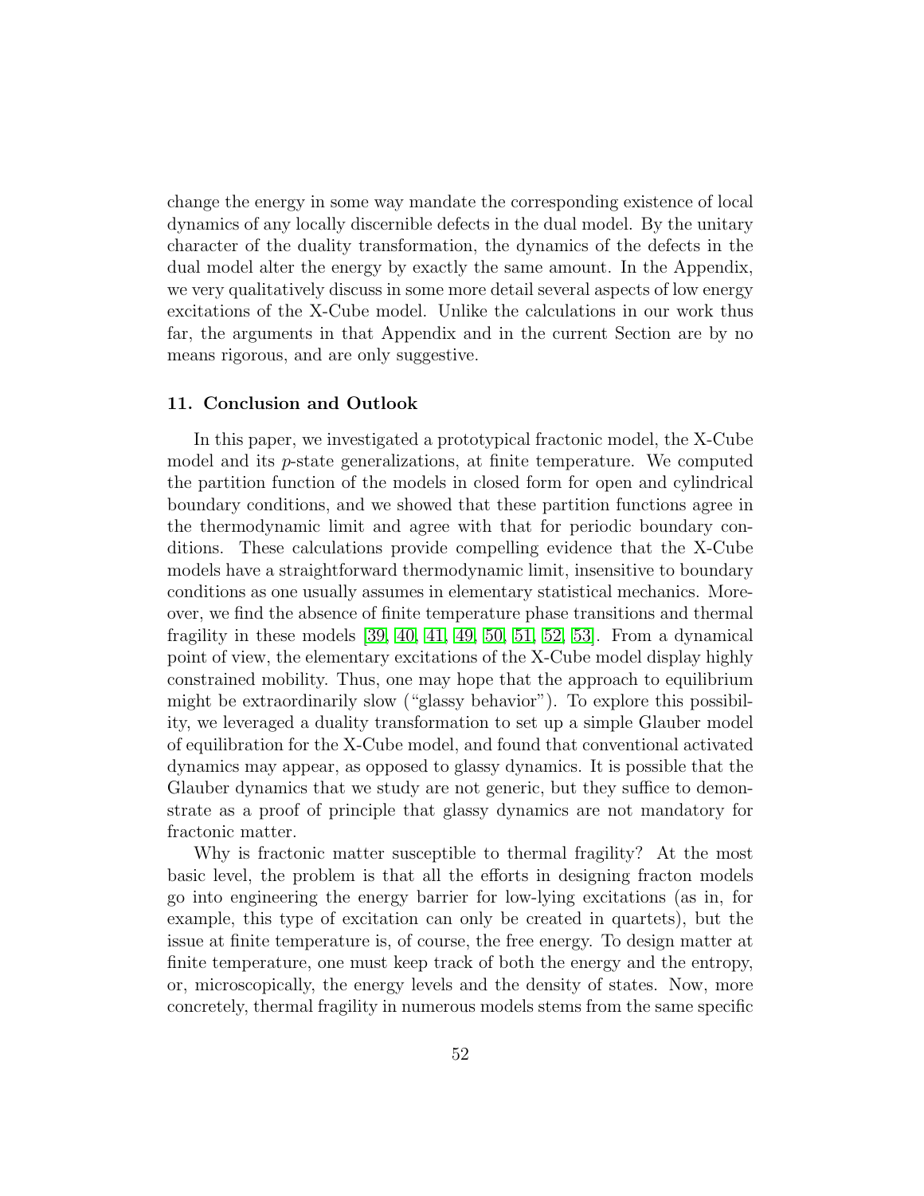change the energy in some way mandate the corresponding existence of local dynamics of any locally discernible defects in the dual model. By the unitary character of the duality transformation, the dynamics of the defects in the dual model alter the energy by exactly the same amount. In the Appendix, we very qualitatively discuss in some more detail several aspects of low energy excitations of the X-Cube model. Unlike the calculations in our work thus far, the arguments in that Appendix and in the current Section are by no means rigorous, and are only suggestive.

## 11. Conclusion and Outlook

In this paper, we investigated a prototypical fractonic model, the X-Cube model and its $p$-state generalizations, at finite temperature. We computed the partition function of the models in closed form for open and cylindrical boundary conditions, and we showed that these partition functions agree in the thermodynamic limit and agree with that for periodic boundary conditions. These calculations provide compelling evidence that the X-Cube models have a straightforward thermodynamic limit, insensitive to boundary conditions as one usually assumes in elementary statistical mechanics. Moreover, we find the absence of finite temperature phase transitions and thermal fragility in these models [39, 40, 41, 49, 50, 51, 52, 53]. From a dynamical point of view, the elementary excitations of the X-Cube model display highly constrained mobility. Thus, one may hope that the approach to equilibrium might be extraordinarily slow ("glassy behavior"). To explore this possibility, we leveraged a duality transformation to set up a simple Glauber model of equilibration for the X-Cube model, and found that conventional activated dynamics may appear, as opposed to glassy dynamics. It is possible that the Glauber dynamics that we study are not generic, but they suffice to demonstrate as a proof of principle that glassy dynamics are not mandatory for fractonic matter.

Why is fractonic matter susceptible to thermal fragility? At the most basic level, the problem is that all the efforts in designing fracton models go into engineering the energy barrier for low-lying excitations (as in, for example, this type of excitation can only be created in quartets), but the issue at finite temperature is, of course, the free energy. To design matter at finite temperature, one must keep track of both the energy and the entropy, or, microscopically, the energy levels and the density of states. Now, more concretely, thermal fragility in numerous models stems from the same specific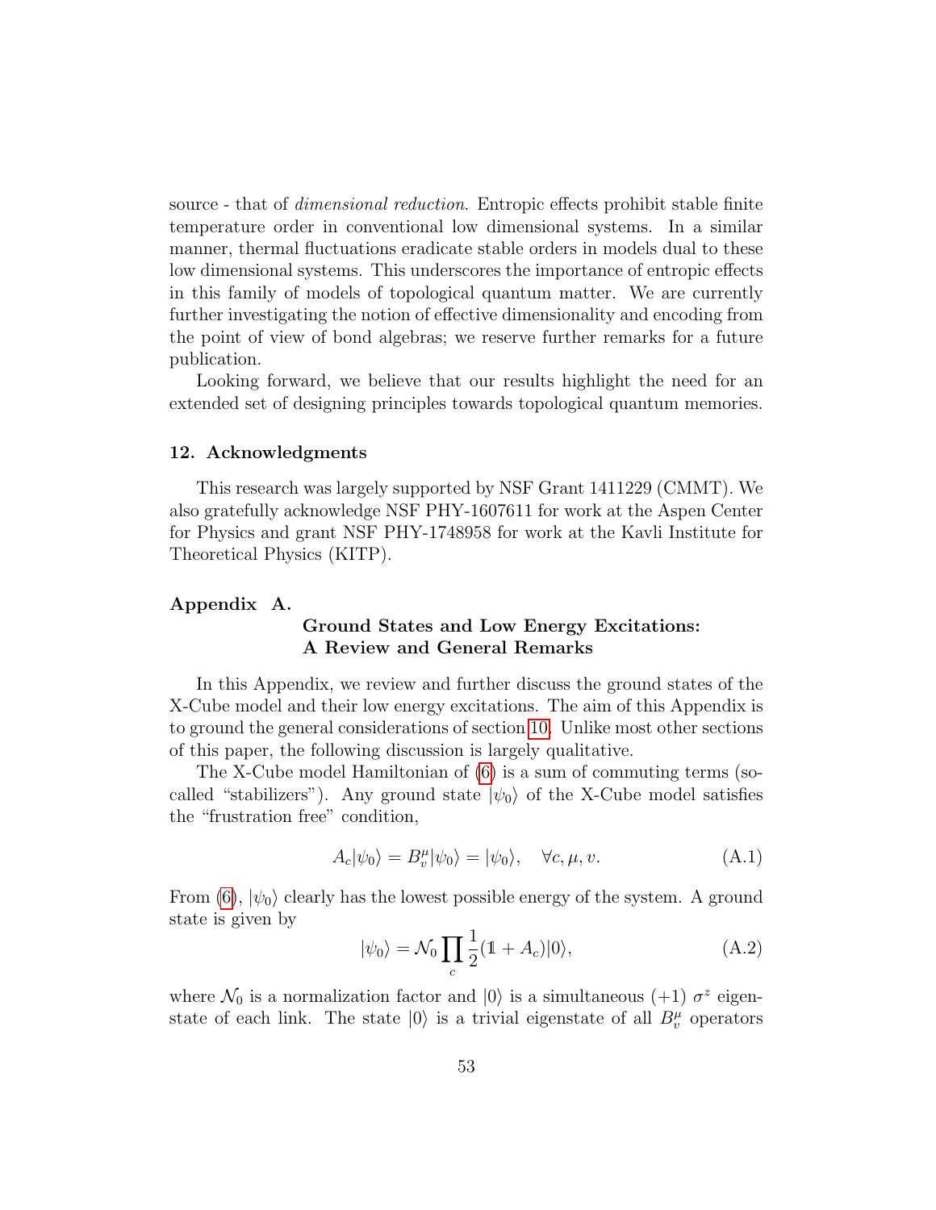source - that of *dimensional reduction*. Entropic effects prohibit stable finite temperature order in conventional low dimensional systems. In a similar manner, thermal fluctuations eradicate stable orders in models dual to these low dimensional systems. This underscores the importance of entropic effects in this family of models of topological quantum matter. We are currently further investigating the notion of effective dimensionality and encoding from the point of view of bond algebras; we reserve further remarks for a future publication.

Looking forward, we believe that our results highlight the need for an extended set of designing principles towards topological quantum memories.

## 12. Acknowledgments

This research was largely supported by NSF Grant 1411229 (CMMT). We also gratefully acknowledge NSF PHY-1607611 for work at the Aspen Center for Physics and grant NSF PHY-1748958 for work at the Kavli Institute for Theoretical Physics (KITP).

## Appendix A. Ground States and Low Energy Excitations: A Review and General Remarks

In this Appendix, we review and further discuss the ground states of the X-Cube model and their low energy excitations. The aim of this Appendix is to ground the general considerations of section 10. Unlike most other sections of this paper, the following discussion is largely qualitative.

The X-Cube model Hamiltonian of (6) is a sum of commuting terms (so-called "stabilizers"). Any ground state $|\psi_0\rangle$ of the X-Cube model satisfies the "frustration free" condition,

$$A_c|\psi_0\rangle = B_v^\mu|\psi_0\rangle = |\psi_0\rangle, \quad \forall c, \mu, v. \tag{A.1}$$

From (6), $|\psi_0\rangle$ clearly has the lowest possible energy of the system. A ground state is given by

$$|\psi_0\rangle = \mathcal{N}_0 \prod_c \frac{1}{2}(\mathbb{1} + A_c)|0\rangle, \tag{A.2}$$

where $\mathcal{N}_0$ is a normalization factor and $|0\rangle$ is a simultaneous $(+1)$ $\sigma^z$ eigenstate of each link. The state $|0\rangle$ is a trivial eigenstate of all $B_v^\mu$ operators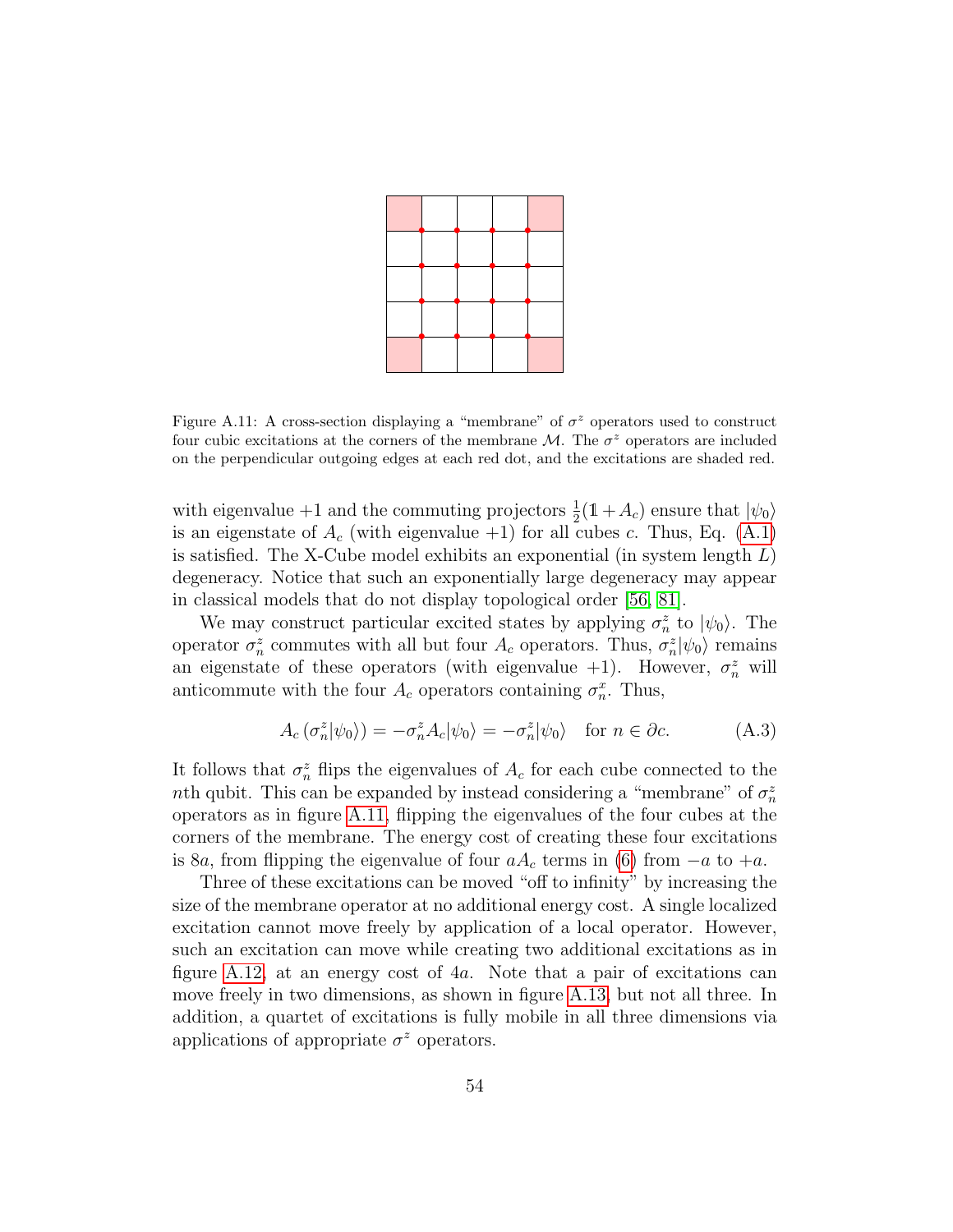Figure A.11: A cross-section displaying a "membrane" of $\sigma^z$ operators used to construct four cubic excitations at the corners of the membrane $\mathcal{M}$. The $\sigma^z$ operators are included on the perpendicular outgoing edges at each red dot, and the excitations are shaded red.

with eigenvalue +1 and the commuting projectors $\frac{1}{2}(\mathbb{1} + A_c)$ ensure that $|\psi_0\rangle$ is an eigenstate of $A_c$ (with eigenvalue +1) for all cubes $c$. Thus, Eq. (A.1) is satisfied. The X-Cube model exhibits an exponential (in system length $L$) degeneracy. Notice that such an exponentially large degeneracy may appear in classical models that do not display topological order [56, 81].

We may construct particular excited states by applying $\sigma_n^z$ to $|\psi_0\rangle$. The operator $\sigma_n^z$ commutes with all but four $A_c$ operators. Thus, $\sigma_n^z|\psi_0\rangle$ remains an eigenstate of these operators (with eigenvalue +1). However, $\sigma_n^z$ will anticommute with the four $A_c$ operators containing $\sigma_n^x$. Thus,

$$A_c \left(\sigma_n^z|\psi_0\rangle\right) = -\sigma_n^z A_c|\psi_0\rangle = -\sigma_n^z|\psi_0\rangle \quad \text{for } n \in \partial c. \tag{A.3}$$

It follows that $\sigma_n^z$ flips the eigenvalues of $A_c$ for each cube connected to the $n$th qubit. This can be expanded by instead considering a "membrane" of $\sigma_n^z$ operators as in figure A.11, flipping the eigenvalues of the four cubes at the corners of the membrane. The energy cost of creating these four excitations is $8a$, from flipping the eigenvalue of four $aA_c$ terms in (6) from $-a$ to $+a$.

Three of these excitations can be moved "off to infinity" by increasing the size of the membrane operator at no additional energy cost. A single localized excitation cannot move freely by application of a local operator. However, such an excitation can move while creating two additional excitations as in figure A.12, at an energy cost of $4a$. Note that a pair of excitations can move freely in two dimensions, as shown in figure A.13, but not all three. In addition, a quartet of excitations is fully mobile in all three dimensions via applications of appropriate $\sigma^z$ operators.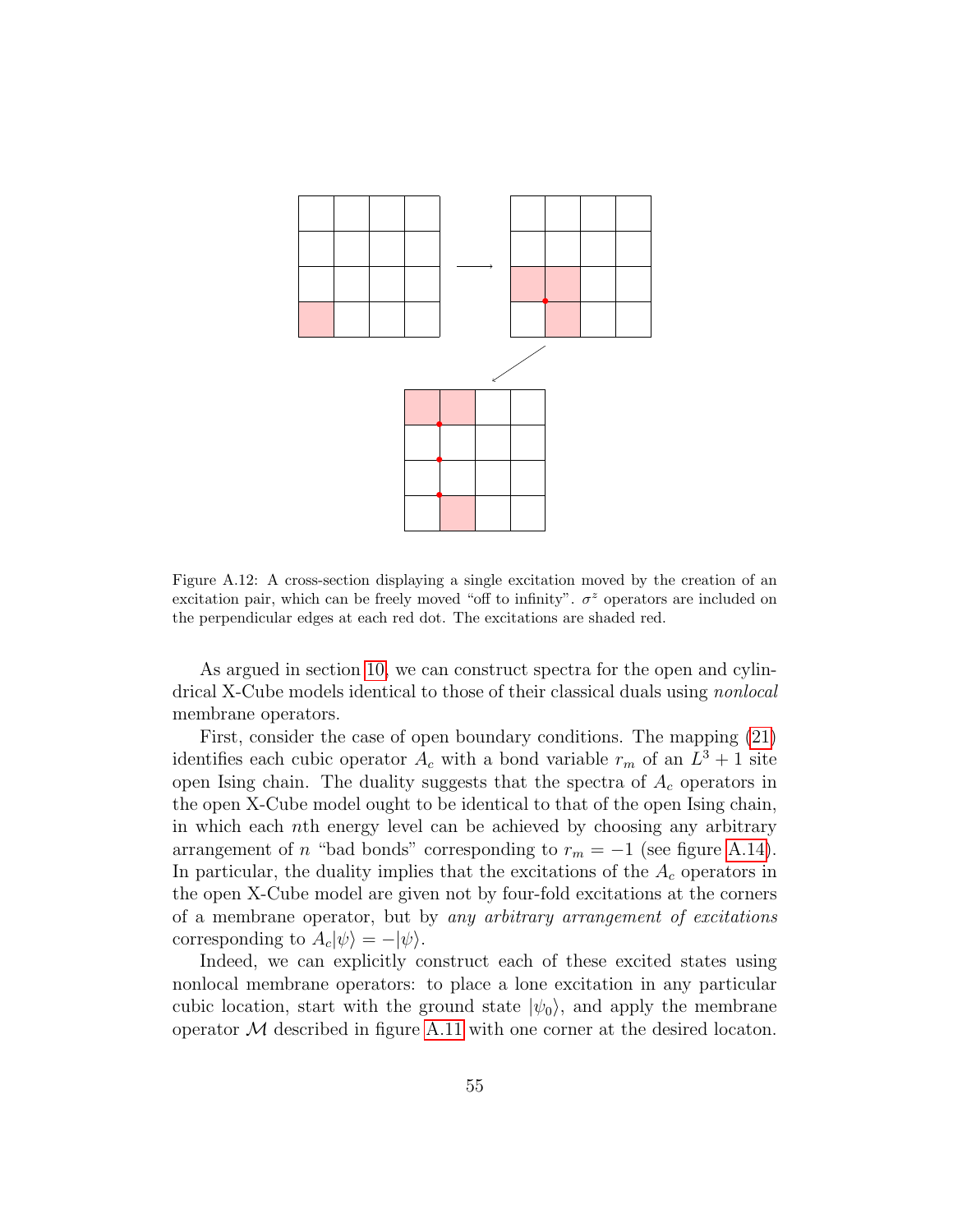Figure A.12: A cross-section displaying a single excitation moved by the creation of an excitation pair, which can be freely moved “off to infinity”. $\sigma^z$ operators are included on the perpendicular edges at each red dot. The excitations are shaded red.

As argued in section 10, we can construct spectra for the open and cylindrical X-Cube models identical to those of their classical duals using *nonlocal* membrane operators.

First, consider the case of open boundary conditions. The mapping (21) identifies each cubic operator $A_c$ with a bond variable $r_m$ of an $L^3 + 1$ site open Ising chain. The duality suggests that the spectra of $A_c$ operators in the open X-Cube model ought to be identical to that of the open Ising chain, in which each $n$th energy level can be achieved by choosing any arbitrary arrangement of $n$ “bad bonds” corresponding to $r_m = -1$ (see figure A.14). In particular, the duality implies that the excitations of the $A_c$ operators in the open X-Cube model are given not by four-fold excitations at the corners of a membrane operator, but by *any arbitrary arrangement of excitations* corresponding to $A_c|\psi\rangle = -|\psi\rangle$.

Indeed, we can explicitly construct each of these excited states using nonlocal membrane operators: to place a lone excitation in any particular cubic location, start with the ground state $|\psi_0\rangle$, and apply the membrane operator $\mathcal{M}$ described in figure A.11 with one corner at the desired locaton.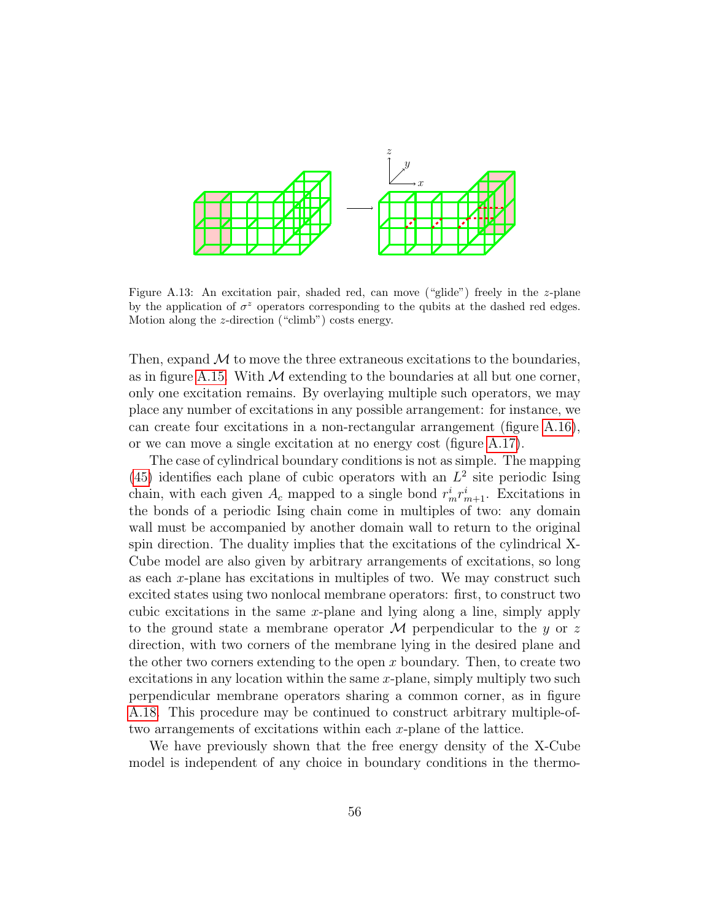Figure A.13: An excitation pair, shaded red, can move ("glide") freely in the $z$-plane by the application of $\sigma^z$ operators corresponding to the qubits at the dashed red edges. Motion along the $z$-direction ("climb") costs energy.

Then, expand $\mathcal{M}$ to move the three extraneous excitations to the boundaries, as in figure A.15. With $\mathcal{M}$ extending to the boundaries at all but one corner, only one excitation remains. By overlaying multiple such operators, we may place any number of excitations in any possible arrangement: for instance, we can create four excitations in a non-rectangular arrangement (figure A.16), or we can move a single excitation at no energy cost (figure A.17).

The case of cylindrical boundary conditions is not as simple. The mapping (45) identifies each plane of cubic operators with an $L^2$ site periodic Ising chain, with each given $A_c$ mapped to a single bond $r^i_m r^i_{m+1}$. Excitations in the bonds of a periodic Ising chain come in multiples of two: any domain wall must be accompanied by another domain wall to return to the original spin direction. The duality implies that the excitations of the cylindrical X-Cube model are also given by arbitrary arrangements of excitations, so long as each $x$-plane has excitations in multiples of two. We may construct such excited states using two nonlocal membrane operators: first, to construct two cubic excitations in the same $x$-plane and lying along a line, simply apply to the ground state a membrane operator $\mathcal{M}$ perpendicular to the $y$ or $z$ direction, with two corners of the membrane lying in the desired plane and the other two corners extending to the open $x$ boundary. Then, to create two excitations in any location within the same $x$-plane, simply multiply two such perpendicular membrane operators sharing a common corner, as in figure A.18. This procedure may be continued to construct arbitrary multiple-of-two arrangements of excitations within each $x$-plane of the lattice.

We have previously shown that the free energy density of the X-Cube model is independent of any choice in boundary conditions in the thermo-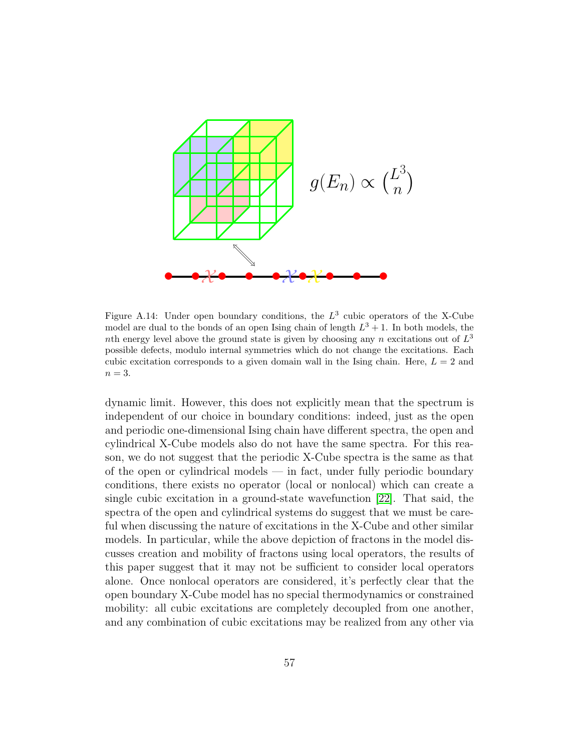Figure A.14: Under open boundary conditions, the $L^3$ cubic operators of the X-Cube model are dual to the bonds of an open Ising chain of length $L^3+1$. In both models, the $n$th energy level above the ground state is given by choosing any $n$ excitations out of $L^3$ possible defects, modulo internal symmetries which do not change the excitations. Each cubic excitation corresponds to a given domain wall in the Ising chain. Here, $L = 2$ and $n = 3$.

dynamic limit. However, this does not explicitly mean that the spectrum is independent of our choice in boundary conditions: indeed, just as the open and periodic one-dimensional Ising chain have different spectra, the open and cylindrical X-Cube models also do not have the same spectra. For this reason, we do not suggest that the periodic X-Cube spectra is the same as that of the open or cylindrical models — in fact, under fully periodic boundary conditions, there exists no operator (local or nonlocal) which can create a single cubic excitation in a ground-state wavefunction [22]. That said, the spectra of the open and cylindrical systems do suggest that we must be careful when discussing the nature of excitations in the X-Cube and other similar models. In particular, while the above depiction of fractons in the model discusses creation and mobility of fractons using local operators, the results of this paper suggest that it may not be sufficient to consider local operators alone. Once nonlocal operators are considered, it's perfectly clear that the open boundary X-Cube model has no special thermodynamics or constrained mobility: all cubic excitations are completely decoupled from one another, and any combination of cubic excitations may be realized from any other via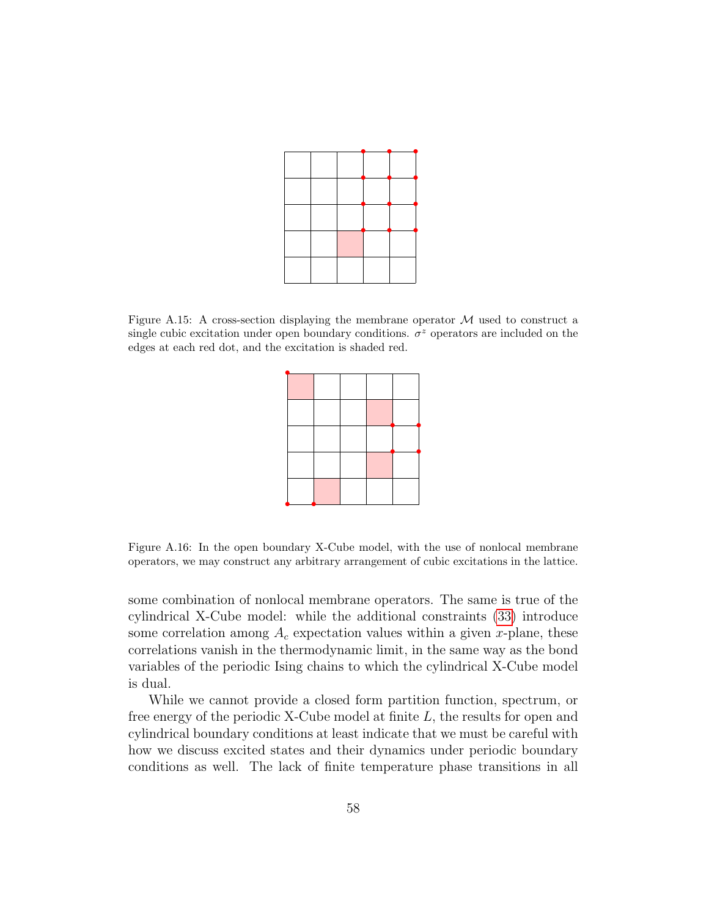Figure A.15: A cross-section displaying the membrane operator $\mathcal{M}$ used to construct a single cubic excitation under open boundary conditions. $\sigma^z$ operators are included on the edges at each red dot, and the excitation is shaded red.

Figure A.16: In the open boundary X-Cube model, with the use of nonlocal membrane operators, we may construct any arbitrary arrangement of cubic excitations in the lattice.

some combination of nonlocal membrane operators. The same is true of the cylindrical X-Cube model: while the additional constraints (33) introduce some correlation among $A_c$ expectation values within a given $x$-plane, these correlations vanish in the thermodynamic limit, in the same way as the bond variables of the periodic Ising chains to which the cylindrical X-Cube model is dual.

While we cannot provide a closed form partition function, spectrum, or free energy of the periodic X-Cube model at finite $L$, the results for open and cylindrical boundary conditions at least indicate that we must be careful with how we discuss excited states and their dynamics under periodic boundary conditions as well. The lack of finite temperature phase transitions in all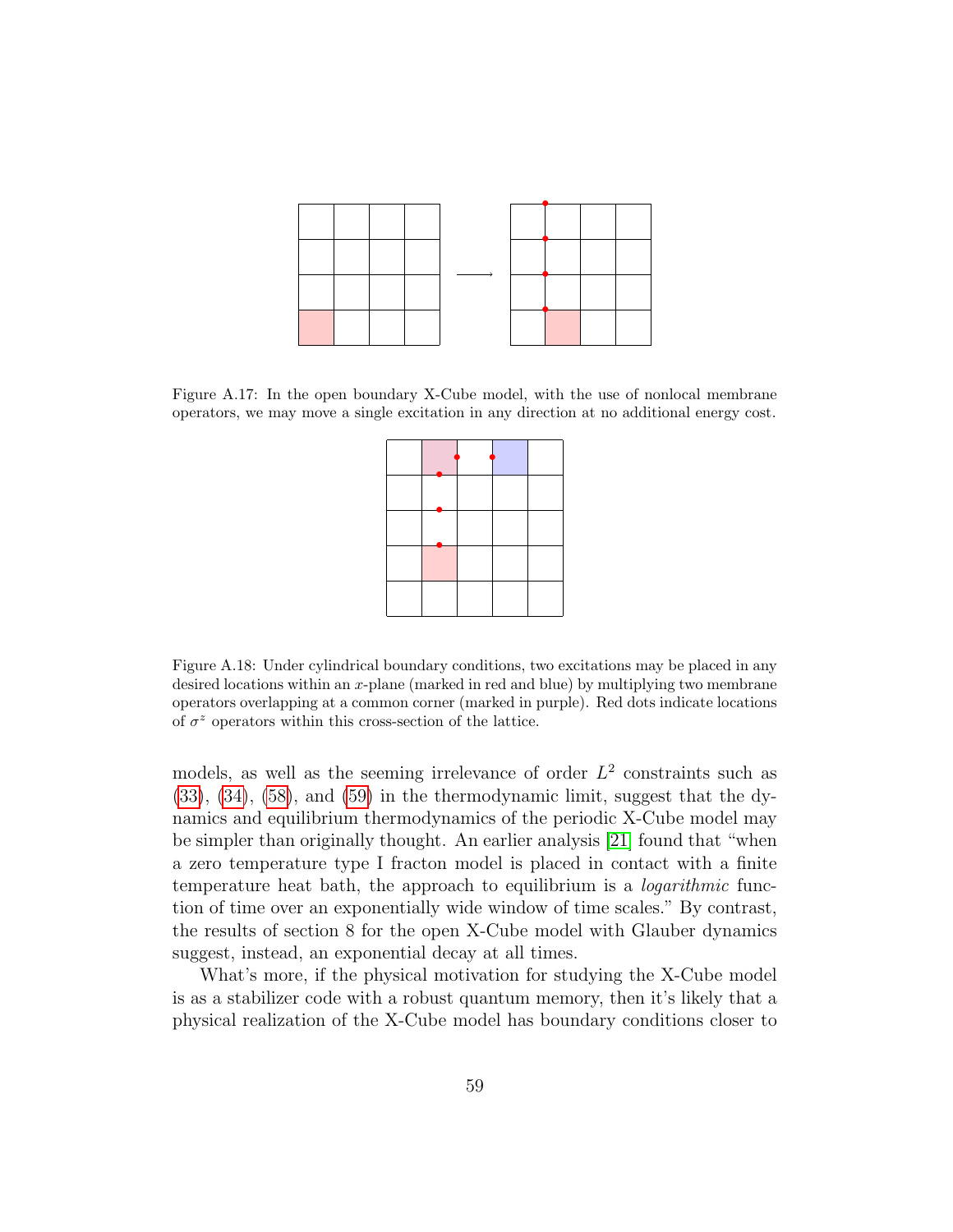Figure A.17: In the open boundary X-Cube model, with the use of nonlocal membrane operators, we may move a single excitation in any direction at no additional energy cost.

Figure A.18: Under cylindrical boundary conditions, two excitations may be placed in any desired locations within an $x$-plane (marked in red and blue) by multiplying two membrane operators overlapping at a common corner (marked in purple). Red dots indicate locations of $\sigma^z$ operators within this cross-section of the lattice.

models, as well as the seeming irrelevance of order $L^2$ constraints such as (33), (34), (58), and (59) in the thermodynamic limit, suggest that the dynamics and equilibrium thermodynamics of the periodic X-Cube model may be simpler than originally thought. An earlier analysis [21] found that "when a zero temperature type I fracton model is placed in contact with a finite temperature heat bath, the approach to equilibrium is a *logarithmic* function of time over an exponentially wide window of time scales." By contrast, the results of section 8 for the open X-Cube model with Glauber dynamics suggest, instead, an exponential decay at all times.

What's more, if the physical motivation for studying the X-Cube model is as a stabilizer code with a robust quantum memory, then it's likely that a physical realization of the X-Cube model has boundary conditions closer to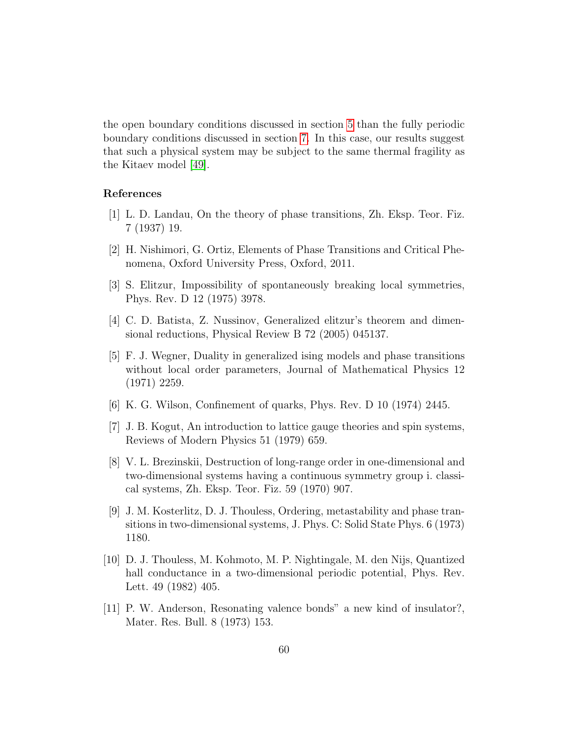the open boundary conditions discussed in section 5 than the fully periodic boundary conditions discussed in section 7. In this case, our results suggest that such a physical system may be subject to the same thermal fragility as the Kitaev model [49].

## References

[1] L. D. Landau, On the theory of phase transitions, Zh. Eksp. Teor. Fiz. 7 (1937) 19.

[2] H. Nishimori, G. Ortiz, Elements of Phase Transitions and Critical Phenomena, Oxford University Press, Oxford, 2011.

[3] S. Elitzur, Impossibility of spontaneously breaking local symmetries, Phys. Rev. D 12 (1975) 3978.

[4] C. D. Batista, Z. Nussinov, Generalized elitzur's theorem and dimensional reductions, Physical Review B 72 (2005) 045137.

[5] F. J. Wegner, Duality in generalized ising models and phase transitions without local order parameters, Journal of Mathematical Physics 12 (1971) 2259.

[6] K. G. Wilson, Confinement of quarks, Phys. Rev. D 10 (1974) 2445.

[7] J. B. Kogut, An introduction to lattice gauge theories and spin systems, Reviews of Modern Physics 51 (1979) 659.

[8] V. L. Brezinskii, Destruction of long-range order in one-dimensional and two-dimensional systems having a continuous symmetry group i. classical systems, Zh. Eksp. Teor. Fiz. 59 (1970) 907.

[9] J. M. Kosterlitz, D. J. Thouless, Ordering, metastability and phase transitions in two-dimensional systems, J. Phys. C: Solid State Phys. 6 (1973) 1180.

[10] D. J. Thouless, M. Kohmoto, M. P. Nightingale, M. den Nijs, Quantized hall conductance in a two-dimensional periodic potential, Phys. Rev. Lett. 49 (1982) 405.

[11] P. W. Anderson, Resonating valence bonds" a new kind of insulator?, Mater. Res. Bull. 8 (1973) 153.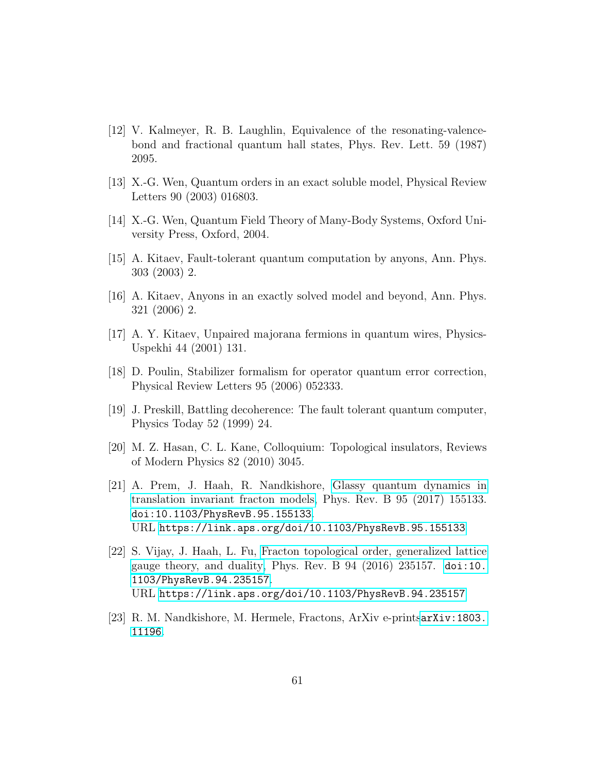[12] V. Kalmeyer, R. B. Laughlin, Equivalence of the resonating-valence-bond and fractional quantum hall states, Phys. Rev. Lett. 59 (1987) 2095.

[13] X.-G. Wen, Quantum orders in an exact soluble model, Physical Review Letters 90 (2003) 016803.

[14] X.-G. Wen, Quantum Field Theory of Many-Body Systems, Oxford University Press, Oxford, 2004.

[15] A. Kitaev, Fault-tolerant quantum computation by anyons, Ann. Phys. 303 (2003) 2.

[16] A. Kitaev, Anyons in an exactly solved model and beyond, Ann. Phys. 321 (2006) 2.

[17] A. Y. Kitaev, Unpaired majorana fermions in quantum wires, Physics-Uspekhi 44 (2001) 131.

[18] D. Poulin, Stabilizer formalism for operator quantum error correction, Physical Review Letters 95 (2006) 052333.

[19] J. Preskill, Battling decoherence: The fault tolerant quantum computer, Physics Today 52 (1999) 24.

[20] M. Z. Hasan, C. L. Kane, Colloquium: Topological insulators, Reviews of Modern Physics 82 (2010) 3045.

[21] A. Prem, J. Haah, R. Nandkishore, Glassy quantum dynamics in translation invariant fracton models, Phys. Rev. B 95 (2017) 155133. doi:10.1103/PhysRevB.95.155133.
URL https://link.aps.org/doi/10.1103/PhysRevB.95.155133

[22] S. Vijay, J. Haah, L. Fu, Fracton topological order, generalized lattice gauge theory, and duality, Phys. Rev. B 94 (2016) 235157. doi:10.1103/PhysRevB.94.235157.
URL https://link.aps.org/doi/10.1103/PhysRevB.94.235157

[23] R. M. Nandkishore, M. Hermele, Fractons, ArXiv e-printsarXiv:1803.11196.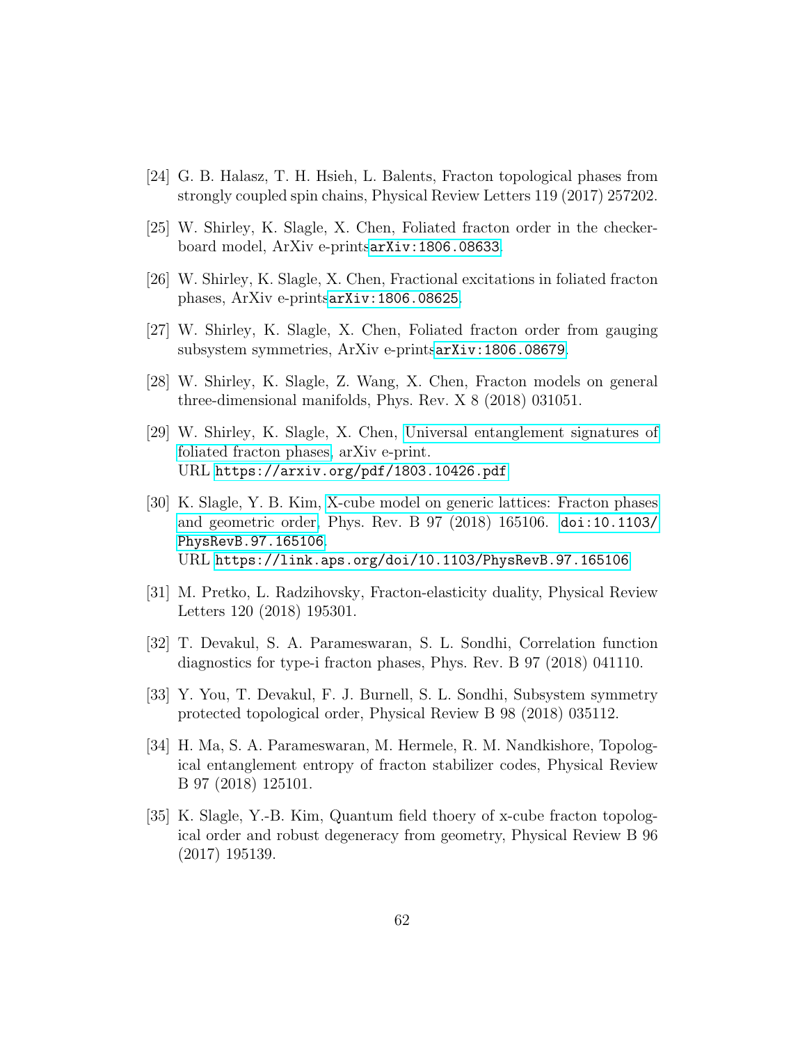[24] G. B. Halasz, T. H. Hsieh, L. Balents, Fracton topological phases from strongly coupled spin chains, Physical Review Letters 119 (2017) 257202.

[25] W. Shirley, K. Slagle, X. Chen, Foliated fracton order in the checkerboard model, ArXiv e-prints`arXiv:1806.08633`.

[26] W. Shirley, K. Slagle, X. Chen, Fractional excitations in foliated fracton phases, ArXiv e-prints`arXiv:1806.08625`.

[27] W. Shirley, K. Slagle, X. Chen, Foliated fracton order from gauging subsystem symmetries, ArXiv e-prints`arXiv:1806.08679`.

[28] W. Shirley, K. Slagle, Z. Wang, X. Chen, Fracton models on general three-dimensional manifolds, Phys. Rev. X 8 (2018) 031051.

[29] W. Shirley, K. Slagle, X. Chen, Universal entanglement signatures of foliated fracton phases, arXiv e-print.
URL `https://arxiv.org/pdf/1803.10426.pdf`

[30] K. Slagle, Y. B. Kim, X-cube model on generic lattices: Fracton phases and geometric order, Phys. Rev. B 97 (2018) 165106. `doi:10.1103/PhysRevB.97.165106`.
URL `https://link.aps.org/doi/10.1103/PhysRevB.97.165106`

[31] M. Pretko, L. Radzihovsky, Fracton-elasticity duality, Physical Review Letters 120 (2018) 195301.

[32] T. Devakul, S. A. Parameswaran, S. L. Sondhi, Correlation function diagnostics for type-i fracton phases, Phys. Rev. B 97 (2018) 041110.

[33] Y. You, T. Devakul, F. J. Burnell, S. L. Sondhi, Subsystem symmetry protected topological order, Physical Review B 98 (2018) 035112.

[34] H. Ma, S. A. Parameswaran, M. Hermele, R. M. Nandkishore, Topological entanglement entropy of fracton stabilizer codes, Physical Review B 97 (2018) 125101.

[35] K. Slagle, Y.-B. Kim, Quantum field thoery of x-cube fracton topological order and robust degeneracy from geometry, Physical Review B 96 (2017) 195139.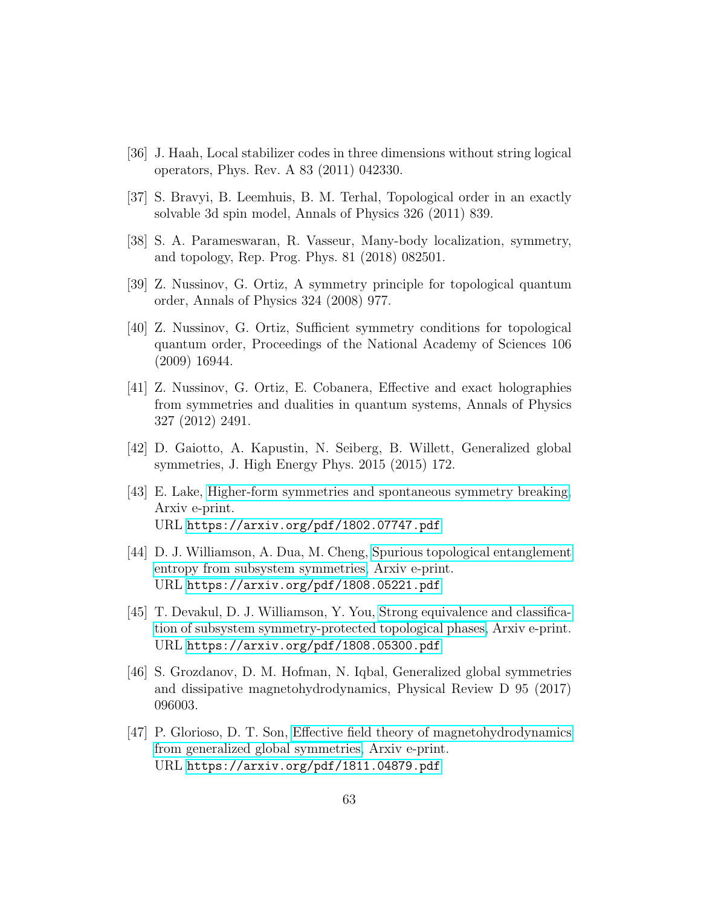[36] J. Haah, Local stabilizer codes in three dimensions without string logical operators, Phys. Rev. A 83 (2011) 042330.

[37] S. Bravyi, B. Leemhuis, B. M. Terhal, Topological order in an exactly solvable 3d spin model, Annals of Physics 326 (2011) 839.

[38] S. A. Parameswaran, R. Vasseur, Many-body localization, symmetry, and topology, Rep. Prog. Phys. 81 (2018) 082501.

[39] Z. Nussinov, G. Ortiz, A symmetry principle for topological quantum order, Annals of Physics 324 (2008) 977.

[40] Z. Nussinov, G. Ortiz, Sufficient symmetry conditions for topological quantum order, Proceedings of the National Academy of Sciences 106 (2009) 16944.

[41] Z. Nussinov, G. Ortiz, E. Cobanera, Effective and exact holographies from symmetries and dualities in quantum systems, Annals of Physics 327 (2012) 2491.

[42] D. Gaiotto, A. Kapustin, N. Seiberg, B. Willett, Generalized global symmetries, J. High Energy Phys. 2015 (2015) 172.

[43] E. Lake, Higher-form symmetries and spontaneous symmetry breaking, Arxiv e-print.
URL https://arxiv.org/pdf/1802.07747.pdf

[44] D. J. Williamson, A. Dua, M. Cheng, Spurious topological entanglement entropy from subsystem symmetries, Arxiv e-print.
URL https://arxiv.org/pdf/1808.05221.pdf

[45] T. Devakul, D. J. Williamson, Y. You, Strong equivalence and classification of subsystem symmetry-protected topological phases, Arxiv e-print.
URL https://arxiv.org/pdf/1808.05300.pdf

[46] S. Grozdanov, D. M. Hofman, N. Iqbal, Generalized global symmetries and dissipative magnetohydrodynamics, Physical Review D 95 (2017) 096003.

[47] P. Glorioso, D. T. Son, Effective field theory of magnetohydrodynamics from generalized global symmetries, Arxiv e-print.
URL https://arxiv.org/pdf/1811.04879.pdf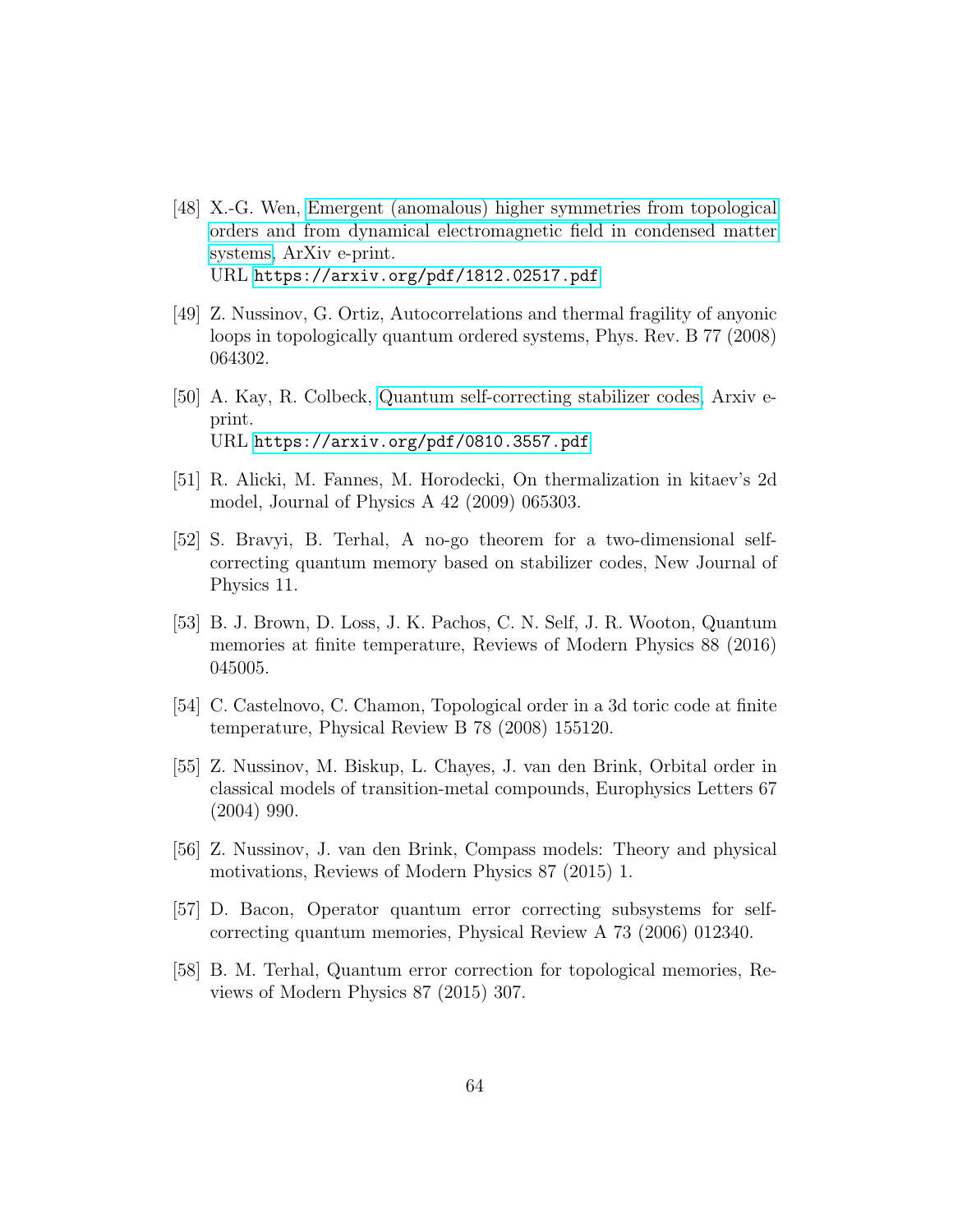[48] X.-G. Wen, Emergent (anomalous) higher symmetries from topological orders and from dynamical electromagnetic field in condensed matter systems, ArXiv e-print.
URL https://arxiv.org/pdf/1812.02517.pdf

[49] Z. Nussinov, G. Ortiz, Autocorrelations and thermal fragility of anyonic loops in topologically quantum ordered systems, Phys. Rev. B 77 (2008) 064302.

[50] A. Kay, R. Colbeck, Quantum self-correcting stabilizer codes, Arxiv e-print.
URL https://arxiv.org/pdf/0810.3557.pdf

[51] R. Alicki, M. Fannes, M. Horodecki, On thermalization in kitaev's 2d model, Journal of Physics A 42 (2009) 065303.

[52] S. Bravyi, B. Terhal, A no-go theorem for a two-dimensional self-correcting quantum memory based on stabilizer codes, New Journal of Physics 11.

[53] B. J. Brown, D. Loss, J. K. Pachos, C. N. Self, J. R. Wooton, Quantum memories at finite temperature, Reviews of Modern Physics 88 (2016) 045005.

[54] C. Castelnovo, C. Chamon, Topological order in a 3d toric code at finite temperature, Physical Review B 78 (2008) 155120.

[55] Z. Nussinov, M. Biskup, L. Chayes, J. van den Brink, Orbital order in classical models of transition-metal compounds, Europhysics Letters 67 (2004) 990.

[56] Z. Nussinov, J. van den Brink, Compass models: Theory and physical motivations, Reviews of Modern Physics 87 (2015) 1.

[57] D. Bacon, Operator quantum error correcting subsystems for self-correcting quantum memories, Physical Review A 73 (2006) 012340.

[58] B. M. Terhal, Quantum error correction for topological memories, Reviews of Modern Physics 87 (2015) 307.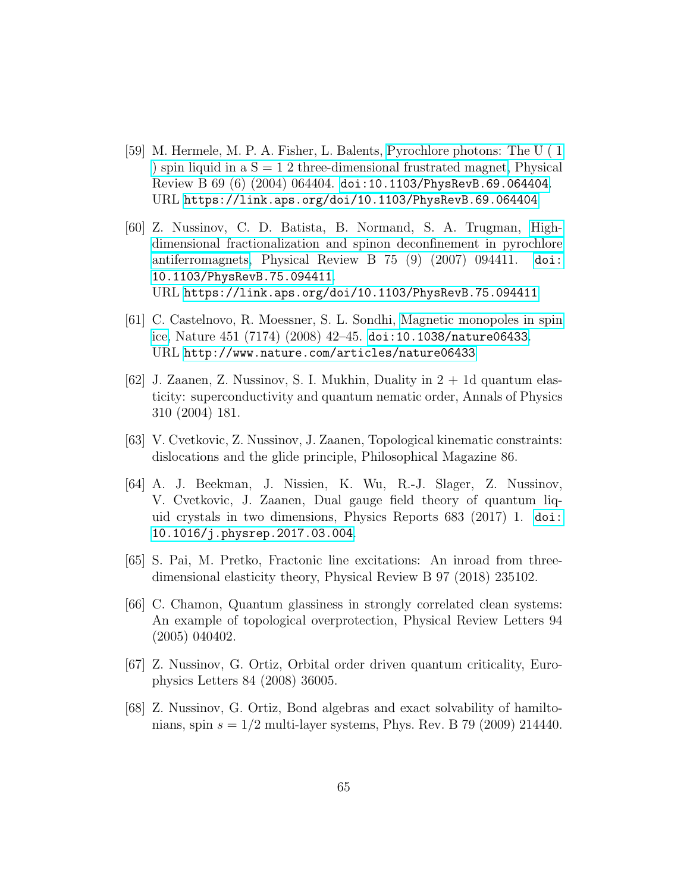[59] M. Hermele, M. P. A. Fisher, L. Balents, Pyrochlore photons: The U ( 1 ) spin liquid in a S = 1 2 three-dimensional frustrated magnet, Physical Review B 69 (6) (2004) 064404. doi:10.1103/PhysRevB.69.064404.
URL https://link.aps.org/doi/10.1103/PhysRevB.69.064404

[60] Z. Nussinov, C. D. Batista, B. Normand, S. A. Trugman, High-dimensional fractionalization and spinon deconfinement in pyrochlore antiferromagnets, Physical Review B 75 (9) (2007) 094411. doi:10.1103/PhysRevB.75.094411.
URL https://link.aps.org/doi/10.1103/PhysRevB.75.094411

[61] C. Castelnovo, R. Moessner, S. L. Sondhi, Magnetic monopoles in spin ice, Nature 451 (7174) (2008) 42–45. doi:10.1038/nature06433.
URL http://www.nature.com/articles/nature06433

[62] J. Zaanen, Z. Nussinov, S. I. Mukhin, Duality in 2 + 1d quantum elasticity: superconductivity and quantum nematic order, Annals of Physics 310 (2004) 181.

[63] V. Cvetkovic, Z. Nussinov, J. Zaanen, Topological kinematic constraints: dislocations and the glide principle, Philosophical Magazine 86.

[64] A. J. Beekman, J. Nissien, K. Wu, R.-J. Slager, Z. Nussinov, V. Cvetkovic, J. Zaanen, Dual gauge field theory of quantum liquid crystals in two dimensions, Physics Reports 683 (2017) 1. doi:10.1016/j.physrep.2017.03.004.

[65] S. Pai, M. Pretko, Fractonic line excitations: An inroad from three-dimensional elasticity theory, Physical Review B 97 (2018) 235102.

[66] C. Chamon, Quantum glassiness in strongly correlated clean systems: An example of topological overprotection, Physical Review Letters 94 (2005) 040402.

[67] Z. Nussinov, G. Ortiz, Orbital order driven quantum criticality, Europhysics Letters 84 (2008) 36005.

[68] Z. Nussinov, G. Ortiz, Bond algebras and exact solvability of hamiltonians, spin $s = 1/2$ multi-layer systems, Phys. Rev. B 79 (2009) 214440.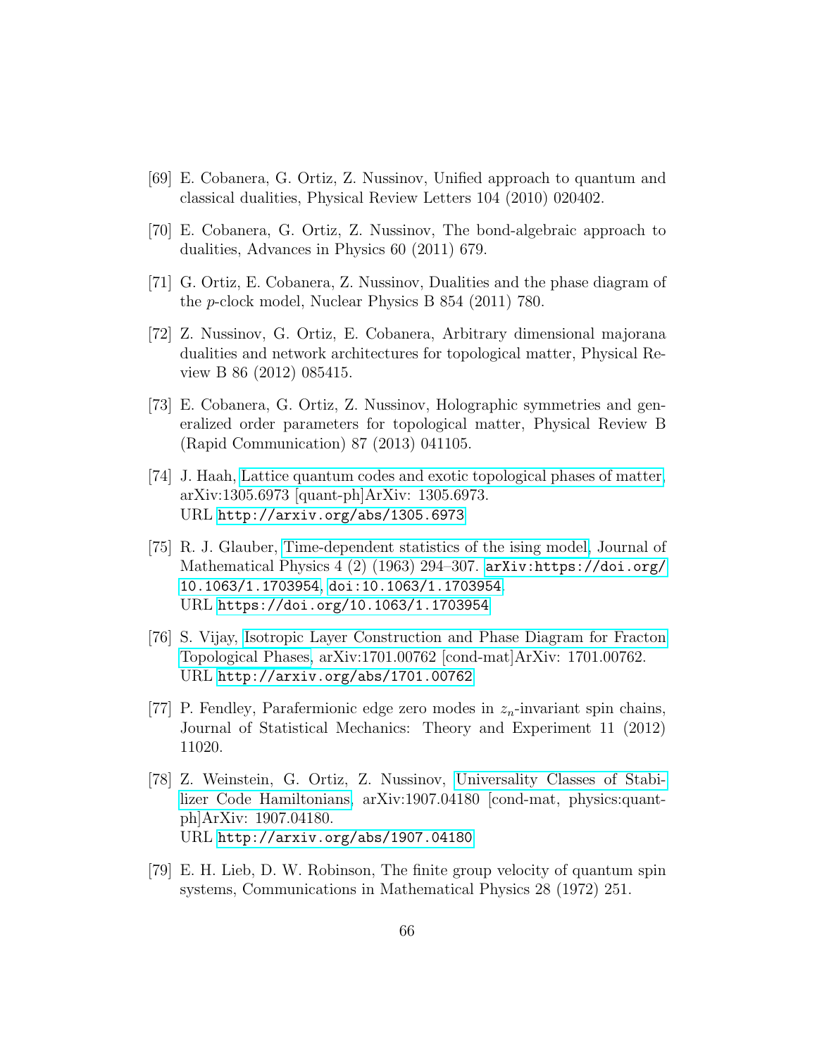[69] E. Cobanera, G. Ortiz, Z. Nussinov, Unified approach to quantum and classical dualities, Physical Review Letters 104 (2010) 020402.

[70] E. Cobanera, G. Ortiz, Z. Nussinov, The bond-algebraic approach to dualities, Advances in Physics 60 (2011) 679.

[71] G. Ortiz, E. Cobanera, Z. Nussinov, Dualities and the phase diagram of the $p$-clock model, Nuclear Physics B 854 (2011) 780.

[72] Z. Nussinov, G. Ortiz, E. Cobanera, Arbitrary dimensional majorana dualities and network architectures for topological matter, Physical Review B 86 (2012) 085415.

[73] E. Cobanera, G. Ortiz, Z. Nussinov, Holographic symmetries and generalized order parameters for topological matter, Physical Review B (Rapid Communication) 87 (2013) 041105.

[74] J. Haah, Lattice quantum codes and exotic topological phases of matter, arXiv:1305.6973 [quant-ph]ArXiv: 1305.6973.
URL `http://arxiv.org/abs/1305.6973`

[75] R. J. Glauber, Time-dependent statistics of the ising model, Journal of Mathematical Physics 4 (2) (1963) 294–307. `arXiv:https://doi.org/10.1063/1.1703954`, `doi:10.1063/1.1703954`.
URL `https://doi.org/10.1063/1.1703954`

[76] S. Vijay, Isotropic Layer Construction and Phase Diagram for Fracton Topological Phases, arXiv:1701.00762 [cond-mat]ArXiv: 1701.00762.
URL `http://arxiv.org/abs/1701.00762`

[77] P. Fendley, Parafermionic edge zero modes in $z_n$-invariant spin chains, Journal of Statistical Mechanics: Theory and Experiment 11 (2012) 11020.

[78] Z. Weinstein, G. Ortiz, Z. Nussinov, Universality Classes of Stabilizer Code Hamiltonians, arXiv:1907.04180 [cond-mat, physics:quant-ph]ArXiv: 1907.04180.
URL `http://arxiv.org/abs/1907.04180`

[79] E. H. Lieb, D. W. Robinson, The finite group velocity of quantum spin systems, Communications in Mathematical Physics 28 (1972) 251.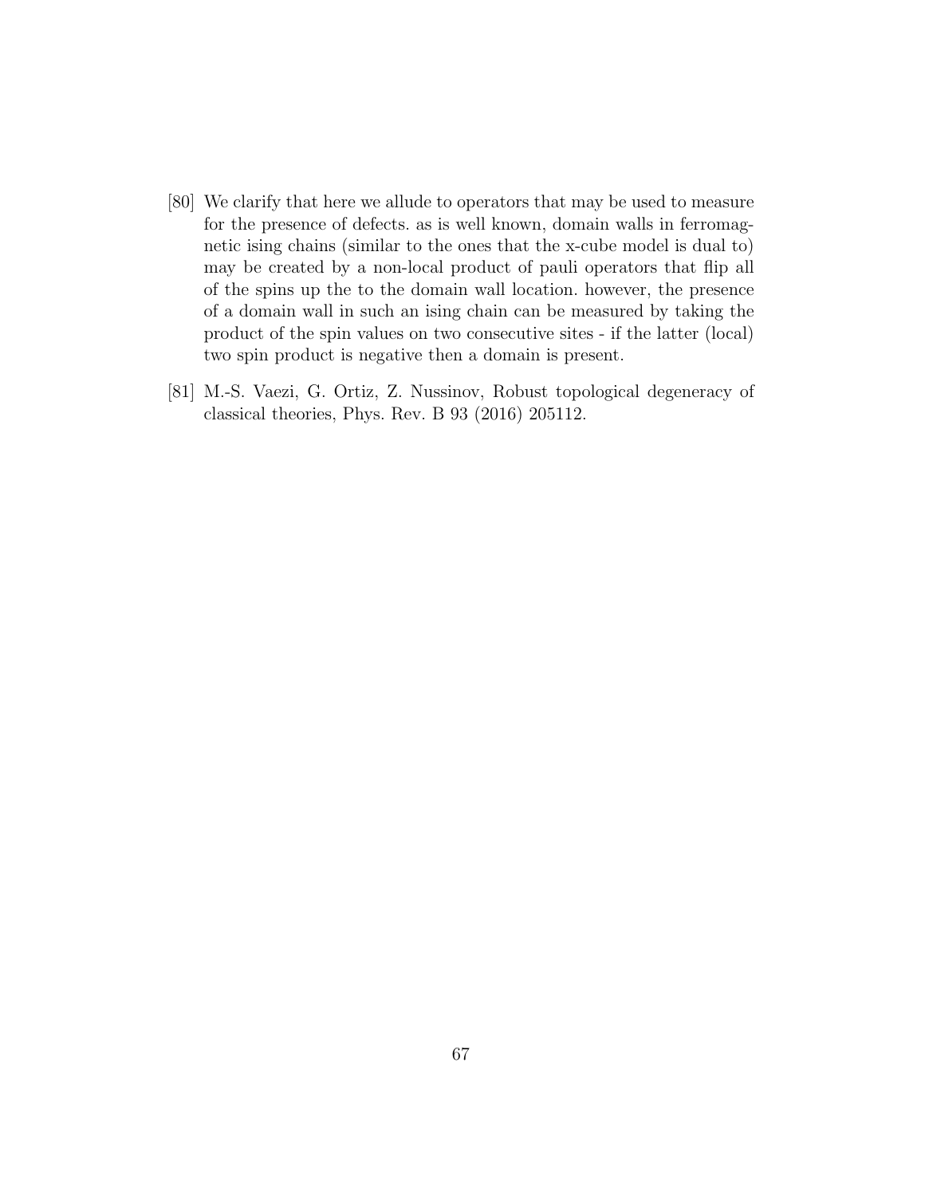[80] We clarify that here we allude to operators that may be used to measure for the presence of defects. as is well known, domain walls in ferromagnetic ising chains (similar to the ones that the x-cube model is dual to) may be created by a non-local product of pauli operators that flip all of the spins up the to the domain wall location. however, the presence of a domain wall in such an ising chain can be measured by taking the product of the spin values on two consecutive sites - if the latter (local) two spin product is negative then a domain is present.

[81] M.-S. Vaezi, G. Ortiz, Z. Nussinov, Robust topological degeneracy of classical theories, Phys. Rev. B 93 (2016) 205112.